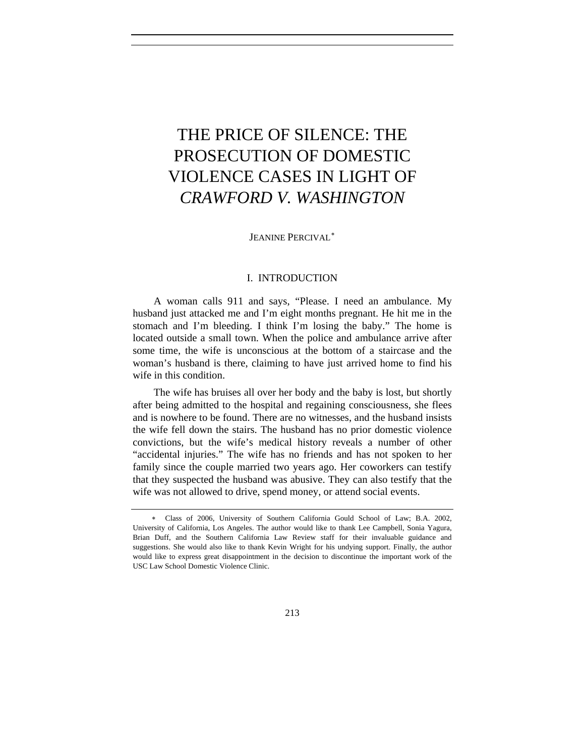# THE PRICE OF SILENCE: THE PROSECUTION OF DOMESTIC VIOLENCE CASES IN LIGHT OF *CRAWFORD V. WASHINGTON*

JEANINE PERCIVAL[*]

## I. INTRODUCTION

A woman calls 911 and says, "Please. I need an ambulance. My husband just attacked me and I'm eight months pregnant. He hit me in the stomach and I'm bleeding. I think I'm losing the baby." The home is located outside a small town. When the police and ambulance arrive after some time, the wife is unconscious at the bottom of a staircase and the woman's husband is there, claiming to have just arrived home to find his wife in this condition.

The wife has bruises all over her body and the baby is lost, but shortly after being admitted to the hospital and regaining consciousness, she flees and is nowhere to be found. There are no witnesses, and the husband insists the wife fell down the stairs. The husband has no prior domestic violence convictions, but the wife's medical history reveals a number of other "accidental injuries." The wife has no friends and has not spoken to her family since the couple married two years ago. Her coworkers can testify that they suspected the husband was abusive. They can also testify that the wife was not allowed to drive, spend money, or attend social events.

---

[*] Class of 2006, University of Southern California Gould School of Law; B.A. 2002, University of California, Los Angeles. The author would like to thank Lee Campbell, Sonia Yagura, Brian Duff, and the Southern California Law Review staff for their invaluable guidance and suggestions. She would also like to thank Kevin Wright for his undying support. Finally, the author would like to express great disappointment in the decision to discontinue the important work of the USC Law School Domestic Violence Clinic.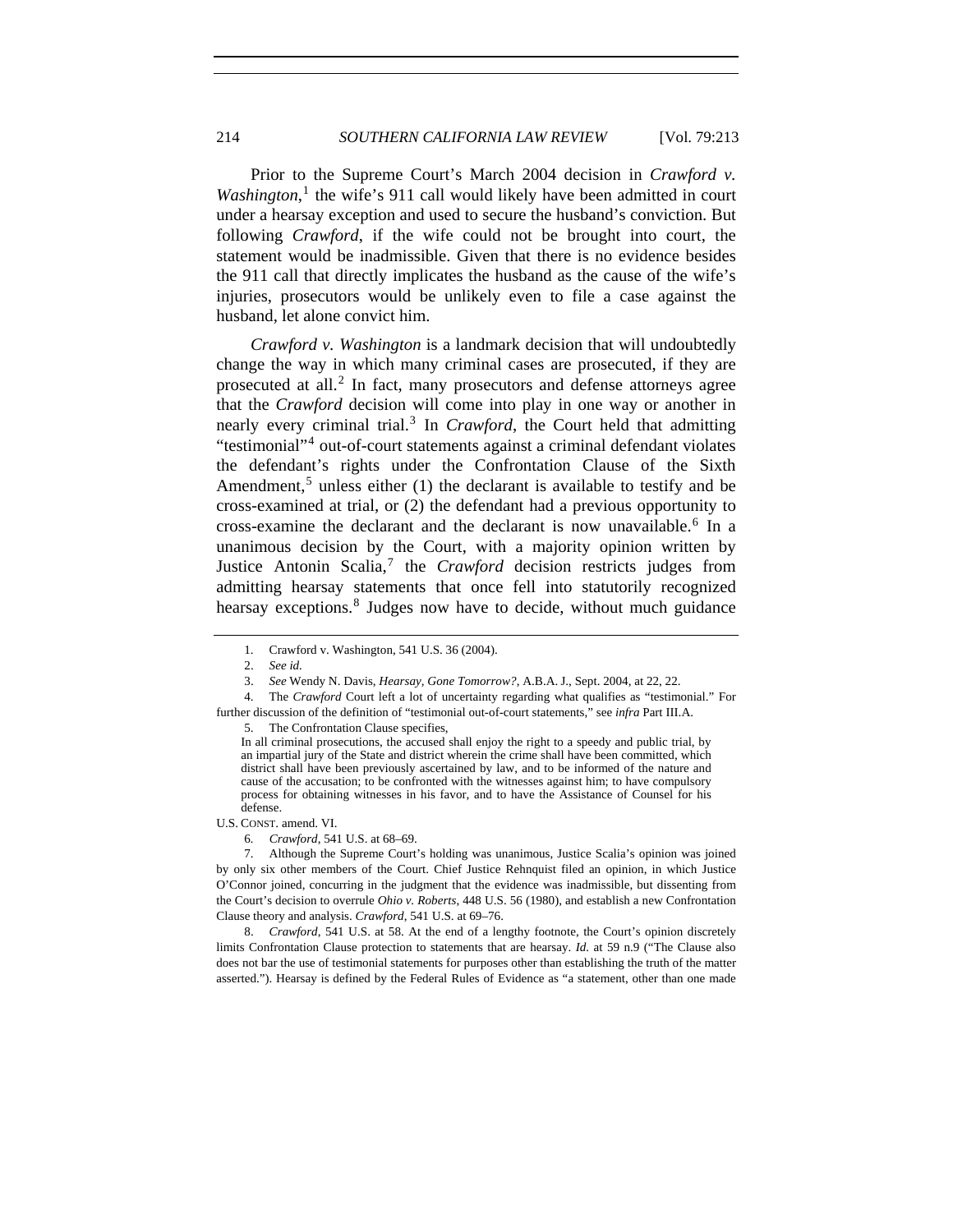Prior to the Supreme Court's March 2004 decision in *Crawford v. Washington*,[1] the wife's 911 call would likely have been admitted in court under a hearsay exception and used to secure the husband's conviction. But following *Crawford*, if the wife could not be brought into court, the statement would be inadmissible. Given that there is no evidence besides the 911 call that directly implicates the husband as the cause of the wife's injuries, prosecutors would be unlikely even to file a case against the husband, let alone convict him.

*Crawford v. Washington* is a landmark decision that will undoubtedly change the way in which many criminal cases are prosecuted, if they are prosecuted at all.[2] In fact, many prosecutors and defense attorneys agree that the *Crawford* decision will come into play in one way or another in nearly every criminal trial.[3] In *Crawford*, the Court held that admitting "testimonial"[4] out-of-court statements against a criminal defendant violates the defendant's rights under the Confrontation Clause of the Sixth Amendment,[5] unless either (1) the declarant is available to testify and be cross-examined at trial, or (2) the defendant had a previous opportunity to cross-examine the declarant and the declarant is now unavailable.[6] In a unanimous decision by the Court, with a majority opinion written by Justice Antonin Scalia,[7] the *Crawford* decision restricts judges from admitting hearsay statements that once fell into statutorily recognized hearsay exceptions.[8] Judges now have to decide, without much guidance

---

1. Crawford v. Washington, 541 U.S. 36 (2004).

2. *See id.*

3. *See* Wendy N. Davis, *Hearsay, Gone Tomorrow?*, A.B.A. J., Sept. 2004, at 22, 22.

4. The *Crawford* Court left a lot of uncertainty regarding what qualifies as "testimonial." For further discussion of the definition of "testimonial out-of-court statements," see *infra* Part III.A.

5. The Confrontation Clause specifies,

> In all criminal prosecutions, the accused shall enjoy the right to a speedy and public trial, by an impartial jury of the State and district wherein the crime shall have been committed, which district shall have been previously ascertained by law, and to be informed of the nature and cause of the accusation; to be confronted with the witnesses against him; to have compulsory process for obtaining witnesses in his favor, and to have the Assistance of Counsel for his defense.

U.S. CONST. amend. VI.

6. *Crawford*, 541 U.S. at 68–69.

7. Although the Supreme Court's holding was unanimous, Justice Scalia's opinion was joined by only six other members of the Court. Chief Justice Rehnquist filed an opinion, in which Justice O'Connor joined, concurring in the judgment that the evidence was inadmissible, but dissenting from the Court's decision to overrule *Ohio v. Roberts*, 448 U.S. 56 (1980), and establish a new Confrontation Clause theory and analysis. *Crawford*, 541 U.S. at 69–76.

8. *Crawford*, 541 U.S. at 58. At the end of a lengthy footnote, the Court's opinion discretely limits Confrontation Clause protection to statements that are hearsay. *Id.* at 59 n.9 ("The Clause also does not bar the use of testimonial statements for purposes other than establishing the truth of the matter asserted."). Hearsay is defined by the Federal Rules of Evidence as "a statement, other than one made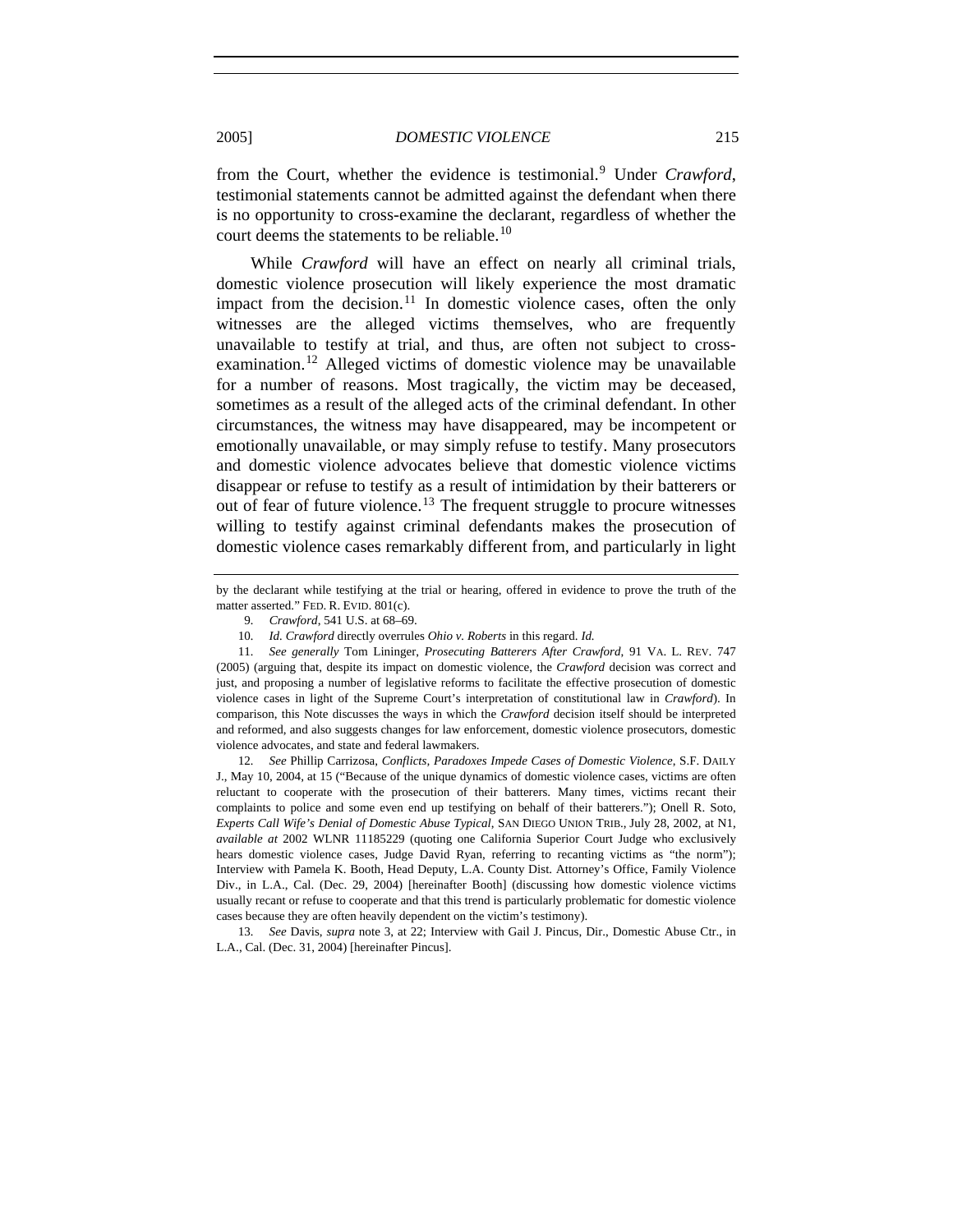from the Court, whether the evidence is testimonial.[9] Under *Crawford*, testimonial statements cannot be admitted against the defendant when there is no opportunity to cross-examine the declarant, regardless of whether the court deems the statements to be reliable.[10]

While *Crawford* will have an effect on nearly all criminal trials, domestic violence prosecution will likely experience the most dramatic impact from the decision.[11] In domestic violence cases, often the only witnesses are the alleged victims themselves, who are frequently unavailable to testify at trial, and thus, are often not subject to cross-examination.[12] Alleged victims of domestic violence may be unavailable for a number of reasons. Most tragically, the victim may be deceased, sometimes as a result of the alleged acts of the criminal defendant. In other circumstances, the witness may have disappeared, may be incompetent or emotionally unavailable, or may simply refuse to testify. Many prosecutors and domestic violence advocates believe that domestic violence victims disappear or refuse to testify as a result of intimidation by their batterers or out of fear of future violence.[13] The frequent struggle to procure witnesses willing to testify against criminal defendants makes the prosecution of domestic violence cases remarkably different from, and particularly in light

---

by the declarant while testifying at the trial or hearing, offered in evidence to prove the truth of the matter asserted." FED. R. EVID. 801(c).

9. *Crawford*, 541 U.S. at 68–69.

10. *Id. Crawford* directly overrules *Ohio v. Roberts* in this regard. *Id.*

11. *See generally* Tom Lininger, *Prosecuting Batterers After Crawford*, 91 VA. L. REV. 747 (2005) (arguing that, despite its impact on domestic violence, the *Crawford* decision was correct and just, and proposing a number of legislative reforms to facilitate the effective prosecution of domestic violence cases in light of the Supreme Court's interpretation of constitutional law in *Crawford*). In comparison, this Note discusses the ways in which the *Crawford* decision itself should be interpreted and reformed, and also suggests changes for law enforcement, domestic violence prosecutors, domestic violence advocates, and state and federal lawmakers.

12. *See* Phillip Carrizosa, *Conflicts, Paradoxes Impede Cases of Domestic Violence*, S.F. DAILY J., May 10, 2004, at 15 ("Because of the unique dynamics of domestic violence cases, victims are often reluctant to cooperate with the prosecution of their batterers. Many times, victims recant their complaints to police and some even end up testifying on behalf of their batterers."); Onell R. Soto, *Experts Call Wife's Denial of Domestic Abuse Typical*, SAN DIEGO UNION TRIB., July 28, 2002, at N1, *available at* 2002 WLNR 11185229 (quoting one California Superior Court Judge who exclusively hears domestic violence cases, Judge David Ryan, referring to recanting victims as "the norm"); Interview with Pamela K. Booth, Head Deputy, L.A. County Dist. Attorney's Office, Family Violence Div., in L.A., Cal. (Dec. 29, 2004) [hereinafter Booth] (discussing how domestic violence victims usually recant or refuse to cooperate and that this trend is particularly problematic for domestic violence cases because they are often heavily dependent on the victim's testimony).

13. *See* Davis, *supra* note 3, at 22; Interview with Gail J. Pincus, Dir., Domestic Abuse Ctr., in L.A., Cal. (Dec. 31, 2004) [hereinafter Pincus].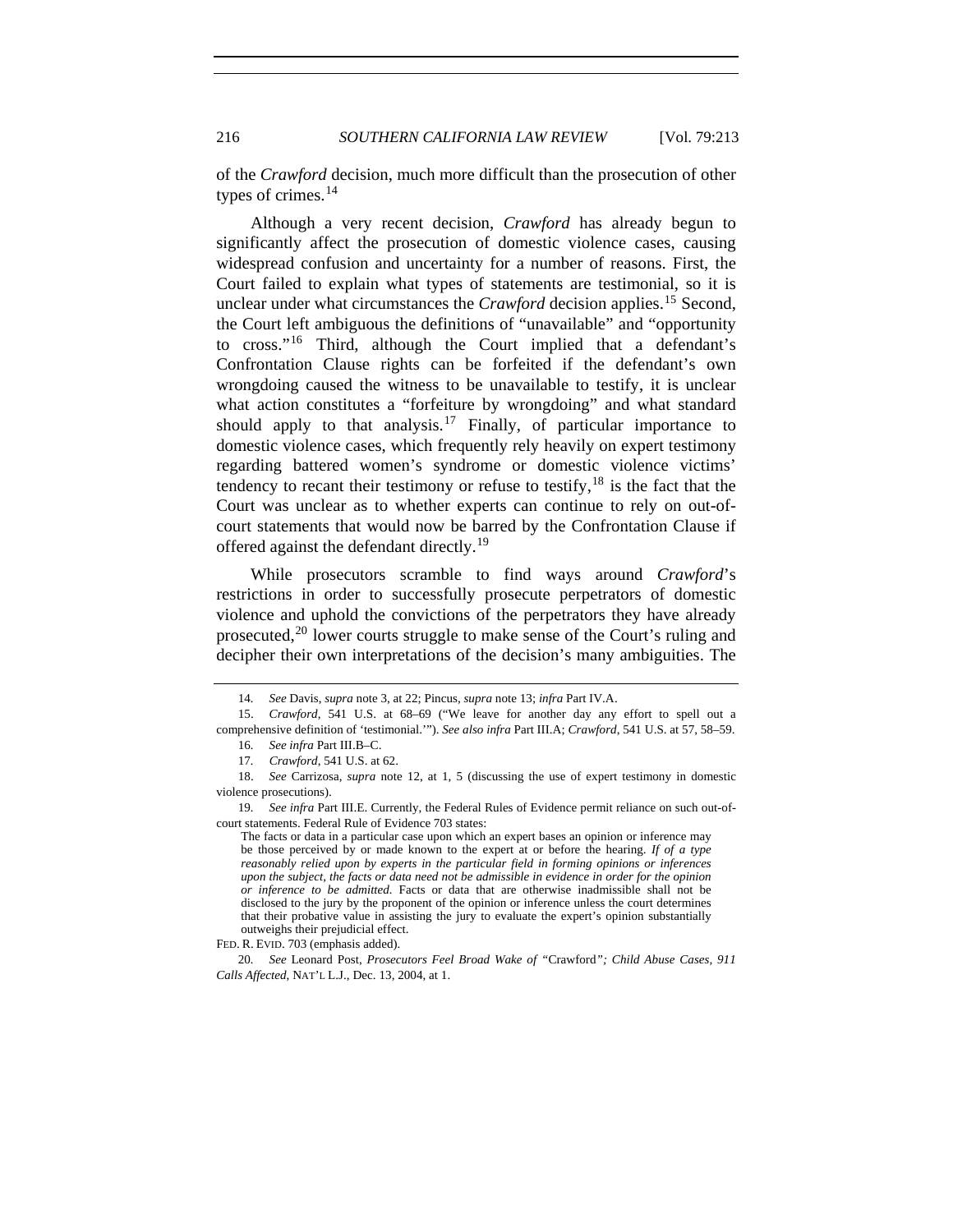of the *Crawford* decision, much more difficult than the prosecution of other types of crimes.[14]

Although a very recent decision, *Crawford* has already begun to significantly affect the prosecution of domestic violence cases, causing widespread confusion and uncertainty for a number of reasons. First, the Court failed to explain what types of statements are testimonial, so it is unclear under what circumstances the *Crawford* decision applies.[15] Second, the Court left ambiguous the definitions of "unavailable" and "opportunity to cross."[16] Third, although the Court implied that a defendant's Confrontation Clause rights can be forfeited if the defendant's own wrongdoing caused the witness to be unavailable to testify, it is unclear what action constitutes a "forfeiture by wrongdoing" and what standard should apply to that analysis.[17] Finally, of particular importance to domestic violence cases, which frequently rely heavily on expert testimony regarding battered women's syndrome or domestic violence victims' tendency to recant their testimony or refuse to testify,[18] is the fact that the Court was unclear as to whether experts can continue to rely on out-of-court statements that would now be barred by the Confrontation Clause if offered against the defendant directly.[19]

While prosecutors scramble to find ways around *Crawford*'s restrictions in order to successfully prosecute perpetrators of domestic violence and uphold the convictions of the perpetrators they have already prosecuted,[20] lower courts struggle to make sense of the Court's ruling and decipher their own interpretations of the decision's many ambiguities. The

---

14. *See* Davis, *supra* note 3, at 22; Pincus, *supra* note 13; *infra* Part IV.A.

15. *Crawford*, 541 U.S. at 68–69 ("We leave for another day any effort to spell out a comprehensive definition of 'testimonial.'"). *See also infra* Part III.A; *Crawford*, 541 U.S. at 57, 58–59.

16. *See infra* Part III.B–C.

17. *Crawford*, 541 U.S. at 62.

18. *See* Carrizosa, *supra* note 12, at 1, 5 (discussing the use of expert testimony in domestic violence prosecutions).

19. *See infra* Part III.E. Currently, the Federal Rules of Evidence permit reliance on such out-of-court statements. Federal Rule of Evidence 703 states:

> The facts or data in a particular case upon which an expert bases an opinion or inference may be those perceived by or made known to the expert at or before the hearing. *If of a type reasonably relied upon by experts in the particular field in forming opinions or inferences upon the subject, the facts or data need not be admissible in evidence in order for the opinion or inference to be admitted.* Facts or data that are otherwise inadmissible shall not be disclosed to the jury by the proponent of the opinion or inference unless the court determines that their probative value in assisting the jury to evaluate the expert's opinion substantially outweighs their prejudicial effect.

FED. R. EVID. 703 (emphasis added).

20. *See* Leonard Post, *Prosecutors Feel Broad Wake of* "Crawford"*; Child Abuse Cases, 911 Calls Affected*, NAT'L L.J., Dec. 13, 2004, at 1.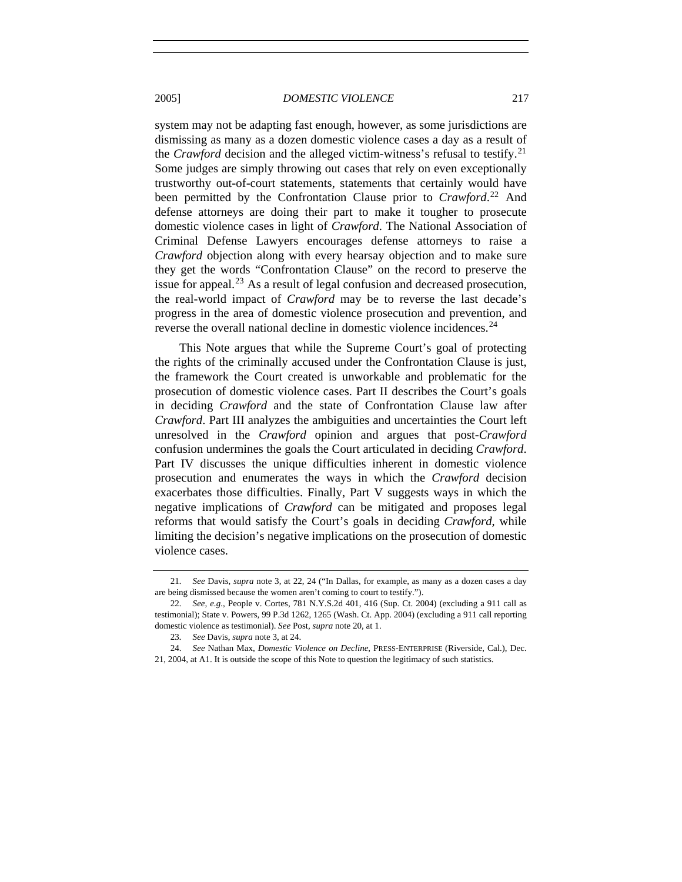system may not be adapting fast enough, however, as some jurisdictions are dismissing as many as a dozen domestic violence cases a day as a result of the *Crawford* decision and the alleged victim-witness's refusal to testify.[21] Some judges are simply throwing out cases that rely on even exceptionally trustworthy out-of-court statements, statements that certainly would have been permitted by the Confrontation Clause prior to *Crawford*.[22] And defense attorneys are doing their part to make it tougher to prosecute domestic violence cases in light of *Crawford*. The National Association of Criminal Defense Lawyers encourages defense attorneys to raise a *Crawford* objection along with every hearsay objection and to make sure they get the words "Confrontation Clause" on the record to preserve the issue for appeal.[23] As a result of legal confusion and decreased prosecution, the real-world impact of *Crawford* may be to reverse the last decade's progress in the area of domestic violence prosecution and prevention, and reverse the overall national decline in domestic violence incidences.[24]

This Note argues that while the Supreme Court's goal of protecting the rights of the criminally accused under the Confrontation Clause is just, the framework the Court created is unworkable and problematic for the prosecution of domestic violence cases. Part II describes the Court's goals in deciding *Crawford* and the state of Confrontation Clause law after *Crawford*. Part III analyzes the ambiguities and uncertainties the Court left unresolved in the *Crawford* opinion and argues that post-*Crawford* confusion undermines the goals the Court articulated in deciding *Crawford*. Part IV discusses the unique difficulties inherent in domestic violence prosecution and enumerates the ways in which the *Crawford* decision exacerbates those difficulties. Finally, Part V suggests ways in which the negative implications of *Crawford* can be mitigated and proposes legal reforms that would satisfy the Court's goals in deciding *Crawford*, while limiting the decision's negative implications on the prosecution of domestic violence cases.

---

21. *See* Davis, *supra* note 3, at 22, 24 ("In Dallas, for example, as many as a dozen cases a day are being dismissed because the women aren't coming to court to testify.").

22. *See, e.g.*, People v. Cortes, 781 N.Y.S.2d 401, 416 (Sup. Ct. 2004) (excluding a 911 call as testimonial); State v. Powers, 99 P.3d 1262, 1265 (Wash. Ct. App. 2004) (excluding a 911 call reporting domestic violence as testimonial). *See* Post, *supra* note 20, at 1.

23. *See* Davis, *supra* note 3, at 24.

24. *See* Nathan Max, *Domestic Violence on Decline*, PRESS-ENTERPRISE (Riverside, Cal.), Dec. 21, 2004, at A1. It is outside the scope of this Note to question the legitimacy of such statistics.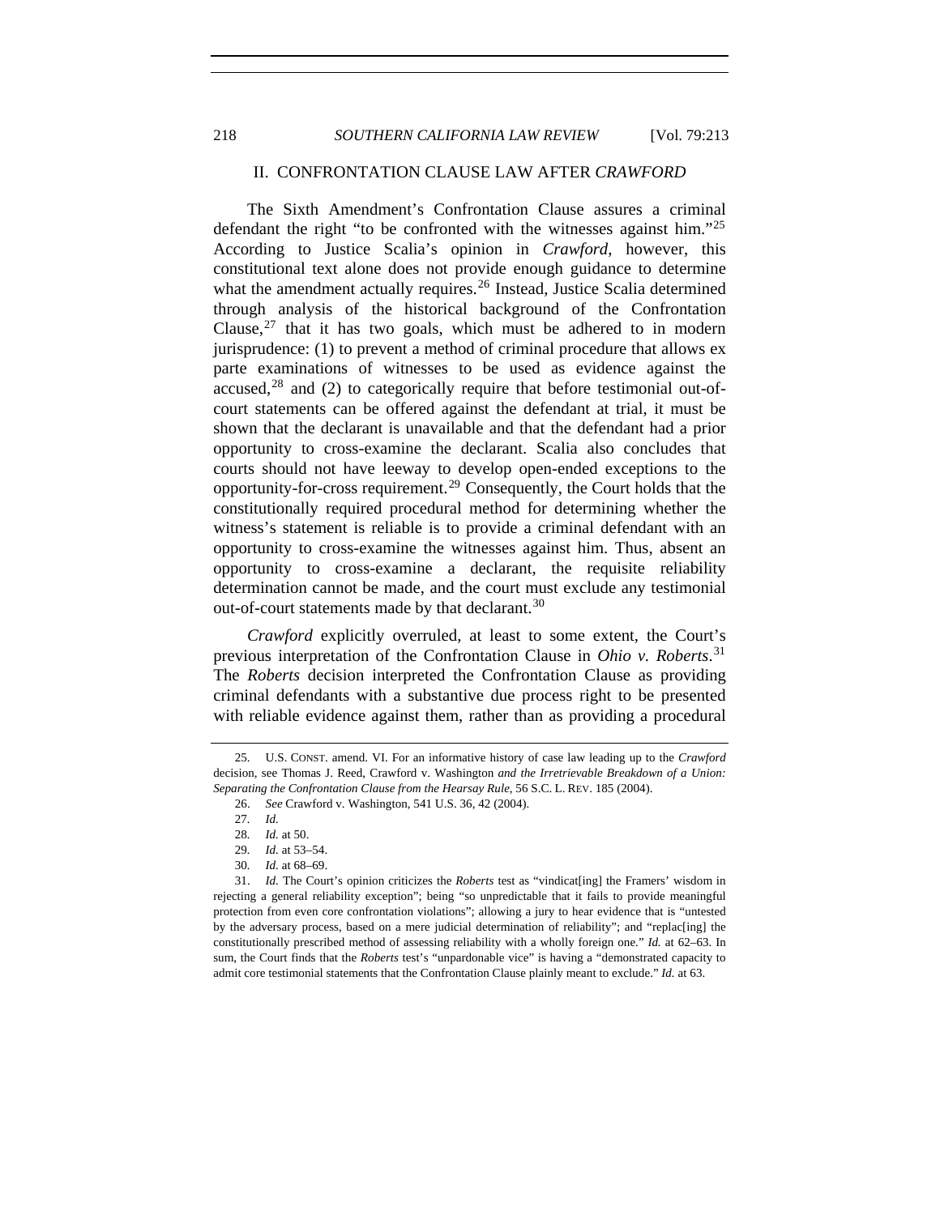## II. CONFRONTATION CLAUSE LAW AFTER *CRAWFORD*

The Sixth Amendment's Confrontation Clause assures a criminal defendant the right "to be confronted with the witnesses against him."[25] According to Justice Scalia's opinion in *Crawford*, however, this constitutional text alone does not provide enough guidance to determine what the amendment actually requires.[26] Instead, Justice Scalia determined through analysis of the historical background of the Confrontation Clause,[27] that it has two goals, which must be adhered to in modern jurisprudence: (1) to prevent a method of criminal procedure that allows ex parte examinations of witnesses to be used as evidence against the accused,[28] and (2) to categorically require that before testimonial out-of-court statements can be offered against the defendant at trial, it must be shown that the declarant is unavailable and that the defendant had a prior opportunity to cross-examine the declarant. Scalia also concludes that courts should not have leeway to develop open-ended exceptions to the opportunity-for-cross requirement.[29] Consequently, the Court holds that the constitutionally required procedural method for determining whether the witness's statement is reliable is to provide a criminal defendant with an opportunity to cross-examine the witnesses against him. Thus, absent an opportunity to cross-examine a declarant, the requisite reliability determination cannot be made, and the court must exclude any testimonial out-of-court statements made by that declarant.[30]

*Crawford* explicitly overruled, at least to some extent, the Court's previous interpretation of the Confrontation Clause in *Ohio v. Roberts*.[31] The *Roberts* decision interpreted the Confrontation Clause as providing criminal defendants with a substantive due process right to be presented with reliable evidence against them, rather than as providing a procedural

---

25. U.S. CONST. amend. VI. For an informative history of case law leading up to the *Crawford* decision, see Thomas J. Reed, Crawford v. Washington *and the Irretrievable Breakdown of a Union: Separating the Confrontation Clause from the Hearsay Rule*, 56 S.C. L. REV. 185 (2004).

26. *See* Crawford v. Washington, 541 U.S. 36, 42 (2004).

27. *Id.*

28. *Id.* at 50.

29. *Id.* at 53–54.

30. *Id.* at 68–69.

31. *Id.* The Court's opinion criticizes the *Roberts* test as "vindicat[ing] the Framers' wisdom in rejecting a general reliability exception"; being "so unpredictable that it fails to provide meaningful protection from even core confrontation violations"; allowing a jury to hear evidence that is "untested by the adversary process, based on a mere judicial determination of reliability"; and "replac[ing] the constitutionally prescribed method of assessing reliability with a wholly foreign one." *Id.* at 62–63. In sum, the Court finds that the *Roberts* test's "unpardonable vice" is having a "demonstrated capacity to admit core testimonial statements that the Confrontation Clause plainly meant to exclude." *Id.* at 63.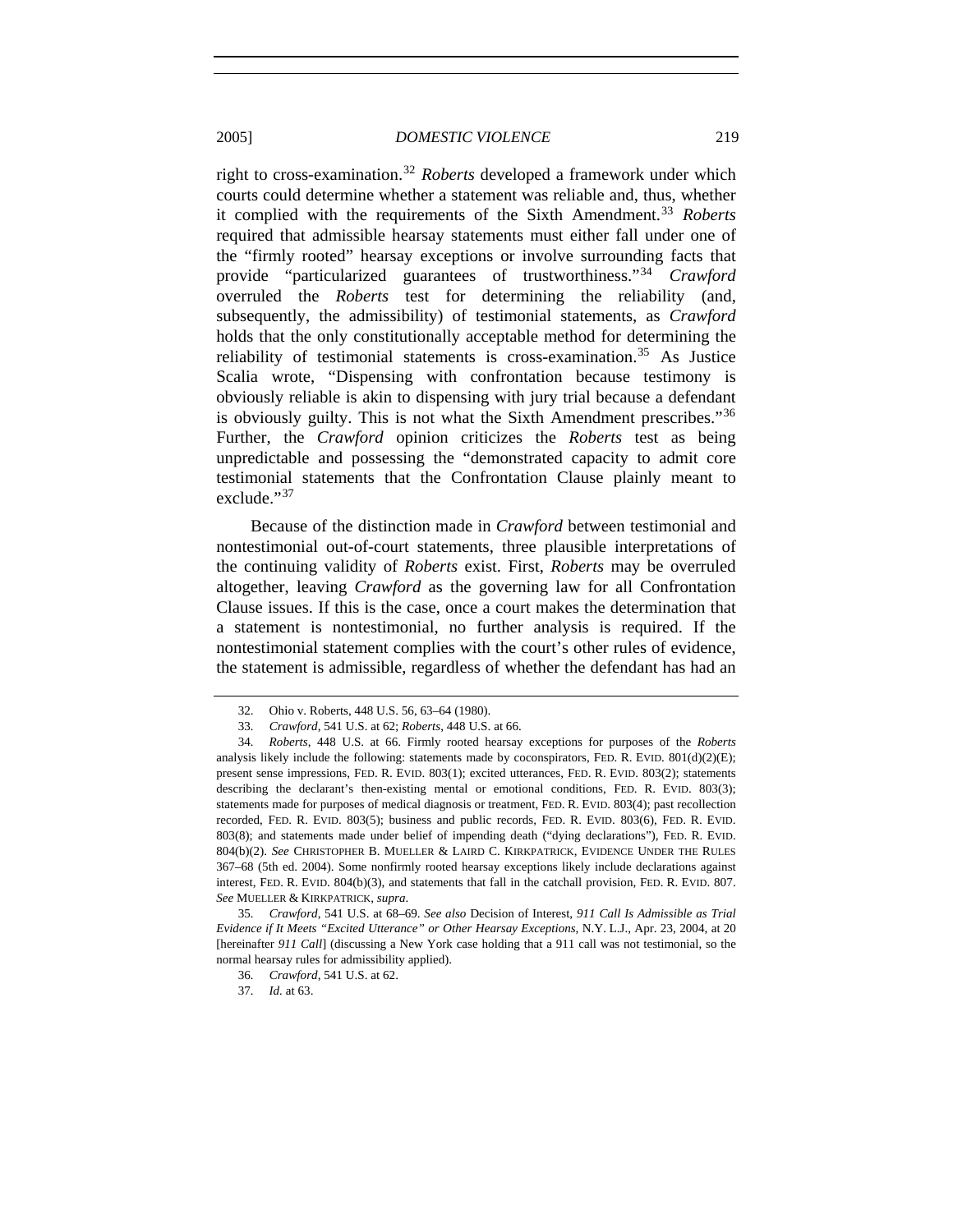right to cross-examination.[32] *Roberts* developed a framework under which courts could determine whether a statement was reliable and, thus, whether it complied with the requirements of the Sixth Amendment.[33] *Roberts* required that admissible hearsay statements must either fall under one of the "firmly rooted" hearsay exceptions or involve surrounding facts that provide "particularized guarantees of trustworthiness."[34] *Crawford* overruled the *Roberts* test for determining the reliability (and, subsequently, the admissibility) of testimonial statements, as *Crawford* holds that the only constitutionally acceptable method for determining the reliability of testimonial statements is cross-examination.[35] As Justice Scalia wrote, "Dispensing with confrontation because testimony is obviously reliable is akin to dispensing with jury trial because a defendant is obviously guilty. This is not what the Sixth Amendment prescribes."[36] Further, the *Crawford* opinion criticizes the *Roberts* test as being unpredictable and possessing the "demonstrated capacity to admit core testimonial statements that the Confrontation Clause plainly meant to exclude."[37]

Because of the distinction made in *Crawford* between testimonial and nontestimonial out-of-court statements, three plausible interpretations of the continuing validity of *Roberts* exist. First, *Roberts* may be overruled altogether, leaving *Crawford* as the governing law for all Confrontation Clause issues. If this is the case, once a court makes the determination that a statement is nontestimonial, no further analysis is required. If the nontestimonial statement complies with the court's other rules of evidence, the statement is admissible, regardless of whether the defendant has had an

---

32. Ohio v. Roberts, 448 U.S. 56, 63–64 (1980).

33. *Crawford*, 541 U.S. at 62; *Roberts*, 448 U.S. at 66.

34. *Roberts*, 448 U.S. at 66. Firmly rooted hearsay exceptions for purposes of the *Roberts* analysis likely include the following: statements made by coconspirators, FED. R. EVID. 801(d)(2)(E); present sense impressions, FED. R. EVID. 803(1); excited utterances, FED. R. EVID. 803(2); statements describing the declarant's then-existing mental or emotional conditions, FED. R. EVID. 803(3); statements made for purposes of medical diagnosis or treatment, FED. R. EVID. 803(4); past recollection recorded, FED. R. EVID. 803(5); business and public records, FED. R. EVID. 803(6), FED. R. EVID. 803(8); and statements made under belief of impending death ("dying declarations"), FED. R. EVID. 804(b)(2). *See* CHRISTOPHER B. MUELLER & LAIRD C. KIRKPATRICK, EVIDENCE UNDER THE RULES 367–68 (5th ed. 2004). Some nonfirmly rooted hearsay exceptions likely include declarations against interest, FED. R. EVID. 804(b)(3), and statements that fall in the catchall provision, FED. R. EVID. 807. *See* MUELLER & KIRKPATRICK, *supra*.

35. *Crawford*, 541 U.S. at 68–69. *See also* Decision of Interest, *911 Call Is Admissible as Trial Evidence if It Meets "Excited Utterance" or Other Hearsay Exceptions*, N.Y. L.J., Apr. 23, 2004, at 20 [hereinafter *911 Call*] (discussing a New York case holding that a 911 call was not testimonial, so the normal hearsay rules for admissibility applied).

36. *Crawford*, 541 U.S. at 62.

37. *Id.* at 63.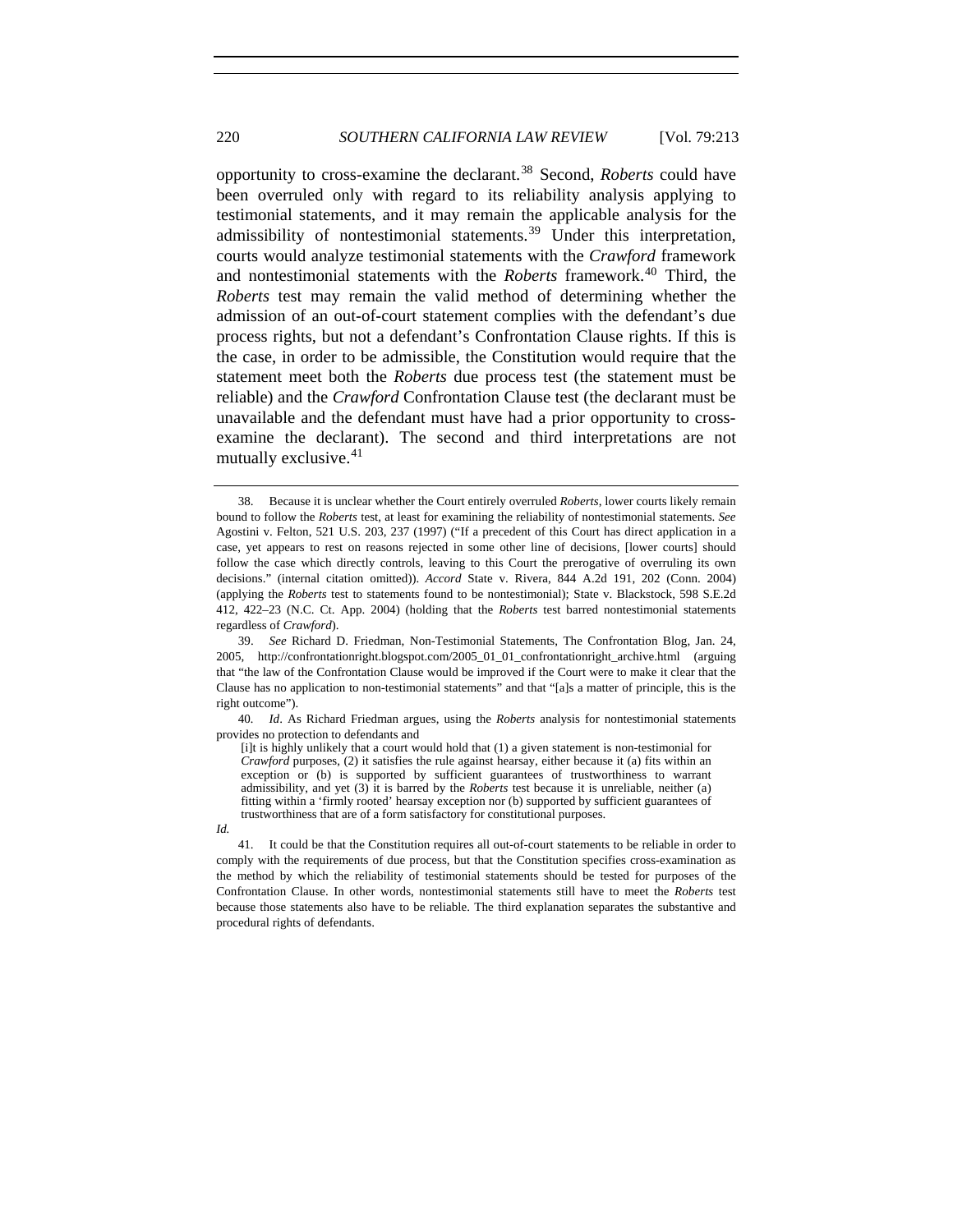opportunity to cross-examine the declarant.[38] Second, *Roberts* could have been overruled only with regard to its reliability analysis applying to testimonial statements, and it may remain the applicable analysis for the admissibility of nontestimonial statements.[39] Under this interpretation, courts would analyze testimonial statements with the *Crawford* framework and nontestimonial statements with the *Roberts* framework.[40] Third, the *Roberts* test may remain the valid method of determining whether the admission of an out-of-court statement complies with the defendant's due process rights, but not a defendant's Confrontation Clause rights. If this is the case, in order to be admissible, the Constitution would require that the statement meet both the *Roberts* due process test (the statement must be reliable) and the *Crawford* Confrontation Clause test (the declarant must be unavailable and the defendant must have had a prior opportunity to cross-examine the declarant). The second and third interpretations are not mutually exclusive.[41]

---

38. Because it is unclear whether the Court entirely overruled *Roberts*, lower courts likely remain bound to follow the *Roberts* test, at least for examining the reliability of nontestimonial statements. *See* Agostini v. Felton, 521 U.S. 203, 237 (1997) ("If a precedent of this Court has direct application in a case, yet appears to rest on reasons rejected in some other line of decisions, [lower courts] should follow the case which directly controls, leaving to this Court the prerogative of overruling its own decisions." (internal citation omitted)). *Accord* State v. Rivera, 844 A.2d 191, 202 (Conn. 2004) (applying the *Roberts* test to statements found to be nontestimonial); State v. Blackstock, 598 S.E.2d 412, 422–23 (N.C. Ct. App. 2004) (holding that the *Roberts* test barred nontestimonial statements regardless of *Crawford*).

39. *See* Richard D. Friedman, Non-Testimonial Statements, The Confrontation Blog, Jan. 24, 2005, http://confrontationright.blogspot.com/2005_01_01_confrontationright_archive.html (arguing that "the law of the Confrontation Clause would be improved if the Court were to make it clear that the Clause has no application to non-testimonial statements" and that "[a]s a matter of principle, this is the right outcome").

40. *Id*. As Richard Friedman argues, using the *Roberts* analysis for nontestimonial statements provides no protection to defendants and

> [i]t is highly unlikely that a court would hold that (1) a given statement is non-testimonial for *Crawford* purposes, (2) it satisfies the rule against hearsay, either because it (a) fits within an exception or (b) is supported by sufficient guarantees of trustworthiness to warrant admissibility, and yet (3) it is barred by the *Roberts* test because it is unreliable, neither (a) fitting within a 'firmly rooted' hearsay exception nor (b) supported by sufficient guarantees of trustworthiness that are of a form satisfactory for constitutional purposes.

*Id.*

41. It could be that the Constitution requires all out-of-court statements to be reliable in order to comply with the requirements of due process, but that the Constitution specifies cross-examination as the method by which the reliability of testimonial statements should be tested for purposes of the Confrontation Clause. In other words, nontestimonial statements still have to meet the *Roberts* test because those statements also have to be reliable. The third explanation separates the substantive and procedural rights of defendants.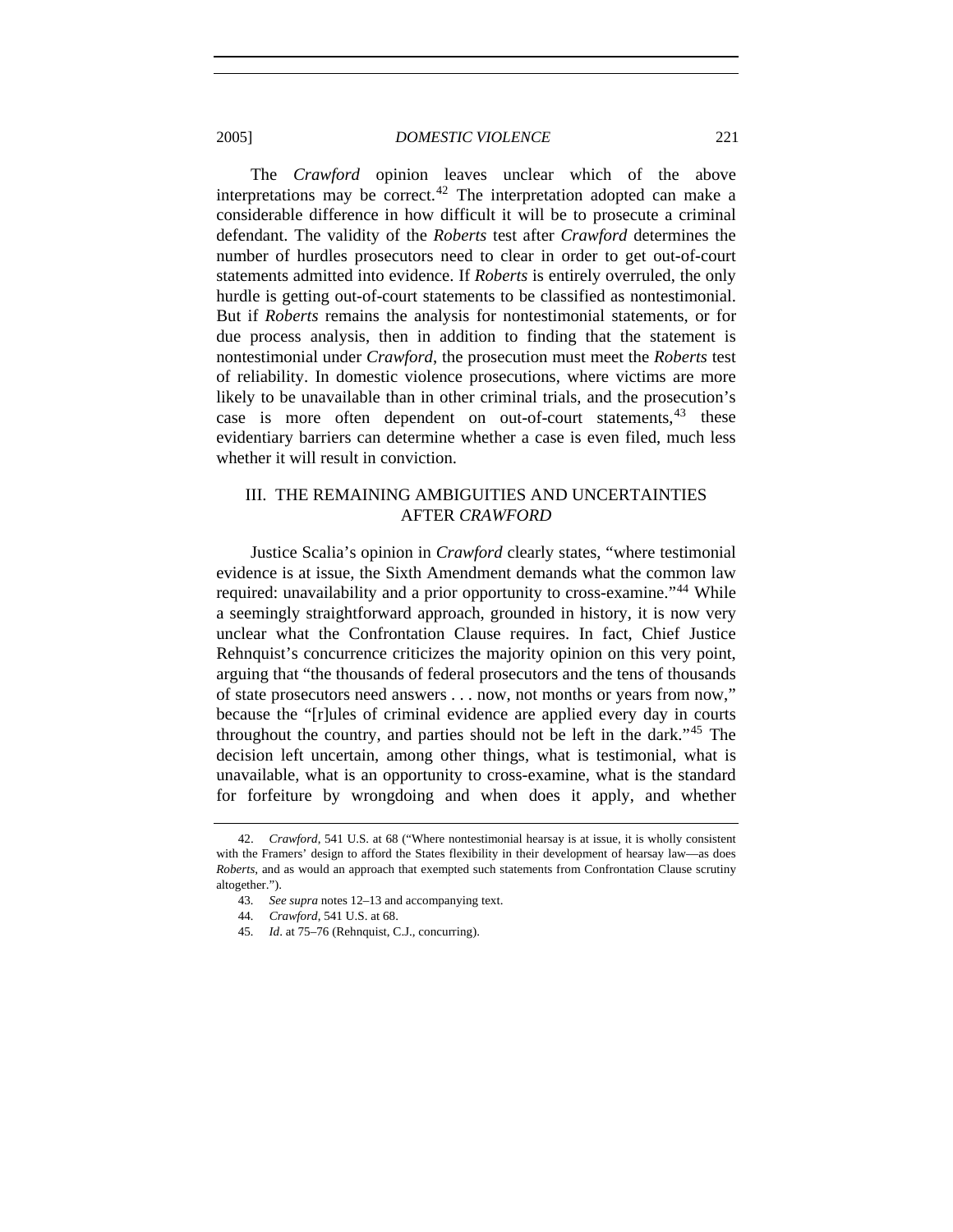The *Crawford* opinion leaves unclear which of the above interpretations may be correct.[42] The interpretation adopted can make a considerable difference in how difficult it will be to prosecute a criminal defendant. The validity of the *Roberts* test after *Crawford* determines the number of hurdles prosecutors need to clear in order to get out-of-court statements admitted into evidence. If *Roberts* is entirely overruled, the only hurdle is getting out-of-court statements to be classified as nontestimonial. But if *Roberts* remains the analysis for nontestimonial statements, or for due process analysis, then in addition to finding that the statement is nontestimonial under *Crawford*, the prosecution must meet the *Roberts* test of reliability. In domestic violence prosecutions, where victims are more likely to be unavailable than in other criminal trials, and the prosecution's case is more often dependent on out-of-court statements,[43] these evidentiary barriers can determine whether a case is even filed, much less whether it will result in conviction.

## III. THE REMAINING AMBIGUITIES AND UNCERTAINTIES AFTER *CRAWFORD*

Justice Scalia's opinion in *Crawford* clearly states, "where testimonial evidence is at issue, the Sixth Amendment demands what the common law required: unavailability and a prior opportunity to cross-examine."[44] While a seemingly straightforward approach, grounded in history, it is now very unclear what the Confrontation Clause requires. In fact, Chief Justice Rehnquist's concurrence criticizes the majority opinion on this very point, arguing that "the thousands of federal prosecutors and the tens of thousands of state prosecutors need answers . . . now, not months or years from now," because the "[r]ules of criminal evidence are applied every day in courts throughout the country, and parties should not be left in the dark."[45] The decision left uncertain, among other things, what is testimonial, what is unavailable, what is an opportunity to cross-examine, what is the standard for forfeiture by wrongdoing and when does it apply, and whether

---

42. *Crawford*, 541 U.S. at 68 ("Where nontestimonial hearsay is at issue, it is wholly consistent with the Framers' design to afford the States flexibility in their development of hearsay law—as does *Roberts*, and as would an approach that exempted such statements from Confrontation Clause scrutiny altogether.").

43. *See supra* notes 12–13 and accompanying text.

44. *Crawford*, 541 U.S. at 68.

45. *Id*. at 75–76 (Rehnquist, C.J., concurring).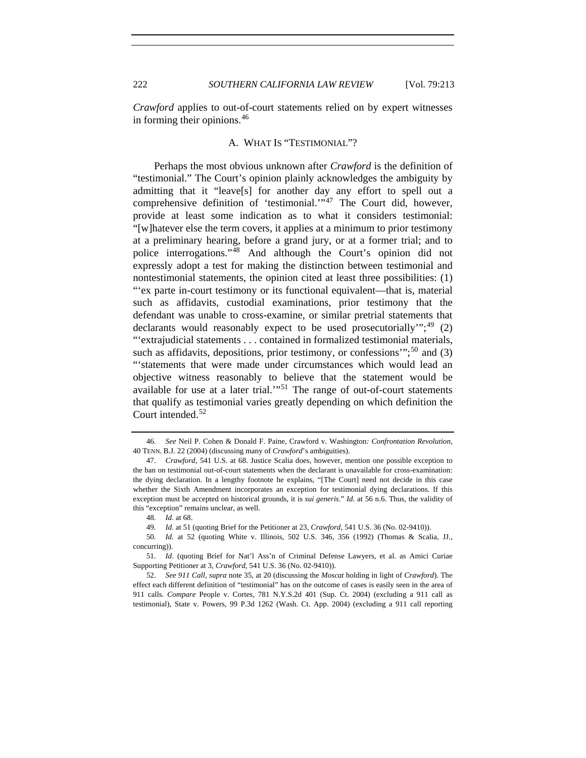*Crawford* applies to out-of-court statements relied on by expert witnesses in forming their opinions.[46]

### A. WHAT IS "TESTIMONIAL"?

Perhaps the most obvious unknown after *Crawford* is the definition of "testimonial." The Court's opinion plainly acknowledges the ambiguity by admitting that it "leave[s] for another day any effort to spell out a comprehensive definition of 'testimonial.'"[47] The Court did, however, provide at least some indication as to what it considers testimonial: "[w]hatever else the term covers, it applies at a minimum to prior testimony at a preliminary hearing, before a grand jury, or at a former trial; and to police interrogations."[48] And although the Court's opinion did not expressly adopt a test for making the distinction between testimonial and nontestimonial statements, the opinion cited at least three possibilities: (1) "'ex parte in-court testimony or its functional equivalent—that is, material such as affidavits, custodial examinations, prior testimony that the defendant was unable to cross-examine, or similar pretrial statements that declarants would reasonably expect to be used prosecutorially'";[49] (2) "'extrajudicial statements . . . contained in formalized testimonial materials, such as affidavits, depositions, prior testimony, or confessions'";[50] and (3) "'statements that were made under circumstances which would lead an objective witness reasonably to believe that the statement would be available for use at a later trial.'"[51] The range of out-of-court statements that qualify as testimonial varies greatly depending on which definition the Court intended.[52]

---

46. *See* Neil P. Cohen & Donald F. Paine, Crawford v. Washington*: Confrontation Revolution*, 40 TENN. B.J. 22 (2004) (discussing many of *Crawford*'s ambiguities).

47. *Crawford*, 541 U.S. at 68. Justice Scalia does, however, mention one possible exception to the ban on testimonial out-of-court statements when the declarant is unavailable for cross-examination: the dying declaration. In a lengthy footnote he explains, "[The Court] need not decide in this case whether the Sixth Amendment incorporates an exception for testimonial dying declarations. If this exception must be accepted on historical grounds, it is *sui generis*." *Id.* at 56 n.6. Thus, the validity of this "exception" remains unclear, as well.

48. *Id.* at 68.

49. *Id.* at 51 (quoting Brief for the Petitioner at 23, *Crawford*, 541 U.S. 36 (No. 02-9410)).

50. *Id.* at 52 (quoting White v. Illinois, 502 U.S. 346, 356 (1992) (Thomas & Scalia, JJ., concurring)).

51. *Id*. (quoting Brief for Nat'l Ass'n of Criminal Defense Lawyers, et al. as Amici Curiae Supporting Petitioner at 3, *Crawford*, 541 U.S. 36 (No. 02-9410)).

52. *See 911 Call*, *supra* note 35, at 20 (discussing the *Moscat* holding in light of *Crawford*). The effect each different definition of "testimonial" has on the outcome of cases is easily seen in the area of 911 calls. *Compare* People v. Cortes, 781 N.Y.S.2d 401 (Sup. Ct. 2004) (excluding a 911 call as testimonial), State v. Powers, 99 P.3d 1262 (Wash. Ct. App. 2004) (excluding a 911 call reporting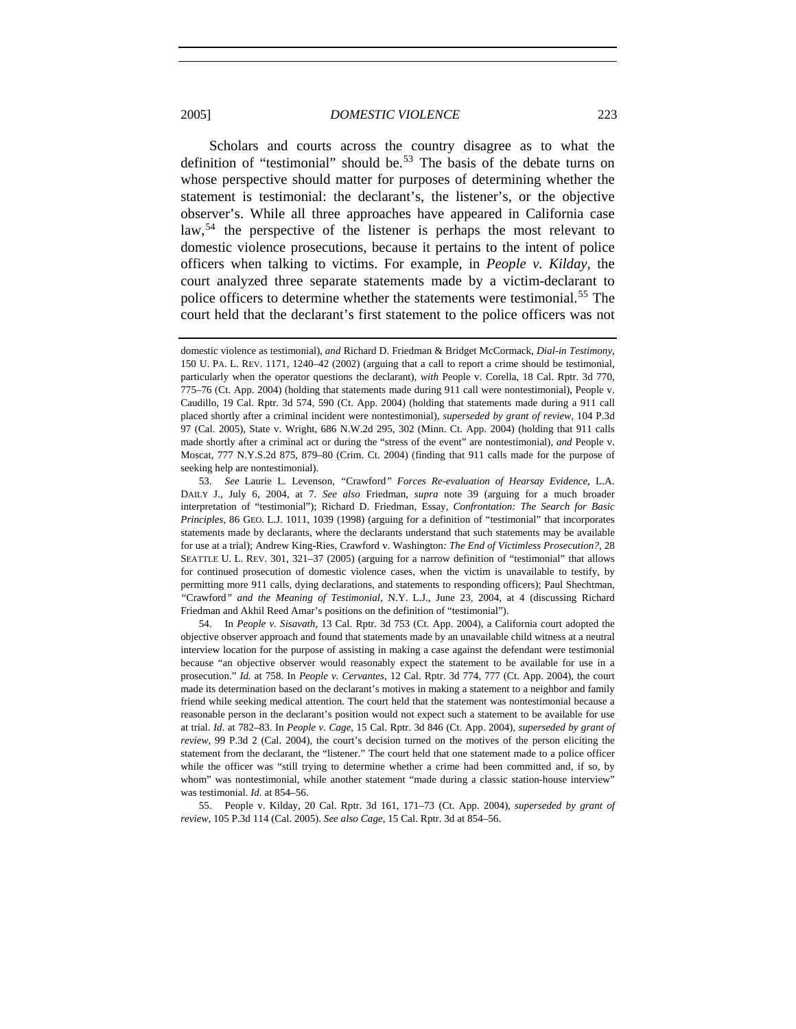Scholars and courts across the country disagree as to what the definition of "testimonial" should be.[53] The basis of the debate turns on whose perspective should matter for purposes of determining whether the statement is testimonial: the declarant's, the listener's, or the objective observer's. While all three approaches have appeared in California case law,[54] the perspective of the listener is perhaps the most relevant to domestic violence prosecutions, because it pertains to the intent of police officers when talking to victims. For example, in *People v. Kilday*, the court analyzed three separate statements made by a victim-declarant to police officers to determine whether the statements were testimonial.[55] The court held that the declarant's first statement to the police officers was not

---

domestic violence as testimonial), *and* Richard D. Friedman & Bridget McCormack, *Dial-in Testimony*, 150 U. PA. L. REV. 1171, 1240–42 (2002) (arguing that a call to report a crime should be testimonial, particularly when the operator questions the declarant), *with* People v. Corella, 18 Cal. Rptr. 3d 770, 775–76 (Ct. App. 2004) (holding that statements made during 911 call were nontestimonial), People v. Caudillo, 19 Cal. Rptr. 3d 574, 590 (Ct. App. 2004) (holding that statements made during a 911 call placed shortly after a criminal incident were nontestimonial), *superseded by grant of review*, 104 P.3d 97 (Cal. 2005), State v. Wright, 686 N.W.2d 295, 302 (Minn. Ct. App. 2004) (holding that 911 calls made shortly after a criminal act or during the "stress of the event" are nontestimonial), *and* People v. Moscat, 777 N.Y.S.2d 875, 879–80 (Crim. Ct. 2004) (finding that 911 calls made for the purpose of seeking help are nontestimonial).

53. *See* Laurie L. Levenson, *"Crawford" Forces Re-evaluation of Hearsay Evidence*, L.A. DAILY J., July 6, 2004, at 7. *See also* Friedman, *supra* note 39 (arguing for a much broader interpretation of "testimonial"); Richard D. Friedman, Essay, *Confrontation: The Search for Basic Principles*, 86 GEO. L.J. 1011, 1039 (1998) (arguing for a definition of "testimonial" that incorporates statements made by declarants, where the declarants understand that such statements may be available for use at a trial); Andrew King-Ries, *Crawford v. Washington: The End of Victimless Prosecution?*, 28 SEATTLE U. L. REV. 301, 321–37 (2005) (arguing for a narrow definition of "testimonial" that allows for continued prosecution of domestic violence cases, when the victim is unavailable to testify, by permitting more 911 calls, dying declarations, and statements to responding officers); Paul Shechtman, *"Crawford" and the Meaning of Testimonial*, N.Y. L.J., June 23, 2004, at 4 (discussing Richard Friedman and Akhil Reed Amar's positions on the definition of "testimonial").

54. In *People v. Sisavath*, 13 Cal. Rptr. 3d 753 (Ct. App. 2004), a California court adopted the objective observer approach and found that statements made by an unavailable child witness at a neutral interview location for the purpose of assisting in making a case against the defendant were testimonial because "an objective observer would reasonably expect the statement to be available for use in a prosecution." *Id.* at 758. In *People v. Cervantes*, 12 Cal. Rptr. 3d 774, 777 (Ct. App. 2004), the court made its determination based on the declarant's motives in making a statement to a neighbor and family friend while seeking medical attention. The court held that the statement was nontestimonial because a reasonable person in the declarant's position would not expect such a statement to be available for use at trial. *Id*. at 782–83. In *People v. Cage*, 15 Cal. Rptr. 3d 846 (Ct. App. 2004), *superseded by grant of review*, 99 P.3d 2 (Cal. 2004), the court's decision turned on the motives of the person eliciting the statement from the declarant, the "listener." The court held that one statement made to a police officer while the officer was "still trying to determine whether a crime had been committed and, if so, by whom" was nontestimonial, while another statement "made during a classic station-house interview" was testimonial. *Id.* at 854–56.

55. People v. Kilday, 20 Cal. Rptr. 3d 161, 171–73 (Ct. App. 2004), *superseded by grant of review*, 105 P.3d 114 (Cal. 2005). *See also Cage*, 15 Cal. Rptr. 3d at 854–56.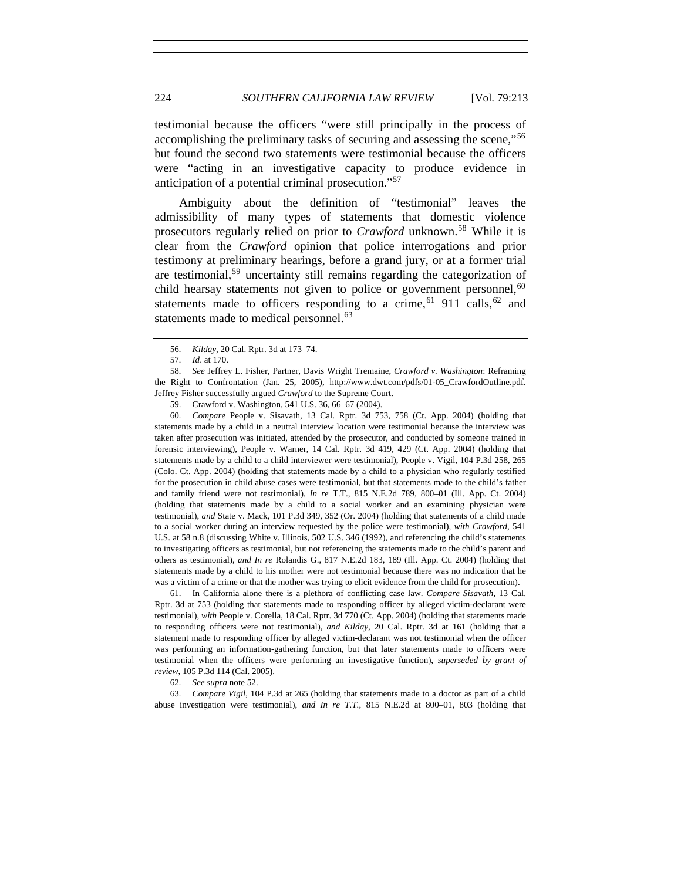testimonial because the officers "were still principally in the process of accomplishing the preliminary tasks of securing and assessing the scene,"[56] but found the second two statements were testimonial because the officers were "acting in an investigative capacity to produce evidence in anticipation of a potential criminal prosecution."[57]

Ambiguity about the definition of "testimonial" leaves the admissibility of many types of statements that domestic violence prosecutors regularly relied on prior to *Crawford* unknown.[58] While it is clear from the *Crawford* opinion that police interrogations and prior testimony at preliminary hearings, before a grand jury, or at a former trial are testimonial,[59] uncertainty still remains regarding the categorization of child hearsay statements not given to police or government personnel,[60] statements made to officers responding to a crime,[61] 911 calls,[62] and statements made to medical personnel.[63]

---

56. *Kilday*, 20 Cal. Rptr. 3d at 173–74.

57. *Id*. at 170.

58. *See* Jeffrey L. Fisher, Partner, Davis Wright Tremaine, *Crawford v. Washington*: Reframing the Right to Confrontation (Jan. 25, 2005), http://www.dwt.com/pdfs/01-05_CrawfordOutline.pdf. Jeffrey Fisher successfully argued *Crawford* to the Supreme Court.

59. Crawford v. Washington, 541 U.S. 36, 66–67 (2004).

60. *Compare* People v. Sisavath, 13 Cal. Rptr. 3d 753, 758 (Ct. App. 2004) (holding that statements made by a child in a neutral interview location were testimonial because the interview was taken after prosecution was initiated, attended by the prosecutor, and conducted by someone trained in forensic interviewing), People v. Warner, 14 Cal. Rptr. 3d 419, 429 (Ct. App. 2004) (holding that statements made by a child to a child interviewer were testimonial), People v. Vigil, 104 P.3d 258, 265 (Colo. Ct. App. 2004) (holding that statements made by a child to a physician who regularly testified for the prosecution in child abuse cases were testimonial, but that statements made to the child's father and family friend were not testimonial), *In re* T.T., 815 N.E.2d 789, 800–01 (Ill. App. Ct. 2004) (holding that statements made by a child to a social worker and an examining physician were testimonial), *and* State v. Mack, 101 P.3d 349, 352 (Or. 2004) (holding that statements of a child made to a social worker during an interview requested by the police were testimonial), *with Crawford*, 541 U.S. at 58 n.8 (discussing White v. Illinois, 502 U.S. 346 (1992), and referencing the child's statements to investigating officers as testimonial, but not referencing the statements made to the child's parent and others as testimonial), *and In re* Rolandis G., 817 N.E.2d 183, 189 (Ill. App. Ct. 2004) (holding that statements made by a child to his mother were not testimonial because there was no indication that he was a victim of a crime or that the mother was trying to elicit evidence from the child for prosecution).

61. In California alone there is a plethora of conflicting case law. *Compare Sisavath*, 13 Cal. Rptr. 3d at 753 (holding that statements made to responding officer by alleged victim-declarant were testimonial), *with* People v. Corella, 18 Cal. Rptr. 3d 770 (Ct. App. 2004) (holding that statements made to responding officers were not testimonial), *and Kilday*, 20 Cal. Rptr. 3d at 161 (holding that a statement made to responding officer by alleged victim-declarant was not testimonial when the officer was performing an information-gathering function, but that later statements made to officers were testimonial when the officers were performing an investigative function), *superseded by grant of review*, 105 P.3d 114 (Cal. 2005).

62. *See supra* note 52.

63. *Compare Vigil*, 104 P.3d at 265 (holding that statements made to a doctor as part of a child abuse investigation were testimonial), *and In re T.T.*, 815 N.E.2d at 800–01, 803 (holding that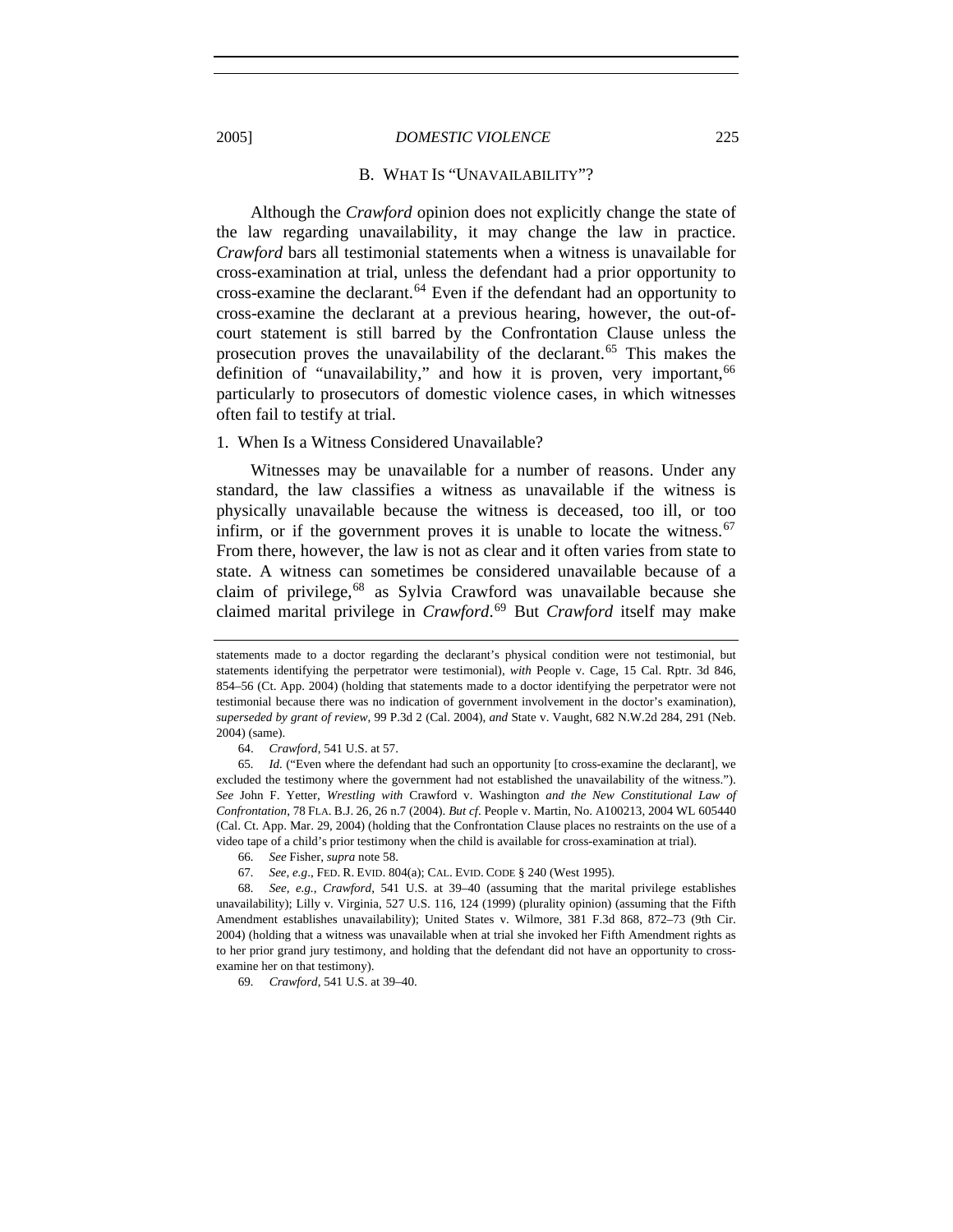### B. WHAT IS "UNAVAILABILITY"?

Although the *Crawford* opinion does not explicitly change the state of the law regarding unavailability, it may change the law in practice. *Crawford* bars all testimonial statements when a witness is unavailable for cross-examination at trial, unless the defendant had a prior opportunity to cross-examine the declarant.[64] Even if the defendant had an opportunity to cross-examine the declarant at a previous hearing, however, the out-of-court statement is still barred by the Confrontation Clause unless the prosecution proves the unavailability of the declarant.[65] This makes the definition of "unavailability," and how it is proven, very important,[66] particularly to prosecutors of domestic violence cases, in which witnesses often fail to testify at trial.

#### 1. When Is a Witness Considered Unavailable?

Witnesses may be unavailable for a number of reasons. Under any standard, the law classifies a witness as unavailable if the witness is physically unavailable because the witness is deceased, too ill, or too infirm, or if the government proves it is unable to locate the witness.[67] From there, however, the law is not as clear and it often varies from state to state. A witness can sometimes be considered unavailable because of a claim of privilege,[68] as Sylvia Crawford was unavailable because she claimed marital privilege in *Crawford*.[69] But *Crawford* itself may make

---

statements made to a doctor regarding the declarant's physical condition were not testimonial, but statements identifying the perpetrator were testimonial), *with* People v. Cage, 15 Cal. Rptr. 3d 846, 854–56 (Ct. App. 2004) (holding that statements made to a doctor identifying the perpetrator were not testimonial because there was no indication of government involvement in the doctor's examination), *superseded by grant of review*, 99 P.3d 2 (Cal. 2004), *and* State v. Vaught, 682 N.W.2d 284, 291 (Neb. 2004) (same).

64. *Crawford*, 541 U.S. at 57.

65. *Id.* ("Even where the defendant had such an opportunity [to cross-examine the declarant], we excluded the testimony where the government had not established the unavailability of the witness."). *See* John F. Yetter, *Wrestling with* Crawford v. Washington *and the New Constitutional Law of Confrontation*, 78 FLA. B.J. 26, 26 n.7 (2004). *But cf.* People v. Martin, No. A100213, 2004 WL 605440 (Cal. Ct. App. Mar. 29, 2004) (holding that the Confrontation Clause places no restraints on the use of a video tape of a child's prior testimony when the child is available for cross-examination at trial).

66. *See* Fisher, *supra* note 58.

67. *See, e.g.*, FED. R. EVID. 804(a); CAL. EVID. CODE § 240 (West 1995).

68. *See, e.g.*, *Crawford*, 541 U.S. at 39–40 (assuming that the marital privilege establishes unavailability); Lilly v. Virginia, 527 U.S. 116, 124 (1999) (plurality opinion) (assuming that the Fifth Amendment establishes unavailability); United States v. Wilmore, 381 F.3d 868, 872–73 (9th Cir. 2004) (holding that a witness was unavailable when at trial she invoked her Fifth Amendment rights as to her prior grand jury testimony, and holding that the defendant did not have an opportunity to cross-examine her on that testimony).

69. *Crawford*, 541 U.S. at 39–40.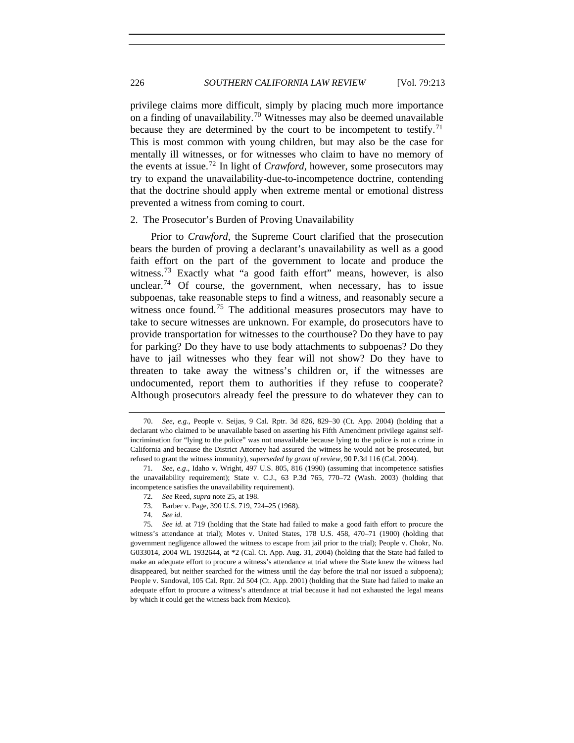privilege claims more difficult, simply by placing much more importance on a finding of unavailability.[70] Witnesses may also be deemed unavailable because they are determined by the court to be incompetent to testify.[71] This is most common with young children, but may also be the case for mentally ill witnesses, or for witnesses who claim to have no memory of the events at issue.[72] In light of *Crawford*, however, some prosecutors may try to expand the unavailability-due-to-incompetence doctrine, contending that the doctrine should apply when extreme mental or emotional distress prevented a witness from coming to court.

2. The Prosecutor's Burden of Proving Unavailability

Prior to *Crawford*, the Supreme Court clarified that the prosecution bears the burden of proving a declarant's unavailability as well as a good faith effort on the part of the government to locate and produce the witness.[73] Exactly what "a good faith effort" means, however, is also unclear.[74] Of course, the government, when necessary, has to issue subpoenas, take reasonable steps to find a witness, and reasonably secure a witness once found.[75] The additional measures prosecutors may have to take to secure witnesses are unknown. For example, do prosecutors have to provide transportation for witnesses to the courthouse? Do they have to pay for parking? Do they have to use body attachments to subpoenas? Do they have to jail witnesses who they fear will not show? Do they have to threaten to take away the witness's children or, if the witnesses are undocumented, report them to authorities if they refuse to cooperate? Although prosecutors already feel the pressure to do whatever they can to

---

70. *See, e.g.*, People v. Seijas, 9 Cal. Rptr. 3d 826, 829–30 (Ct. App. 2004) (holding that a declarant who claimed to be unavailable based on asserting his Fifth Amendment privilege against self-incrimination for "lying to the police" was not unavailable because lying to the police is not a crime in California and because the District Attorney had assured the witness he would not be prosecuted, but refused to grant the witness immunity), *superseded by grant of review*, 90 P.3d 116 (Cal. 2004).

71. *See, e.g*., Idaho v. Wright, 497 U.S. 805, 816 (1990) (assuming that incompetence satisfies the unavailability requirement); State v. C.J., 63 P.3d 765, 770–72 (Wash. 2003) (holding that incompetence satisfies the unavailability requirement).

72. *See* Reed, *supra* note 25, at 198.

73. Barber v. Page, 390 U.S. 719, 724–25 (1968).

74. *See id*.

75. *See id.* at 719 (holding that the State had failed to make a good faith effort to procure the witness's attendance at trial); Motes v. United States, 178 U.S. 458, 470–71 (1900) (holding that government negligence allowed the witness to escape from jail prior to the trial); People v. Chokr, No. G033014, 2004 WL 1932644, at *2 (Cal. Ct. App. Aug. 31, 2004) (holding that the State had failed to make an adequate effort to procure a witness's attendance at trial where the State knew the witness had disappeared, but neither searched for the witness until the day before the trial nor issued a subpoena); People v. Sandoval, 105 Cal. Rptr. 2d 504 (Ct. App. 2001) (holding that the State had failed to make an adequate effort to procure a witness's attendance at trial because it had not exhausted the legal means by which it could get the witness back from Mexico).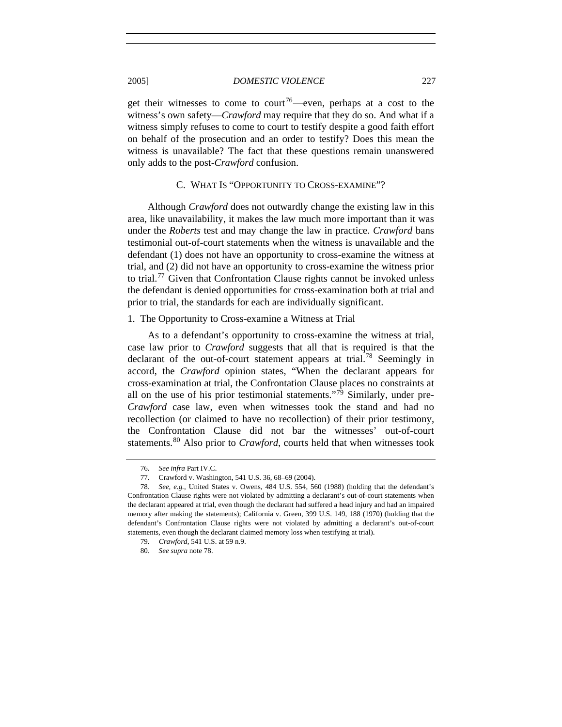get their witnesses to come to court[76]—even, perhaps at a cost to the witness's own safety—*Crawford* may require that they do so. And what if a witness simply refuses to come to court to testify despite a good faith effort on behalf of the prosecution and an order to testify? Does this mean the witness is unavailable? The fact that these questions remain unanswered only adds to the post-*Crawford* confusion.

### C. What Is "Opportunity to Cross-examine"?

Although *Crawford* does not outwardly change the existing law in this area, like unavailability, it makes the law much more important than it was under the *Roberts* test and may change the law in practice. *Crawford* bans testimonial out-of-court statements when the witness is unavailable and the defendant (1) does not have an opportunity to cross-examine the witness at trial, and (2) did not have an opportunity to cross-examine the witness prior to trial.[77] Given that Confrontation Clause rights cannot be invoked unless the defendant is denied opportunities for cross-examination both at trial and prior to trial, the standards for each are individually significant.

#### 1. The Opportunity to Cross-examine a Witness at Trial

As to a defendant's opportunity to cross-examine the witness at trial, case law prior to *Crawford* suggests that all that is required is that the declarant of the out-of-court statement appears at trial.[78] Seemingly in accord, the *Crawford* opinion states, "When the declarant appears for cross-examination at trial, the Confrontation Clause places no constraints at all on the use of his prior testimonial statements."[79] Similarly, under pre-*Crawford* case law, even when witnesses took the stand and had no recollection (or claimed to have no recollection) of their prior testimony, the Confrontation Clause did not bar the witnesses' out-of-court statements.[80] Also prior to *Crawford*, courts held that when witnesses took

---

76. *See infra* Part IV.C.

77. Crawford v. Washington, 541 U.S. 36, 68–69 (2004).

78. *See, e.g.*, United States v. Owens, 484 U.S. 554, 560 (1988) (holding that the defendant's Confrontation Clause rights were not violated by admitting a declarant's out-of-court statements when the declarant appeared at trial, even though the declarant had suffered a head injury and had an impaired memory after making the statements); California v. Green, 399 U.S. 149, 188 (1970) (holding that the defendant's Confrontation Clause rights were not violated by admitting a declarant's out-of-court statements, even though the declarant claimed memory loss when testifying at trial).

79. *Crawford*, 541 U.S. at 59 n.9.

80. *See supra* note 78.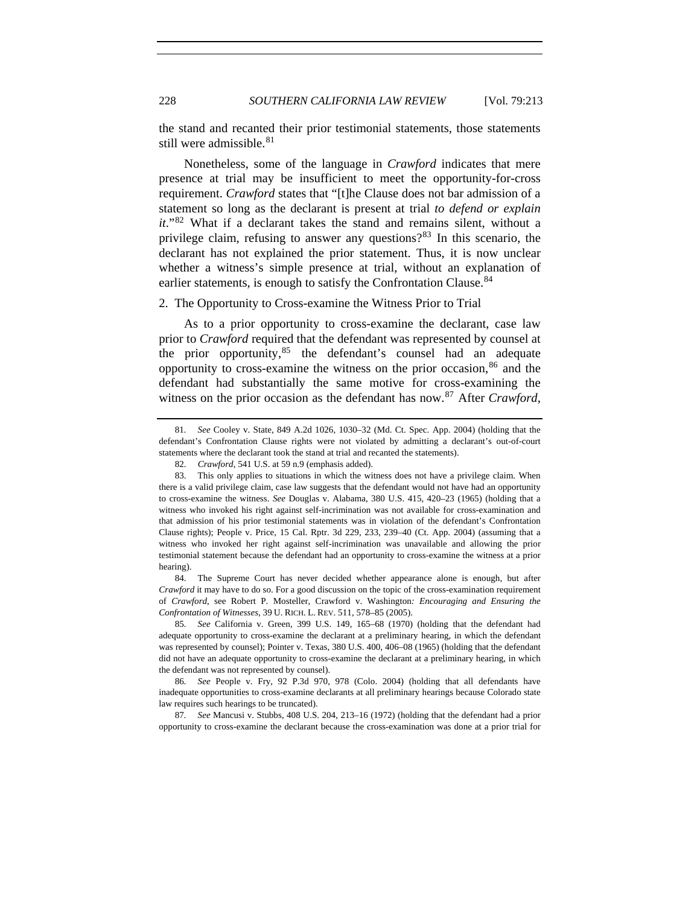the stand and recanted their prior testimonial statements, those statements still were admissible.[81]

Nonetheless, some of the language in *Crawford* indicates that mere presence at trial may be insufficient to meet the opportunity-for-cross requirement. *Crawford* states that "[t]he Clause does not bar admission of a statement so long as the declarant is present at trial *to defend or explain it*."[82] What if a declarant takes the stand and remains silent, without a privilege claim, refusing to answer any questions?[83] In this scenario, the declarant has not explained the prior statement. Thus, it is now unclear whether a witness's simple presence at trial, without an explanation of earlier statements, is enough to satisfy the Confrontation Clause.[84]

### 2. The Opportunity to Cross-examine the Witness Prior to Trial

As to a prior opportunity to cross-examine the declarant, case law prior to *Crawford* required that the defendant was represented by counsel at the prior opportunity,[85] the defendant's counsel had an adequate opportunity to cross-examine the witness on the prior occasion,[86] and the defendant had substantially the same motive for cross-examining the witness on the prior occasion as the defendant has now.[87] After *Crawford*,

---

81. *See* Cooley v. State, 849 A.2d 1026, 1030–32 (Md. Ct. Spec. App. 2004) (holding that the defendant's Confrontation Clause rights were not violated by admitting a declarant's out-of-court statements where the declarant took the stand at trial and recanted the statements).

82. *Crawford*, 541 U.S. at 59 n.9 (emphasis added).

83. This only applies to situations in which the witness does not have a privilege claim. When there is a valid privilege claim, case law suggests that the defendant would not have had an opportunity to cross-examine the witness. *See* Douglas v. Alabama, 380 U.S. 415, 420–23 (1965) (holding that a witness who invoked his right against self-incrimination was not available for cross-examination and that admission of his prior testimonial statements was in violation of the defendant's Confrontation Clause rights); People v. Price, 15 Cal. Rptr. 3d 229, 233, 239–40 (Ct. App. 2004) (assuming that a witness who invoked her right against self-incrimination was unavailable and allowing the prior testimonial statement because the defendant had an opportunity to cross-examine the witness at a prior hearing).

84. The Supreme Court has never decided whether appearance alone is enough, but after *Crawford* it may have to do so. For a good discussion on the topic of the cross-examination requirement of *Crawford*, see Robert P. Mosteller, Crawford v. Washington*: Encouraging and Ensuring the Confrontation of Witnesses*, 39 U. RICH. L. REV. 511, 578–85 (2005).

85. *See* California v. Green, 399 U.S. 149, 165–68 (1970) (holding that the defendant had adequate opportunity to cross-examine the declarant at a preliminary hearing, in which the defendant was represented by counsel); Pointer v. Texas, 380 U.S. 400, 406–08 (1965) (holding that the defendant did not have an adequate opportunity to cross-examine the declarant at a preliminary hearing, in which the defendant was not represented by counsel).

86. *See* People v. Fry, 92 P.3d 970, 978 (Colo. 2004) (holding that all defendants have inadequate opportunities to cross-examine declarants at all preliminary hearings because Colorado state law requires such hearings to be truncated).

87. *See* Mancusi v. Stubbs, 408 U.S. 204, 213–16 (1972) (holding that the defendant had a prior opportunity to cross-examine the declarant because the cross-examination was done at a prior trial for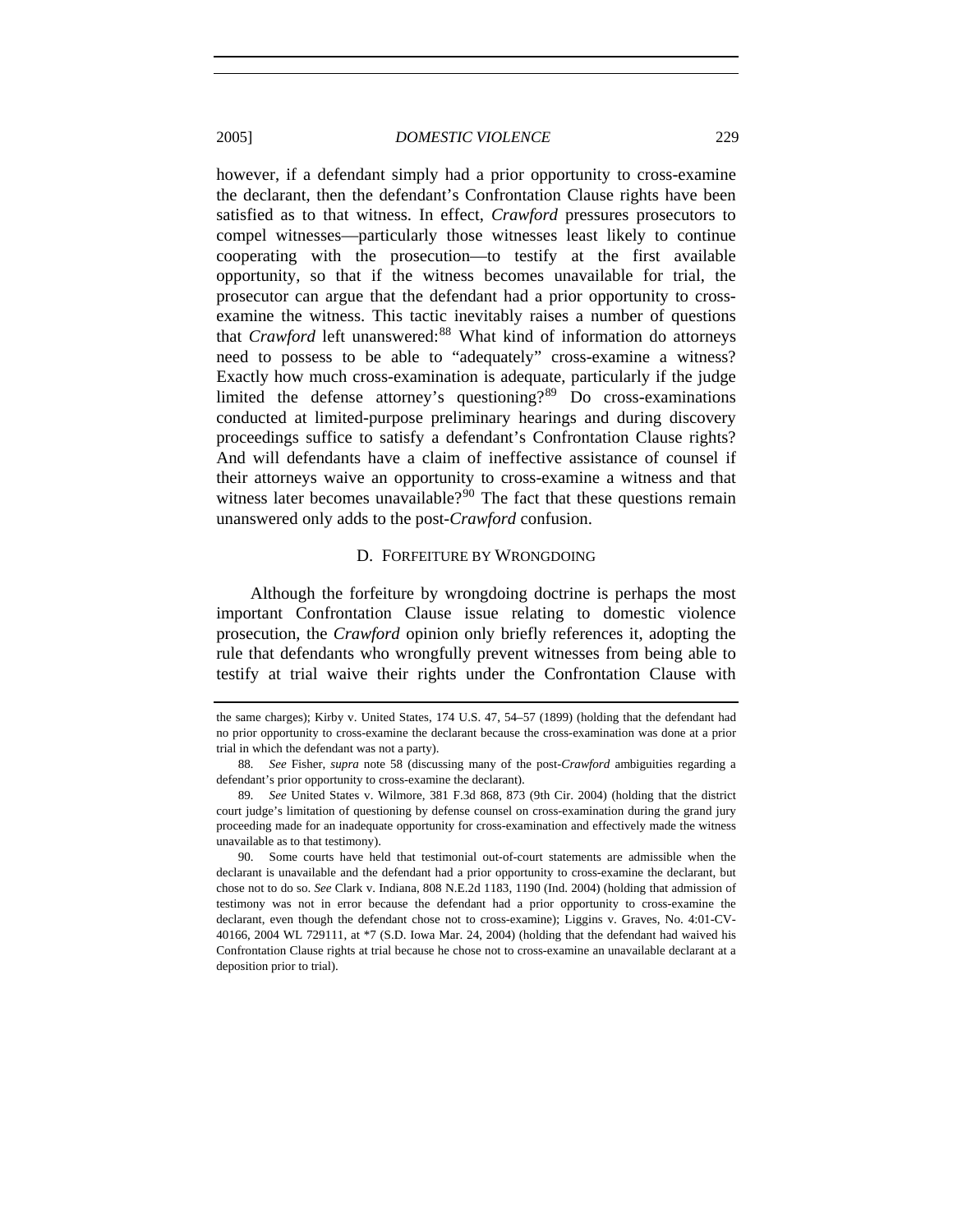however, if a defendant simply had a prior opportunity to cross-examine the declarant, then the defendant's Confrontation Clause rights have been satisfied as to that witness. In effect, *Crawford* pressures prosecutors to compel witnesses—particularly those witnesses least likely to continue cooperating with the prosecution—to testify at the first available opportunity, so that if the witness becomes unavailable for trial, the prosecutor can argue that the defendant had a prior opportunity to cross-examine the witness. This tactic inevitably raises a number of questions that *Crawford* left unanswered:[88] What kind of information do attorneys need to possess to be able to "adequately" cross-examine a witness? Exactly how much cross-examination is adequate, particularly if the judge limited the defense attorney's questioning?[89] Do cross-examinations conducted at limited-purpose preliminary hearings and during discovery proceedings suffice to satisfy a defendant's Confrontation Clause rights? And will defendants have a claim of ineffective assistance of counsel if their attorneys waive an opportunity to cross-examine a witness and that witness later becomes unavailable?[90] The fact that these questions remain unanswered only adds to the post-*Crawford* confusion.

### D. Forfeiture by Wrongdoing

Although the forfeiture by wrongdoing doctrine is perhaps the most important Confrontation Clause issue relating to domestic violence prosecution, the *Crawford* opinion only briefly references it, adopting the rule that defendants who wrongfully prevent witnesses from being able to testify at trial waive their rights under the Confrontation Clause with

---

the same charges); Kirby v. United States, 174 U.S. 47, 54–57 (1899) (holding that the defendant had no prior opportunity to cross-examine the declarant because the cross-examination was done at a prior trial in which the defendant was not a party).

88. *See* Fisher, *supra* note 58 (discussing many of the post-*Crawford* ambiguities regarding a defendant's prior opportunity to cross-examine the declarant).

89. *See* United States v. Wilmore, 381 F.3d 868, 873 (9th Cir. 2004) (holding that the district court judge's limitation of questioning by defense counsel on cross-examination during the grand jury proceeding made for an inadequate opportunity for cross-examination and effectively made the witness unavailable as to that testimony).

90. Some courts have held that testimonial out-of-court statements are admissible when the declarant is unavailable and the defendant had a prior opportunity to cross-examine the declarant, but chose not to do so. *See* Clark v. Indiana, 808 N.E.2d 1183, 1190 (Ind. 2004) (holding that admission of testimony was not in error because the defendant had a prior opportunity to cross-examine the declarant, even though the defendant chose not to cross-examine); Liggins v. Graves, No. 4:01-CV-40166, 2004 WL 729111, at *7 (S.D. Iowa Mar. 24, 2004) (holding that the defendant had waived his Confrontation Clause rights at trial because he chose not to cross-examine an unavailable declarant at a deposition prior to trial).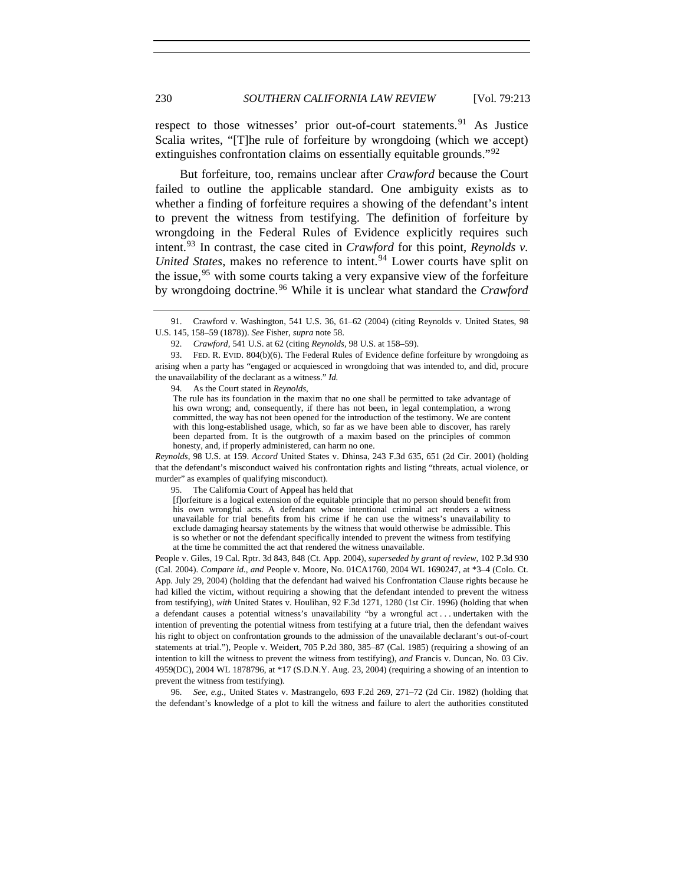respect to those witnesses' prior out-of-court statements.[91] As Justice Scalia writes, "[T]he rule of forfeiture by wrongdoing (which we accept) extinguishes confrontation claims on essentially equitable grounds."[92]

But forfeiture, too, remains unclear after *Crawford* because the Court failed to outline the applicable standard. One ambiguity exists as to whether a finding of forfeiture requires a showing of the defendant's intent to prevent the witness from testifying. The definition of forfeiture by wrongdoing in the Federal Rules of Evidence explicitly requires such intent.[93] In contrast, the case cited in *Crawford* for this point, *Reynolds v. United States*, makes no reference to intent.[94] Lower courts have split on the issue,[95] with some courts taking a very expansive view of the forfeiture by wrongdoing doctrine.[96] While it is unclear what standard the *Crawford*

---

91. Crawford v. Washington, 541 U.S. 36, 61–62 (2004) (citing Reynolds v. United States, 98 U.S. 145, 158–59 (1878)). *See* Fisher, *supra* note 58.

92. *Crawford*, 541 U.S. at 62 (citing *Reynolds*, 98 U.S. at 158–59).

93. FED. R. EVID. 804(b)(6). The Federal Rules of Evidence define forfeiture by wrongdoing as arising when a party has "engaged or acquiesced in wrongdoing that was intended to, and did, procure the unavailability of the declarant as a witness." *Id.*

94. As the Court stated in *Reynolds*,

> The rule has its foundation in the maxim that no one shall be permitted to take advantage of his own wrong; and, consequently, if there has not been, in legal contemplation, a wrong committed, the way has not been opened for the introduction of the testimony. We are content with this long-established usage, which, so far as we have been able to discover, has rarely been departed from. It is the outgrowth of a maxim based on the principles of common honesty, and, if properly administered, can harm no one.

*Reynolds*, 98 U.S. at 159. *Accord* United States v. Dhinsa, 243 F.3d 635, 651 (2d Cir. 2001) (holding that the defendant's misconduct waived his confrontation rights and listing "threats, actual violence, or murder" as examples of qualifying misconduct).

95. The California Court of Appeal has held that

> [f]orfeiture is a logical extension of the equitable principle that no person should benefit from his own wrongful acts. A defendant whose intentional criminal act renders a witness unavailable for trial benefits from his crime if he can use the witness's unavailability to exclude damaging hearsay statements by the witness that would otherwise be admissible. This is so whether or not the defendant specifically intended to prevent the witness from testifying at the time he committed the act that rendered the witness unavailable.

People v. Giles, 19 Cal. Rptr. 3d 843, 848 (Ct. App. 2004), *superseded by grant of review*, 102 P.3d 930 (Cal. 2004). *Compare id.*, *and* People v. Moore, No. 01CA1760, 2004 WL 1690247, at *3–4 (Colo. Ct. App. July 29, 2004) (holding that the defendant had waived his Confrontation Clause rights because he had killed the victim, without requiring a showing that the defendant intended to prevent the witness from testifying), *with* United States v. Houlihan, 92 F.3d 1271, 1280 (1st Cir. 1996) (holding that when a defendant causes a potential witness's unavailability "by a wrongful act . . . undertaken with the intention of preventing the potential witness from testifying at a future trial, then the defendant waives his right to object on confrontation grounds to the admission of the unavailable declarant's out-of-court statements at trial."), People v. Weidert, 705 P.2d 380, 385–87 (Cal. 1985) (requiring a showing of an intention to kill the witness to prevent the witness from testifying), *and* Francis v. Duncan, No. 03 Civ. 4959(DC), 2004 WL 1878796, at *17 (S.D.N.Y. Aug. 23, 2004) (requiring a showing of an intention to prevent the witness from testifying).

96. *See, e.g.*, United States v. Mastrangelo, 693 F.2d 269, 271–72 (2d Cir. 1982) (holding that the defendant's knowledge of a plot to kill the witness and failure to alert the authorities constituted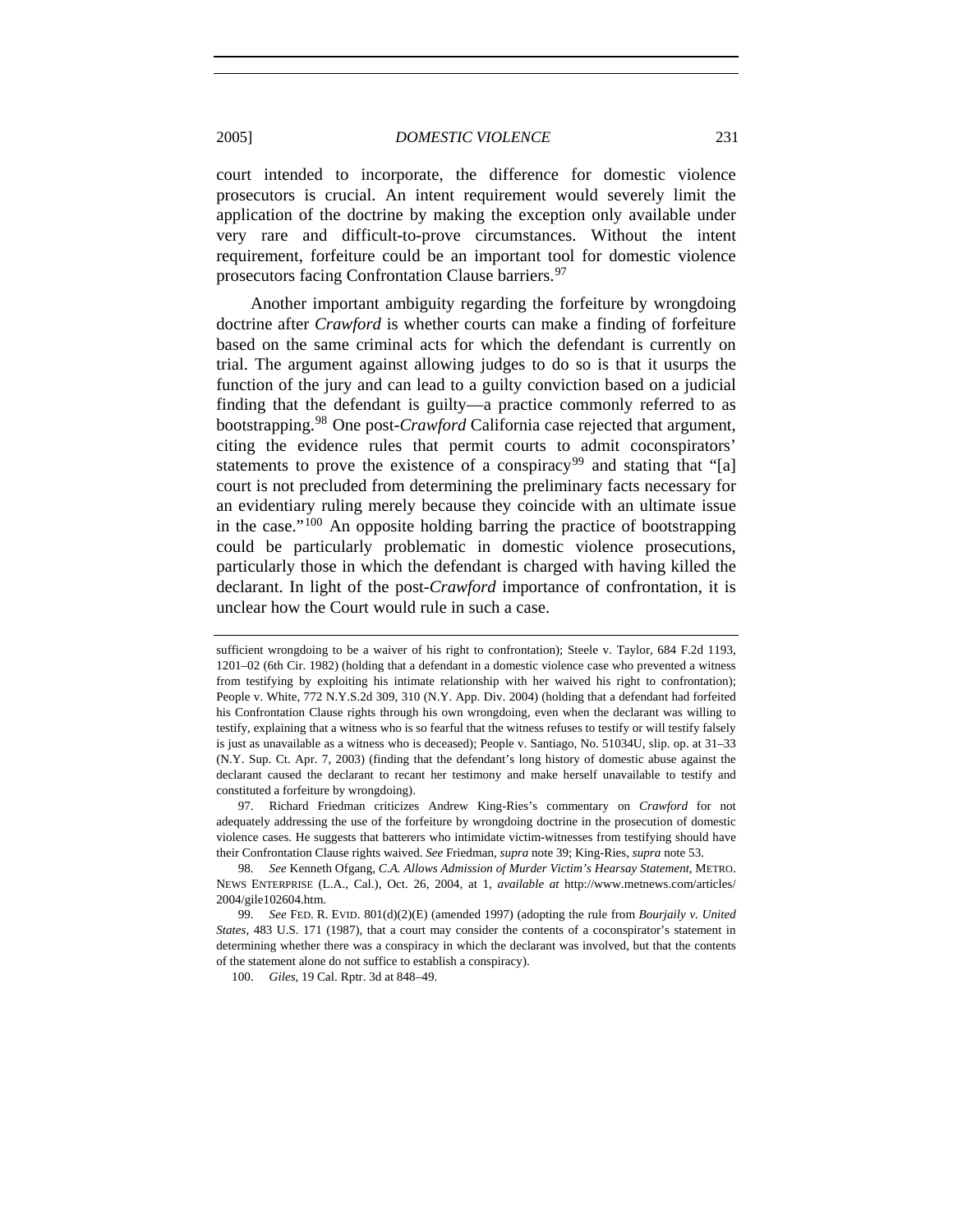court intended to incorporate, the difference for domestic violence prosecutors is crucial. An intent requirement would severely limit the application of the doctrine by making the exception only available under very rare and difficult-to-prove circumstances. Without the intent requirement, forfeiture could be an important tool for domestic violence prosecutors facing Confrontation Clause barriers.[97]

Another important ambiguity regarding the forfeiture by wrongdoing doctrine after *Crawford* is whether courts can make a finding of forfeiture based on the same criminal acts for which the defendant is currently on trial. The argument against allowing judges to do so is that it usurps the function of the jury and can lead to a guilty conviction based on a judicial finding that the defendant is guilty—a practice commonly referred to as bootstrapping.[98] One post-*Crawford* California case rejected that argument, citing the evidence rules that permit courts to admit coconspirators' statements to prove the existence of a conspiracy[99] and stating that "[a] court is not precluded from determining the preliminary facts necessary for an evidentiary ruling merely because they coincide with an ultimate issue in the case."[100] An opposite holding barring the practice of bootstrapping could be particularly problematic in domestic violence prosecutions, particularly those in which the defendant is charged with having killed the declarant. In light of the post-*Crawford* importance of confrontation, it is unclear how the Court would rule in such a case.

---

sufficient wrongdoing to be a waiver of his right to confrontation); Steele v. Taylor, 684 F.2d 1193, 1201–02 (6th Cir. 1982) (holding that a defendant in a domestic violence case who prevented a witness from testifying by exploiting his intimate relationship with her waived his right to confrontation); People v. White, 772 N.Y.S.2d 309, 310 (N.Y. App. Div. 2004) (holding that a defendant had forfeited his Confrontation Clause rights through his own wrongdoing, even when the declarant was willing to testify, explaining that a witness who is so fearful that the witness refuses to testify or will testify falsely is just as unavailable as a witness who is deceased); People v. Santiago, No. 51034U, slip. op. at 31–33 (N.Y. Sup. Ct. Apr. 7, 2003) (finding that the defendant's long history of domestic abuse against the declarant caused the declarant to recant her testimony and make herself unavailable to testify and constituted a forfeiture by wrongdoing).

97. Richard Friedman criticizes Andrew King-Ries's commentary on *Crawford* for not adequately addressing the use of the forfeiture by wrongdoing doctrine in the prosecution of domestic violence cases. He suggests that batterers who intimidate victim-witnesses from testifying should have their Confrontation Clause rights waived. *See* Friedman, *supra* note 39; King-Ries, *supra* note 53.

98. *See* Kenneth Ofgang, *C.A. Allows Admission of Murder Victim's Hearsay Statement*, METRO. NEWS ENTERPRISE (L.A., Cal.), Oct. 26, 2004, at 1, *available at* http://www.metnews.com/articles/2004/gile102604.htm.

99. *See* FED. R. EVID. 801(d)(2)(E) (amended 1997) (adopting the rule from *Bourjaily v. United States*, 483 U.S. 171 (1987), that a court may consider the contents of a coconspirator's statement in determining whether there was a conspiracy in which the declarant was involved, but that the contents of the statement alone do not suffice to establish a conspiracy).

100. *Giles*, 19 Cal. Rptr. 3d at 848–49.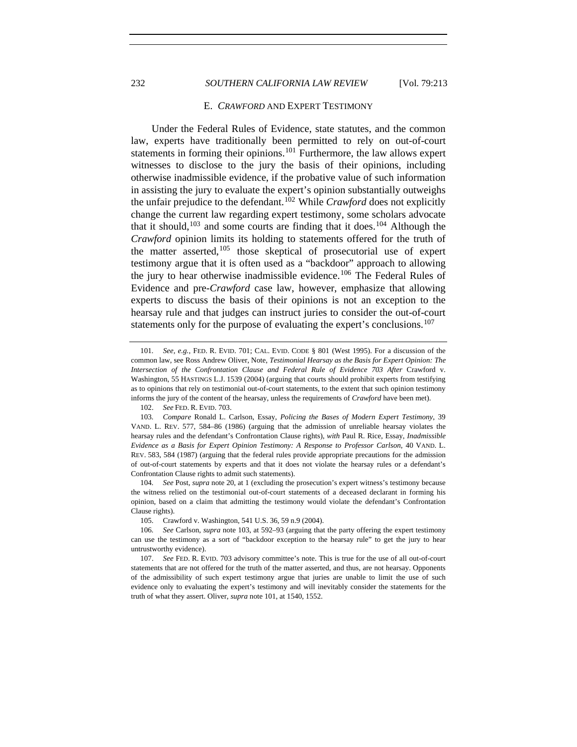### E. *CRAWFORD* AND EXPERT TESTIMONY

Under the Federal Rules of Evidence, state statutes, and the common law, experts have traditionally been permitted to rely on out-of-court statements in forming their opinions.[101] Furthermore, the law allows expert witnesses to disclose to the jury the basis of their opinions, including otherwise inadmissible evidence, if the probative value of such information in assisting the jury to evaluate the expert's opinion substantially outweighs the unfair prejudice to the defendant.[102] While *Crawford* does not explicitly change the current law regarding expert testimony, some scholars advocate that it should,[103] and some courts are finding that it does.[104] Although the *Crawford* opinion limits its holding to statements offered for the truth of the matter asserted,[105] those skeptical of prosecutorial use of expert testimony argue that it is often used as a "backdoor" approach to allowing the jury to hear otherwise inadmissible evidence.[106] The Federal Rules of Evidence and pre-*Crawford* case law, however, emphasize that allowing experts to discuss the basis of their opinions is not an exception to the hearsay rule and that judges can instruct juries to consider the out-of-court statements only for the purpose of evaluating the expert's conclusions.[107]

---

101. *See, e.g.*, FED. R. EVID. 701; CAL. EVID. CODE § 801 (West 1995). For a discussion of the common law, see Ross Andrew Oliver, Note, *Testimonial Hearsay as the Basis for Expert Opinion: The Intersection of the Confrontation Clause and Federal Rule of Evidence 703 After* Crawford v. Washington, 55 HASTINGS L.J. 1539 (2004) (arguing that courts should prohibit experts from testifying as to opinions that rely on testimonial out-of-court statements, to the extent that such opinion testimony informs the jury of the content of the hearsay, unless the requirements of *Crawford* have been met).

102. *See* FED. R. EVID. 703.

103. *Compare* Ronald L. Carlson, Essay, *Policing the Bases of Modern Expert Testimony*, 39 VAND. L. REV. 577, 584–86 (1986) (arguing that the admission of unreliable hearsay violates the hearsay rules and the defendant's Confrontation Clause rights), *with* Paul R. Rice, Essay, *Inadmissible Evidence as a Basis for Expert Opinion Testimony: A Response to Professor Carlson*, 40 VAND. L. REV. 583, 584 (1987) (arguing that the federal rules provide appropriate precautions for the admission of out-of-court statements by experts and that it does not violate the hearsay rules or a defendant's Confrontation Clause rights to admit such statements).

104. *See* Post, *supra* note 20, at 1 (excluding the prosecution's expert witness's testimony because the witness relied on the testimonial out-of-court statements of a deceased declarant in forming his opinion, based on a claim that admitting the testimony would violate the defendant's Confrontation Clause rights).

105. Crawford v. Washington, 541 U.S. 36, 59 n.9 (2004).

106. *See* Carlson, *supra* note 103, at 592–93 (arguing that the party offering the expert testimony can use the testimony as a sort of "backdoor exception to the hearsay rule" to get the jury to hear untrustworthy evidence).

107. *See* FED. R. EVID. 703 advisory committee's note. This is true for the use of all out-of-court statements that are not offered for the truth of the matter asserted, and thus, are not hearsay. Opponents of the admissibility of such expert testimony argue that juries are unable to limit the use of such evidence only to evaluating the expert's testimony and will inevitably consider the statements for the truth of what they assert. Oliver, *supra* note 101, at 1540, 1552.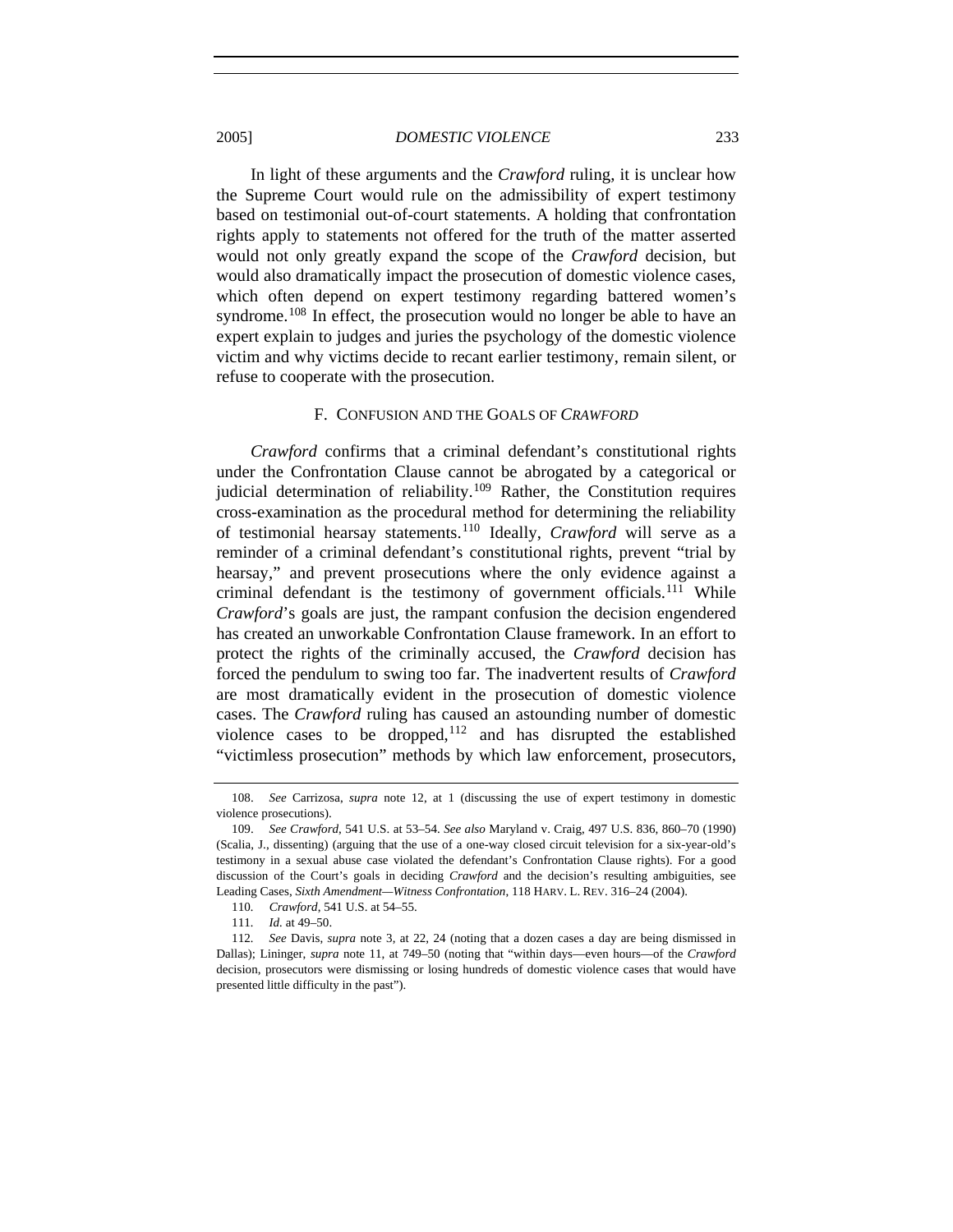In light of these arguments and the *Crawford* ruling, it is unclear how the Supreme Court would rule on the admissibility of expert testimony based on testimonial out-of-court statements. A holding that confrontation rights apply to statements not offered for the truth of the matter asserted would not only greatly expand the scope of the *Crawford* decision, but would also dramatically impact the prosecution of domestic violence cases, which often depend on expert testimony regarding battered women's syndrome.[108] In effect, the prosecution would no longer be able to have an expert explain to judges and juries the psychology of the domestic violence victim and why victims decide to recant earlier testimony, remain silent, or refuse to cooperate with the prosecution.

### F. Confusion and the Goals of *Crawford*

*Crawford* confirms that a criminal defendant's constitutional rights under the Confrontation Clause cannot be abrogated by a categorical or judicial determination of reliability.[109] Rather, the Constitution requires cross-examination as the procedural method for determining the reliability of testimonial hearsay statements.[110] Ideally, *Crawford* will serve as a reminder of a criminal defendant's constitutional rights, prevent "trial by hearsay," and prevent prosecutions where the only evidence against a criminal defendant is the testimony of government officials.[111] While *Crawford*'s goals are just, the rampant confusion the decision engendered has created an unworkable Confrontation Clause framework. In an effort to protect the rights of the criminally accused, the *Crawford* decision has forced the pendulum to swing too far. The inadvertent results of *Crawford* are most dramatically evident in the prosecution of domestic violence cases. The *Crawford* ruling has caused an astounding number of domestic violence cases to be dropped,[112] and has disrupted the established "victimless prosecution" methods by which law enforcement, prosecutors,

---

108. *See* Carrizosa, *supra* note 12, at 1 (discussing the use of expert testimony in domestic violence prosecutions).

109. *See Crawford*, 541 U.S. at 53–54. *See also* Maryland v. Craig, 497 U.S. 836, 860–70 (1990) (Scalia, J., dissenting) (arguing that the use of a one-way closed circuit television for a six-year-old's testimony in a sexual abuse case violated the defendant's Confrontation Clause rights). For a good discussion of the Court's goals in deciding *Crawford* and the decision's resulting ambiguities, see Leading Cases, *Sixth Amendment—Witness Confrontation*, 118 HARV. L. REV. 316–24 (2004).

110. *Crawford*, 541 U.S. at 54–55.

111. *Id.* at 49–50.

112. *See* Davis, *supra* note 3, at 22, 24 (noting that a dozen cases a day are being dismissed in Dallas); Lininger, *supra* note 11, at 749–50 (noting that "within days—even hours—of the *Crawford* decision, prosecutors were dismissing or losing hundreds of domestic violence cases that would have presented little difficulty in the past").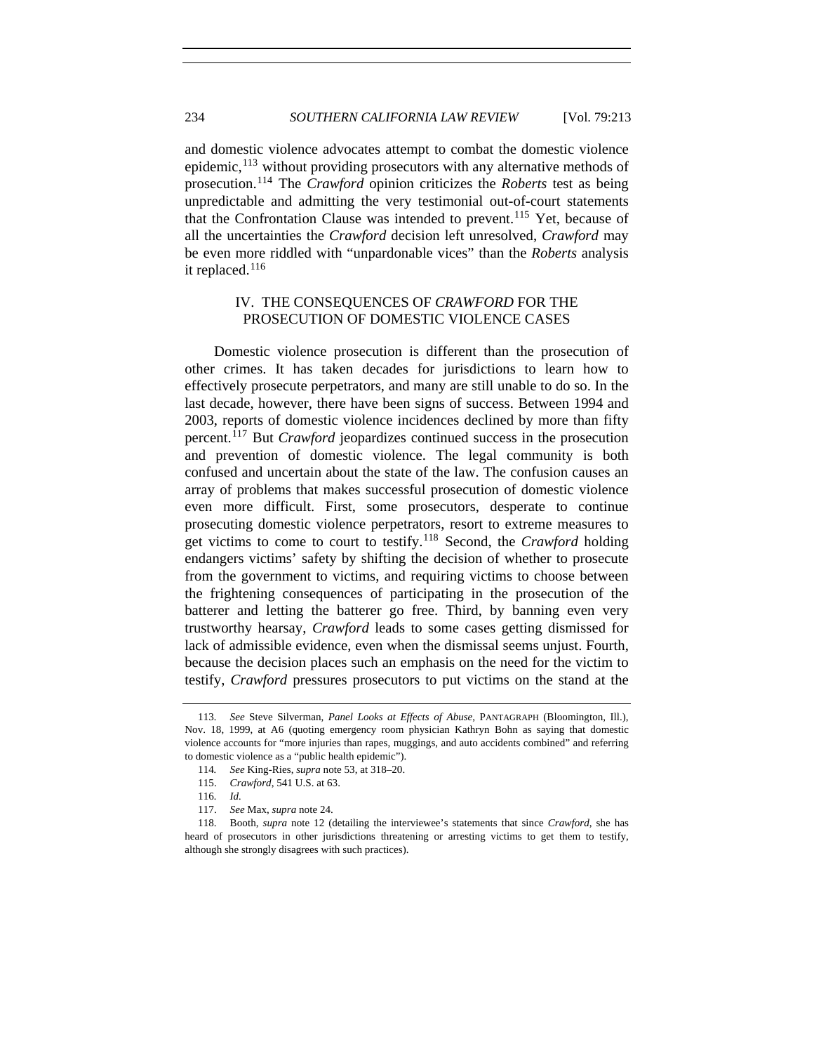and domestic violence advocates attempt to combat the domestic violence epidemic,[113] without providing prosecutors with any alternative methods of prosecution.[114] The *Crawford* opinion criticizes the *Roberts* test as being unpredictable and admitting the very testimonial out-of-court statements that the Confrontation Clause was intended to prevent.[115] Yet, because of all the uncertainties the *Crawford* decision left unresolved, *Crawford* may be even more riddled with "unpardonable vices" than the *Roberts* analysis it replaced.[116]

## IV. THE CONSEQUENCES OF *CRAWFORD* FOR THE PROSECUTION OF DOMESTIC VIOLENCE CASES

Domestic violence prosecution is different than the prosecution of other crimes. It has taken decades for jurisdictions to learn how to effectively prosecute perpetrators, and many are still unable to do so. In the last decade, however, there have been signs of success. Between 1994 and 2003, reports of domestic violence incidences declined by more than fifty percent.[117] But *Crawford* jeopardizes continued success in the prosecution and prevention of domestic violence. The legal community is both confused and uncertain about the state of the law. The confusion causes an array of problems that makes successful prosecution of domestic violence even more difficult. First, some prosecutors, desperate to continue prosecuting domestic violence perpetrators, resort to extreme measures to get victims to come to court to testify.[118] Second, the *Crawford* holding endangers victims' safety by shifting the decision of whether to prosecute from the government to victims, and requiring victims to choose between the frightening consequences of participating in the prosecution of the batterer and letting the batterer go free. Third, by banning even very trustworthy hearsay, *Crawford* leads to some cases getting dismissed for lack of admissible evidence, even when the dismissal seems unjust. Fourth, because the decision places such an emphasis on the need for the victim to testify, *Crawford* pressures prosecutors to put victims on the stand at the

---

113. *See* Steve Silverman, *Panel Looks at Effects of Abuse*, PANTAGRAPH (Bloomington, Ill.), Nov. 18, 1999, at A6 (quoting emergency room physician Kathryn Bohn as saying that domestic violence accounts for "more injuries than rapes, muggings, and auto accidents combined" and referring to domestic violence as a "public health epidemic").

114. *See* King-Ries, *supra* note 53, at 318–20.

115. *Crawford*, 541 U.S. at 63.

116. *Id.*

117. *See* Max, *supra* note 24.

118. Booth, *supra* note 12 (detailing the interviewee's statements that since *Crawford*, she has heard of prosecutors in other jurisdictions threatening or arresting victims to get them to testify, although she strongly disagrees with such practices).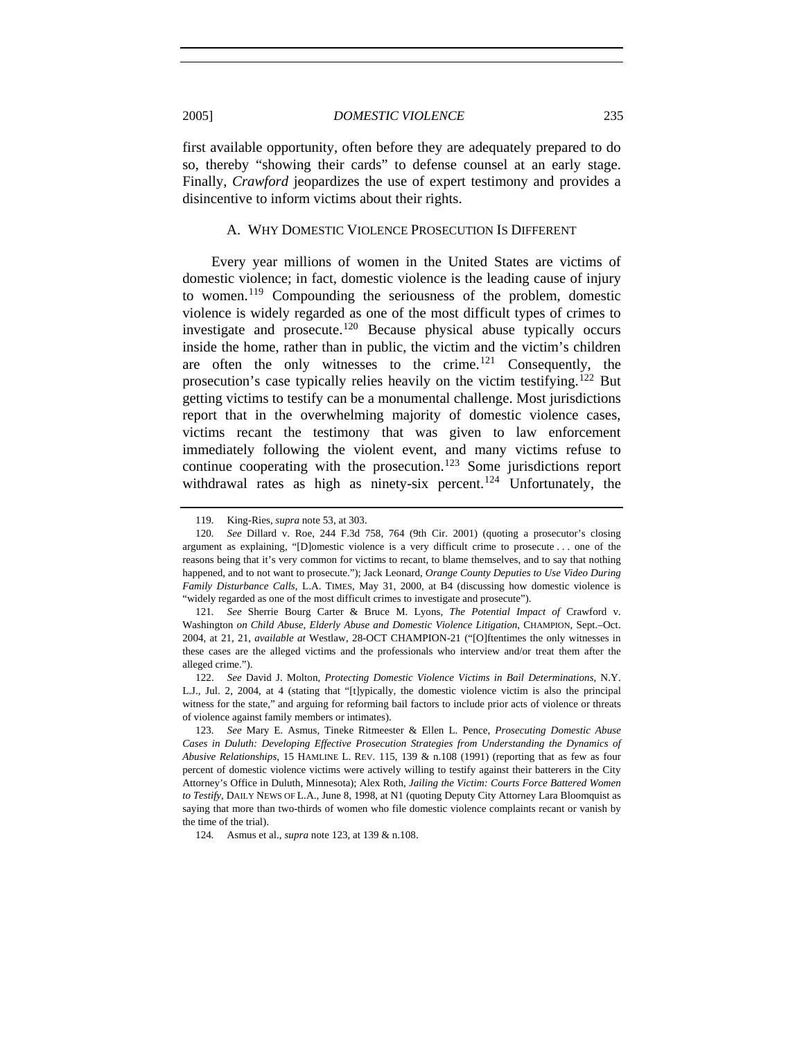first available opportunity, often before they are adequately prepared to do so, thereby "showing their cards" to defense counsel at an early stage. Finally, *Crawford* jeopardizes the use of expert testimony and provides a disincentive to inform victims about their rights.

### A. Why Domestic Violence Prosecution Is Different

Every year millions of women in the United States are victims of domestic violence; in fact, domestic violence is the leading cause of injury to women.[119] Compounding the seriousness of the problem, domestic violence is widely regarded as one of the most difficult types of crimes to investigate and prosecute.[120] Because physical abuse typically occurs inside the home, rather than in public, the victim and the victim's children are often the only witnesses to the crime.[121] Consequently, the prosecution's case typically relies heavily on the victim testifying.[122] But getting victims to testify can be a monumental challenge. Most jurisdictions report that in the overwhelming majority of domestic violence cases, victims recant the testimony that was given to law enforcement immediately following the violent event, and many victims refuse to continue cooperating with the prosecution.[123] Some jurisdictions report withdrawal rates as high as ninety-six percent.[124] Unfortunately, the

---

119. King-Ries, *supra* note 53, at 303.

120. *See* Dillard v. Roe, 244 F.3d 758, 764 (9th Cir. 2001) (quoting a prosecutor's closing argument as explaining, "[D]omestic violence is a very difficult crime to prosecute . . . one of the reasons being that it's very common for victims to recant, to blame themselves, and to say that nothing happened, and to not want to prosecute."); Jack Leonard, *Orange County Deputies to Use Video During Family Disturbance Calls*, L.A. TIMES, May 31, 2000, at B4 (discussing how domestic violence is "widely regarded as one of the most difficult crimes to investigate and prosecute").

121. *See* Sherrie Bourg Carter & Bruce M. Lyons, *The Potential Impact of* Crawford v. Washington *on Child Abuse, Elderly Abuse and Domestic Violence Litigation*, CHAMPION, Sept.–Oct. 2004, at 21, 21, *available at* Westlaw, 28-OCT CHAMPION-21 ("[O]ftentimes the only witnesses in these cases are the alleged victims and the professionals who interview and/or treat them after the alleged crime.").

122. *See* David J. Molton, *Protecting Domestic Violence Victims in Bail Determinations*, N.Y. L.J., Jul. 2, 2004, at 4 (stating that "[t]ypically, the domestic violence victim is also the principal witness for the state," and arguing for reforming bail factors to include prior acts of violence or threats of violence against family members or intimates).

123. *See* Mary E. Asmus, Tineke Ritmeester & Ellen L. Pence, *Prosecuting Domestic Abuse Cases in Duluth: Developing Effective Prosecution Strategies from Understanding the Dynamics of Abusive Relationships*, 15 HAMLINE L. REV. 115, 139 & n.108 (1991) (reporting that as few as four percent of domestic violence victims were actively willing to testify against their batterers in the City Attorney's Office in Duluth, Minnesota); Alex Roth, *Jailing the Victim: Courts Force Battered Women to Testify*, DAILY NEWS OF L.A., June 8, 1998, at N1 (quoting Deputy City Attorney Lara Bloomquist as saying that more than two-thirds of women who file domestic violence complaints recant or vanish by the time of the trial).

124. Asmus et al., *supra* note 123, at 139 & n.108.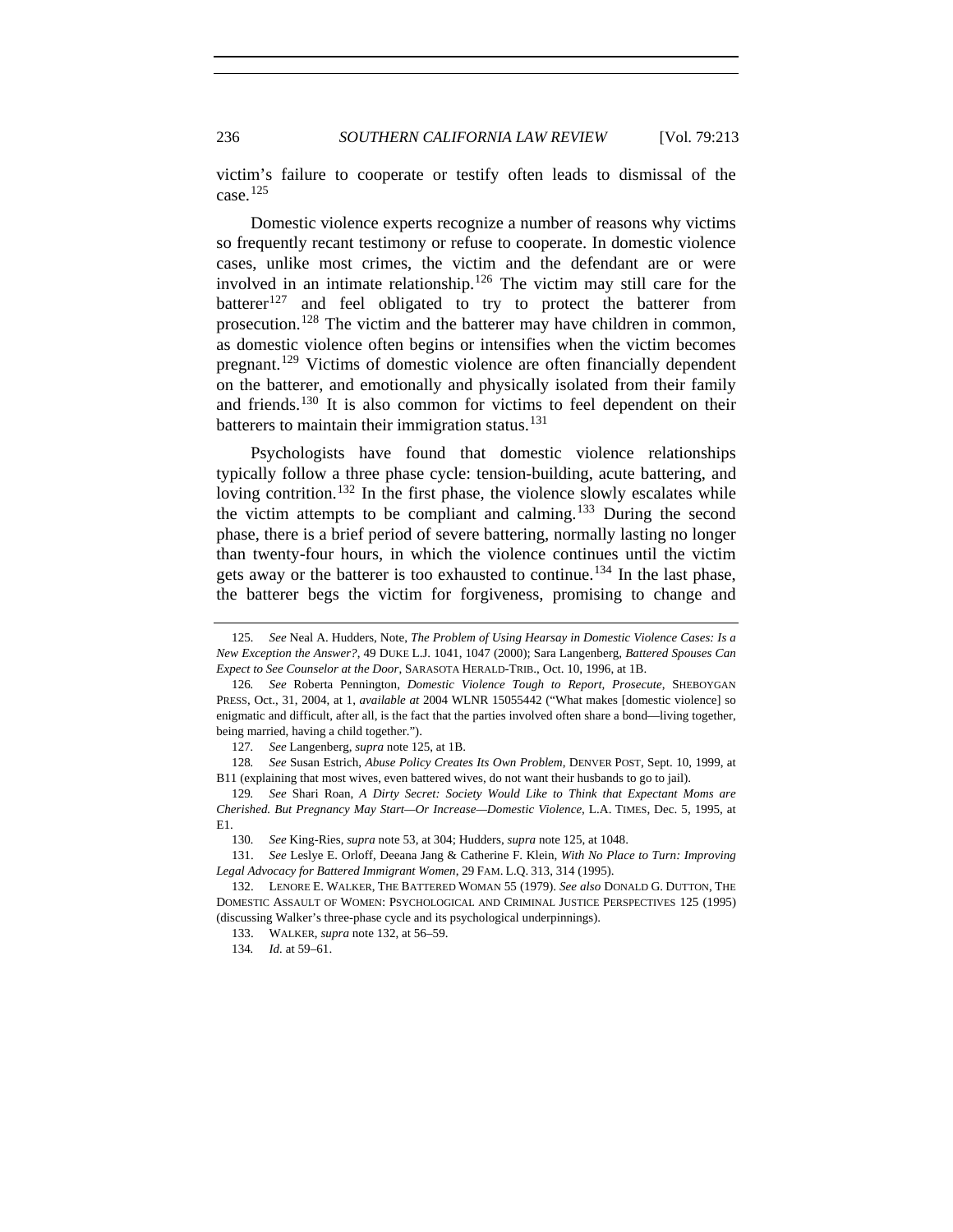victim's failure to cooperate or testify often leads to dismissal of the case.[125]

Domestic violence experts recognize a number of reasons why victims so frequently recant testimony or refuse to cooperate. In domestic violence cases, unlike most crimes, the victim and the defendant are or were involved in an intimate relationship.[126] The victim may still care for the batterer[127] and feel obligated to try to protect the batterer from prosecution.[128] The victim and the batterer may have children in common, as domestic violence often begins or intensifies when the victim becomes pregnant.[129] Victims of domestic violence are often financially dependent on the batterer, and emotionally and physically isolated from their family and friends.[130] It is also common for victims to feel dependent on their batterers to maintain their immigration status.[131]

Psychologists have found that domestic violence relationships typically follow a three phase cycle: tension-building, acute battering, and loving contrition.[132] In the first phase, the violence slowly escalates while the victim attempts to be compliant and calming.[133] During the second phase, there is a brief period of severe battering, normally lasting no longer than twenty-four hours, in which the violence continues until the victim gets away or the batterer is too exhausted to continue.[134] In the last phase, the batterer begs the victim for forgiveness, promising to change and

---

125. *See* Neal A. Hudders, Note, *The Problem of Using Hearsay in Domestic Violence Cases: Is a New Exception the Answer?*, 49 DUKE L.J. 1041, 1047 (2000); Sara Langenberg, *Battered Spouses Can Expect to See Counselor at the Door*, SARASOTA HERALD-TRIB., Oct. 10, 1996, at 1B.

126. *See* Roberta Pennington, *Domestic Violence Tough to Report, Prosecute*, SHEBOYGAN PRESS, Oct., 31, 2004, at 1, *available at* 2004 WLNR 15055442 ("What makes [domestic violence] so enigmatic and difficult, after all, is the fact that the parties involved often share a bond—living together, being married, having a child together.").

127. *See* Langenberg, *supra* note 125, at 1B.

128. *See* Susan Estrich, *Abuse Policy Creates Its Own Problem*, DENVER POST, Sept. 10, 1999, at B11 (explaining that most wives, even battered wives, do not want their husbands to go to jail).

129. *See* Shari Roan, *A Dirty Secret: Society Would Like to Think that Expectant Moms are Cherished. But Pregnancy May Start—Or Increase—Domestic Violence*, L.A. TIMES, Dec. 5, 1995, at E1.

130. *See* King-Ries, *supra* note 53, at 304; Hudders, *supra* note 125, at 1048.

131. *See* Leslye E. Orloff, Deeana Jang & Catherine F. Klein, *With No Place to Turn: Improving Legal Advocacy for Battered Immigrant Women*, 29 FAM. L.Q. 313, 314 (1995).

132. LENORE E. WALKER, THE BATTERED WOMAN 55 (1979). *See also* DONALD G. DUTTON, THE DOMESTIC ASSAULT OF WOMEN: PSYCHOLOGICAL AND CRIMINAL JUSTICE PERSPECTIVES 125 (1995) (discussing Walker's three-phase cycle and its psychological underpinnings).

133. WALKER, *supra* note 132, at 56–59.

134. *Id.* at 59–61.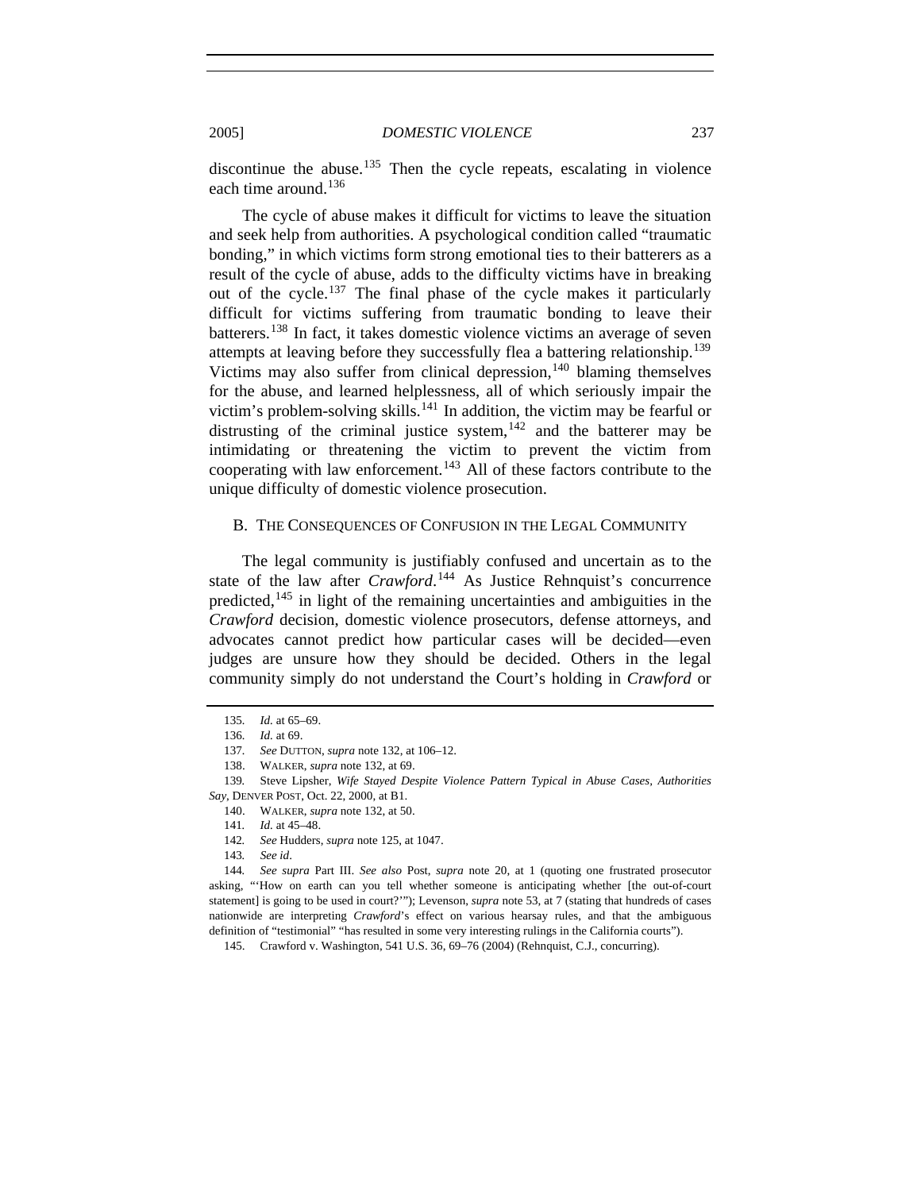discontinue the abuse.[135] Then the cycle repeats, escalating in violence each time around.[136]

The cycle of abuse makes it difficult for victims to leave the situation and seek help from authorities. A psychological condition called "traumatic bonding," in which victims form strong emotional ties to their batterers as a result of the cycle of abuse, adds to the difficulty victims have in breaking out of the cycle.[137] The final phase of the cycle makes it particularly difficult for victims suffering from traumatic bonding to leave their batterers.[138] In fact, it takes domestic violence victims an average of seven attempts at leaving before they successfully flea a battering relationship.[139] Victims may also suffer from clinical depression,[140] blaming themselves for the abuse, and learned helplessness, all of which seriously impair the victim's problem-solving skills.[141] In addition, the victim may be fearful or distrusting of the criminal justice system,[142] and the batterer may be intimidating or threatening the victim to prevent the victim from cooperating with law enforcement.[143] All of these factors contribute to the unique difficulty of domestic violence prosecution.

## B. THE CONSEQUENCES OF CONFUSION IN THE LEGAL COMMUNITY

The legal community is justifiably confused and uncertain as to the state of the law after *Crawford*.[144] As Justice Rehnquist's concurrence predicted,[145] in light of the remaining uncertainties and ambiguities in the *Crawford* decision, domestic violence prosecutors, defense attorneys, and advocates cannot predict how particular cases will be decided—even judges are unsure how they should be decided. Others in the legal community simply do not understand the Court's holding in *Crawford* or

---

135. *Id.* at 65–69.

136. *Id.* at 69.

137. *See* DUTTON, *supra* note 132, at 106–12.

138. WALKER, *supra* note 132, at 69.

139. Steve Lipsher, *Wife Stayed Despite Violence Pattern Typical in Abuse Cases, Authorities Say*, DENVER POST, Oct. 22, 2000, at B1.

140. WALKER, *supra* note 132, at 50.

141. *Id.* at 45–48.

142. *See* Hudders, *supra* note 125, at 1047.

143. *See id*.

144. *See supra* Part III. *See also* Post, *supra* note 20, at 1 (quoting one frustrated prosecutor asking, "'How on earth can you tell whether someone is anticipating whether [the out-of-court statement] is going to be used in court?'"); Levenson, *supra* note 53, at 7 (stating that hundreds of cases nationwide are interpreting *Crawford*'s effect on various hearsay rules, and that the ambiguous definition of "testimonial" "has resulted in some very interesting rulings in the California courts").

145. Crawford v. Washington, 541 U.S. 36, 69–76 (2004) (Rehnquist, C.J., concurring).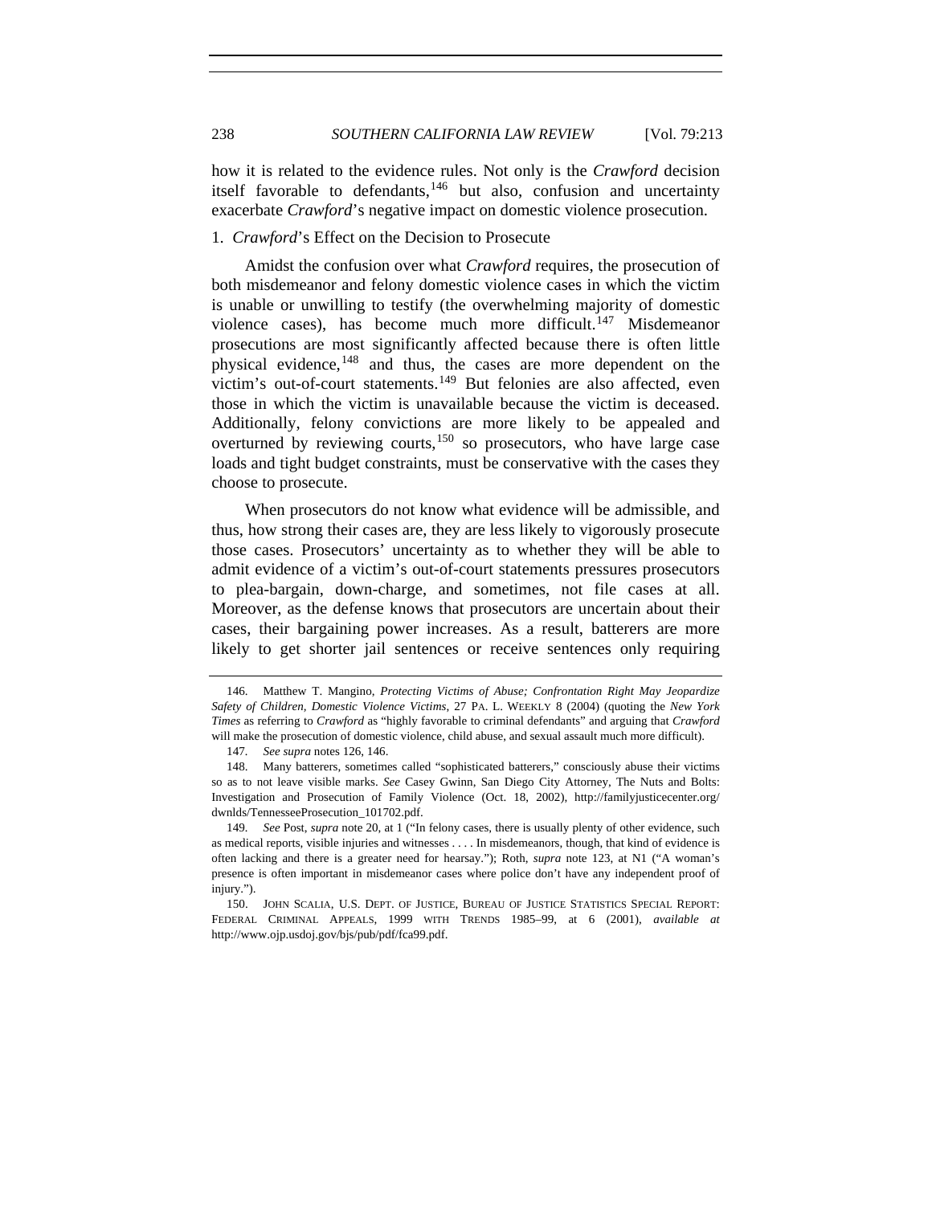how it is related to the evidence rules. Not only is the *Crawford* decision itself favorable to defendants,[146] but also, confusion and uncertainty exacerbate *Crawford*'s negative impact on domestic violence prosecution.

### 1. *Crawford*'s Effect on the Decision to Prosecute

Amidst the confusion over what *Crawford* requires, the prosecution of both misdemeanor and felony domestic violence cases in which the victim is unable or unwilling to testify (the overwhelming majority of domestic violence cases), has become much more difficult.[147] Misdemeanor prosecutions are most significantly affected because there is often little physical evidence,[148] and thus, the cases are more dependent on the victim's out-of-court statements.[149] But felonies are also affected, even those in which the victim is unavailable because the victim is deceased. Additionally, felony convictions are more likely to be appealed and overturned by reviewing courts,[150] so prosecutors, who have large case loads and tight budget constraints, must be conservative with the cases they choose to prosecute.

When prosecutors do not know what evidence will be admissible, and thus, how strong their cases are, they are less likely to vigorously prosecute those cases. Prosecutors' uncertainty as to whether they will be able to admit evidence of a victim's out-of-court statements pressures prosecutors to plea-bargain, down-charge, and sometimes, not file cases at all. Moreover, as the defense knows that prosecutors are uncertain about their cases, their bargaining power increases. As a result, batterers are more likely to get shorter jail sentences or receive sentences only requiring

---

146. Matthew T. Mangino, *Protecting Victims of Abuse; Confrontation Right May Jeopardize Safety of Children, Domestic Violence Victims*, 27 PA. L. WEEKLY 8 (2004) (quoting the *New York Times* as referring to *Crawford* as "highly favorable to criminal defendants" and arguing that *Crawford* will make the prosecution of domestic violence, child abuse, and sexual assault much more difficult).

147. *See supra* notes 126, 146.

148. Many batterers, sometimes called "sophisticated batterers," consciously abuse their victims so as to not leave visible marks. *See* Casey Gwinn, San Diego City Attorney, The Nuts and Bolts: Investigation and Prosecution of Family Violence (Oct. 18, 2002), http://familyjusticecenter.org/dwnlds/TennesseeProsecution_101702.pdf.

149. *See* Post, *supra* note 20, at 1 ("In felony cases, there is usually plenty of other evidence, such as medical reports, visible injuries and witnesses . . . . In misdemeanors, though, that kind of evidence is often lacking and there is a greater need for hearsay."); Roth, *supra* note 123, at N1 ("A woman's presence is often important in misdemeanor cases where police don't have any independent proof of injury.").

150. JOHN SCALIA, U.S. DEPT. OF JUSTICE, BUREAU OF JUSTICE STATISTICS SPECIAL REPORT: FEDERAL CRIMINAL APPEALS, 1999 WITH TRENDS 1985–99, at 6 (2001), *available at* http://www.ojp.usdoj.gov/bjs/pub/pdf/fca99.pdf.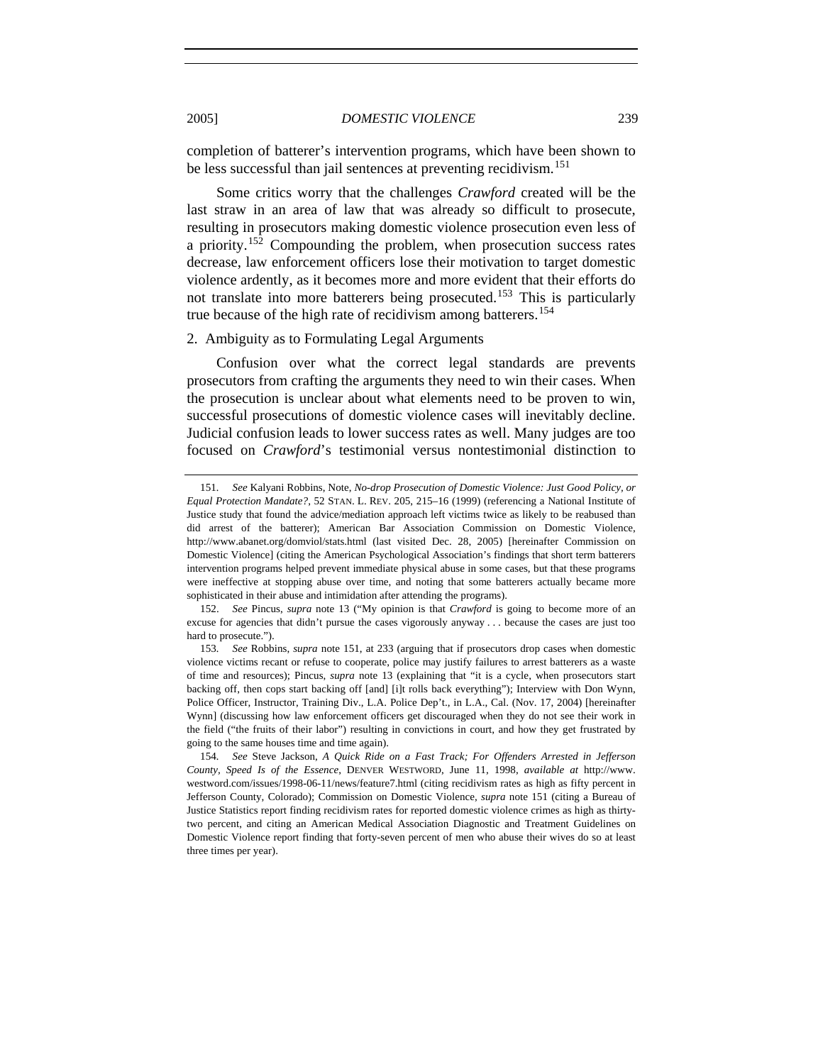completion of batterer's intervention programs, which have been shown to be less successful than jail sentences at preventing recidivism.[151]

Some critics worry that the challenges *Crawford* created will be the last straw in an area of law that was already so difficult to prosecute, resulting in prosecutors making domestic violence prosecution even less of a priority.[152] Compounding the problem, when prosecution success rates decrease, law enforcement officers lose their motivation to target domestic violence ardently, as it becomes more and more evident that their efforts do not translate into more batterers being prosecuted.[153] This is particularly true because of the high rate of recidivism among batterers.[154]

### 2. Ambiguity as to Formulating Legal Arguments

Confusion over what the correct legal standards are prevents prosecutors from crafting the arguments they need to win their cases. When the prosecution is unclear about what elements need to be proven to win, successful prosecutions of domestic violence cases will inevitably decline. Judicial confusion leads to lower success rates as well. Many judges are too focused on *Crawford*'s testimonial versus nontestimonial distinction to

---

151. *See* Kalyani Robbins, Note, *No-drop Prosecution of Domestic Violence: Just Good Policy, or Equal Protection Mandate?*, 52 STAN. L. REV. 205, 215–16 (1999) (referencing a National Institute of Justice study that found the advice/mediation approach left victims twice as likely to be reabused than did arrest of the batterer); American Bar Association Commission on Domestic Violence, http://www.abanet.org/domviol/stats.html (last visited Dec. 28, 2005) [hereinafter Commission on Domestic Violence] (citing the American Psychological Association's findings that short term batterers intervention programs helped prevent immediate physical abuse in some cases, but that these programs were ineffective at stopping abuse over time, and noting that some batterers actually became more sophisticated in their abuse and intimidation after attending the programs).

152. *See* Pincus, *supra* note 13 ("My opinion is that *Crawford* is going to become more of an excuse for agencies that didn't pursue the cases vigorously anyway . . . because the cases are just too hard to prosecute.").

153. *See* Robbins, *supra* note 151, at 233 (arguing that if prosecutors drop cases when domestic violence victims recant or refuse to cooperate, police may justify failures to arrest batterers as a waste of time and resources); Pincus, *supra* note 13 (explaining that "it is a cycle, when prosecutors start backing off, then cops start backing off [and] [i]t rolls back everything"); Interview with Don Wynn, Police Officer, Instructor, Training Div., L.A. Police Dep't., in L.A., Cal. (Nov. 17, 2004) [hereinafter Wynn] (discussing how law enforcement officers get discouraged when they do not see their work in the field ("the fruits of their labor") resulting in convictions in court, and how they get frustrated by going to the same houses time and time again).

154. *See* Steve Jackson, *A Quick Ride on a Fast Track; For Offenders Arrested in Jefferson County, Speed Is of the Essence*, DENVER WESTWORD, June 11, 1998, *available at* http://www.westword.com/issues/1998-06-11/news/feature7.html (citing recidivism rates as high as fifty percent in Jefferson County, Colorado); Commission on Domestic Violence, *supra* note 151 (citing a Bureau of Justice Statistics report finding recidivism rates for reported domestic violence crimes as high as thirty-two percent, and citing an American Medical Association Diagnostic and Treatment Guidelines on Domestic Violence report finding that forty-seven percent of men who abuse their wives do so at least three times per year).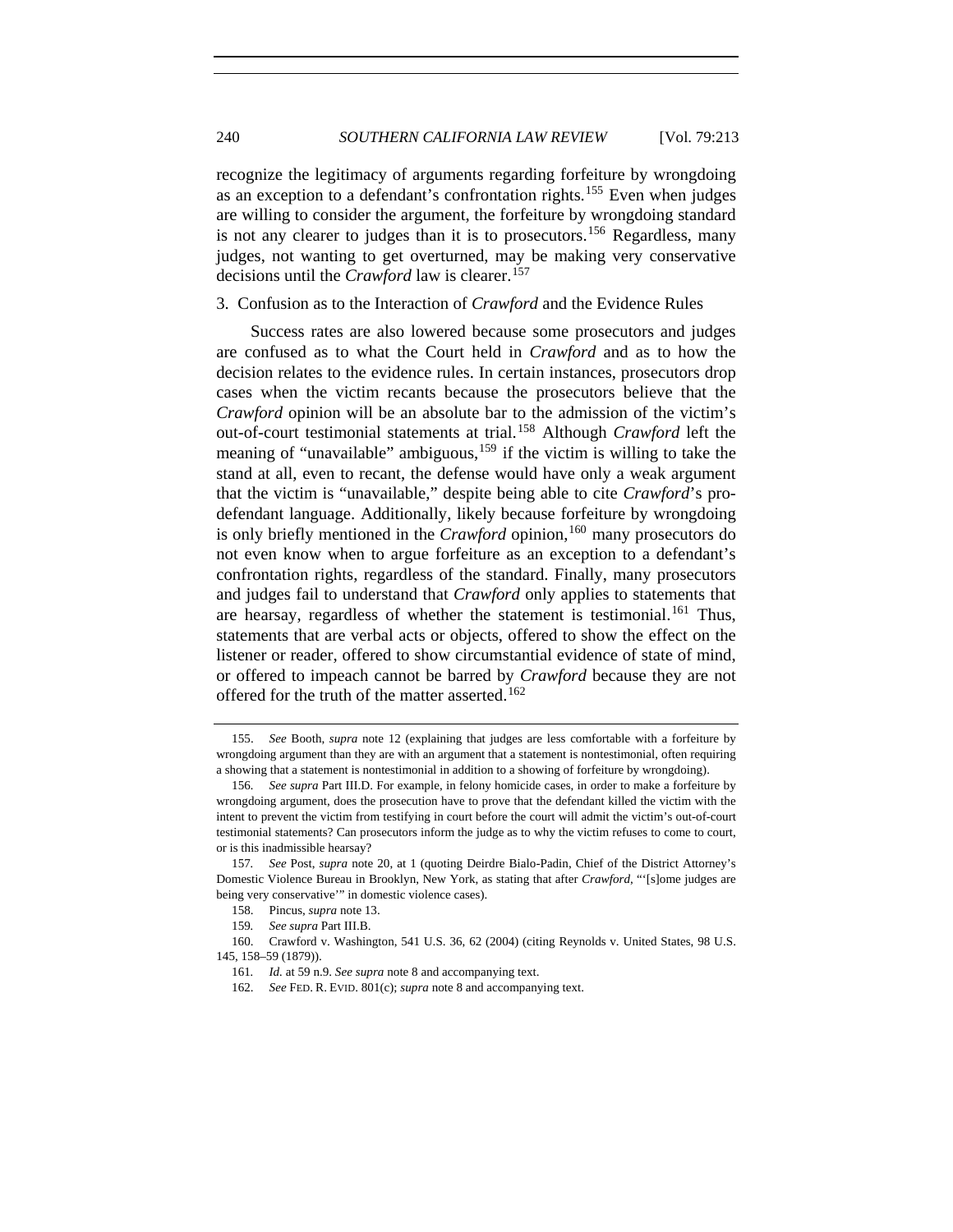recognize the legitimacy of arguments regarding forfeiture by wrongdoing as an exception to a defendant's confrontation rights.[155] Even when judges are willing to consider the argument, the forfeiture by wrongdoing standard is not any clearer to judges than it is to prosecutors.[156] Regardless, many judges, not wanting to get overturned, may be making very conservative decisions until the *Crawford* law is clearer.[157]

### 3. Confusion as to the Interaction of *Crawford* and the Evidence Rules

Success rates are also lowered because some prosecutors and judges are confused as to what the Court held in *Crawford* and as to how the decision relates to the evidence rules. In certain instances, prosecutors drop cases when the victim recants because the prosecutors believe that the *Crawford* opinion will be an absolute bar to the admission of the victim's out-of-court testimonial statements at trial.[158] Although *Crawford* left the meaning of "unavailable" ambiguous,[159] if the victim is willing to take the stand at all, even to recant, the defense would have only a weak argument that the victim is "unavailable," despite being able to cite *Crawford*'s pro-defendant language. Additionally, likely because forfeiture by wrongdoing is only briefly mentioned in the *Crawford* opinion,[160] many prosecutors do not even know when to argue forfeiture as an exception to a defendant's confrontation rights, regardless of the standard. Finally, many prosecutors and judges fail to understand that *Crawford* only applies to statements that are hearsay, regardless of whether the statement is testimonial.[161] Thus, statements that are verbal acts or objects, offered to show the effect on the listener or reader, offered to show circumstantial evidence of state of mind, or offered to impeach cannot be barred by *Crawford* because they are not offered for the truth of the matter asserted.[162]

---

155. *See* Booth, *supra* note 12 (explaining that judges are less comfortable with a forfeiture by wrongdoing argument than they are with an argument that a statement is nontestimonial, often requiring a showing that a statement is nontestimonial in addition to a showing of forfeiture by wrongdoing).

156. *See supra* Part III.D. For example, in felony homicide cases, in order to make a forfeiture by wrongdoing argument, does the prosecution have to prove that the defendant killed the victim with the intent to prevent the victim from testifying in court before the court will admit the victim's out-of-court testimonial statements? Can prosecutors inform the judge as to why the victim refuses to come to court, or is this inadmissible hearsay?

157. *See* Post, *supra* note 20, at 1 (quoting Deirdre Bialo-Padin, Chief of the District Attorney's Domestic Violence Bureau in Brooklyn, New York, as stating that after *Crawford*, "'[s]ome judges are being very conservative'" in domestic violence cases).

158. Pincus, *supra* note 13.

159. *See supra* Part III.B.

160. Crawford v. Washington, 541 U.S. 36, 62 (2004) (citing Reynolds v. United States, 98 U.S. 145, 158–59 (1879)).

161. *Id.* at 59 n.9. *See supra* note 8 and accompanying text.

162. *See* FED. R. EVID. 801(c); *supra* note 8 and accompanying text.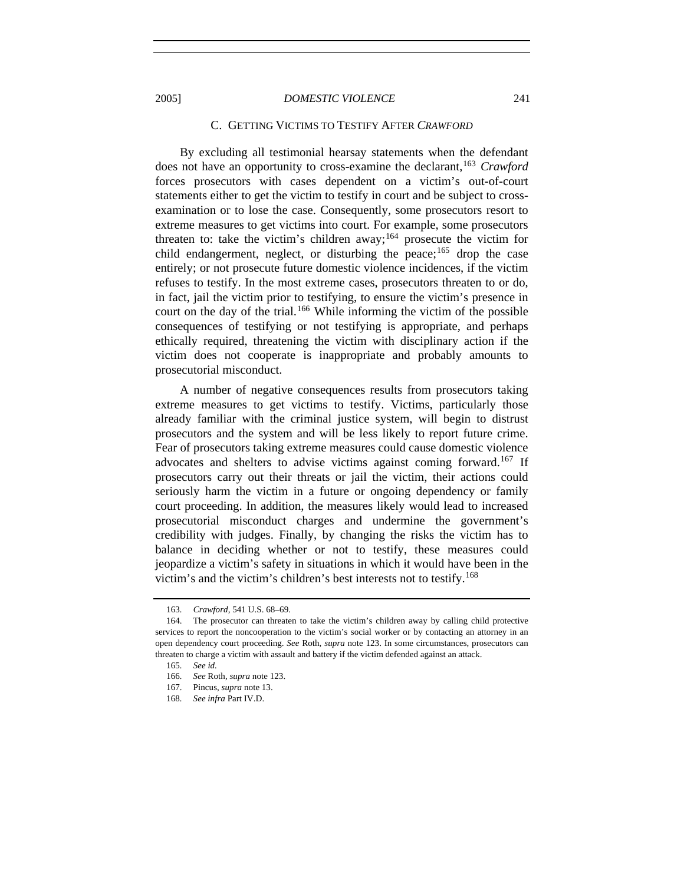### C. GETTING VICTIMS TO TESTIFY AFTER *CRAWFORD*

By excluding all testimonial hearsay statements when the defendant does not have an opportunity to cross-examine the declarant,[163] *Crawford* forces prosecutors with cases dependent on a victim's out-of-court statements either to get the victim to testify in court and be subject to cross-examination or to lose the case. Consequently, some prosecutors resort to extreme measures to get victims into court. For example, some prosecutors threaten to: take the victim's children away;[164] prosecute the victim for child endangerment, neglect, or disturbing the peace;[165] drop the case entirely; or not prosecute future domestic violence incidences, if the victim refuses to testify. In the most extreme cases, prosecutors threaten to or do, in fact, jail the victim prior to testifying, to ensure the victim's presence in court on the day of the trial.[166] While informing the victim of the possible consequences of testifying or not testifying is appropriate, and perhaps ethically required, threatening the victim with disciplinary action if the victim does not cooperate is inappropriate and probably amounts to prosecutorial misconduct.

A number of negative consequences results from prosecutors taking extreme measures to get victims to testify. Victims, particularly those already familiar with the criminal justice system, will begin to distrust prosecutors and the system and will be less likely to report future crime. Fear of prosecutors taking extreme measures could cause domestic violence advocates and shelters to advise victims against coming forward.[167] If prosecutors carry out their threats or jail the victim, their actions could seriously harm the victim in a future or ongoing dependency or family court proceeding. In addition, the measures likely would lead to increased prosecutorial misconduct charges and undermine the government's credibility with judges. Finally, by changing the risks the victim has to balance in deciding whether or not to testify, these measures could jeopardize a victim's safety in situations in which it would have been in the victim's and the victim's children's best interests not to testify.[168]

---

163. *Crawford*, 541 U.S. 68–69.

164. The prosecutor can threaten to take the victim's children away by calling child protective services to report the noncooperation to the victim's social worker or by contacting an attorney in an open dependency court proceeding. *See* Roth, *supra* note 123. In some circumstances, prosecutors can threaten to charge a victim with assault and battery if the victim defended against an attack.

165. *See id.*

166. *See* Roth, *supra* note 123.

167. Pincus, *supra* note 13.

168. *See infra* Part IV.D.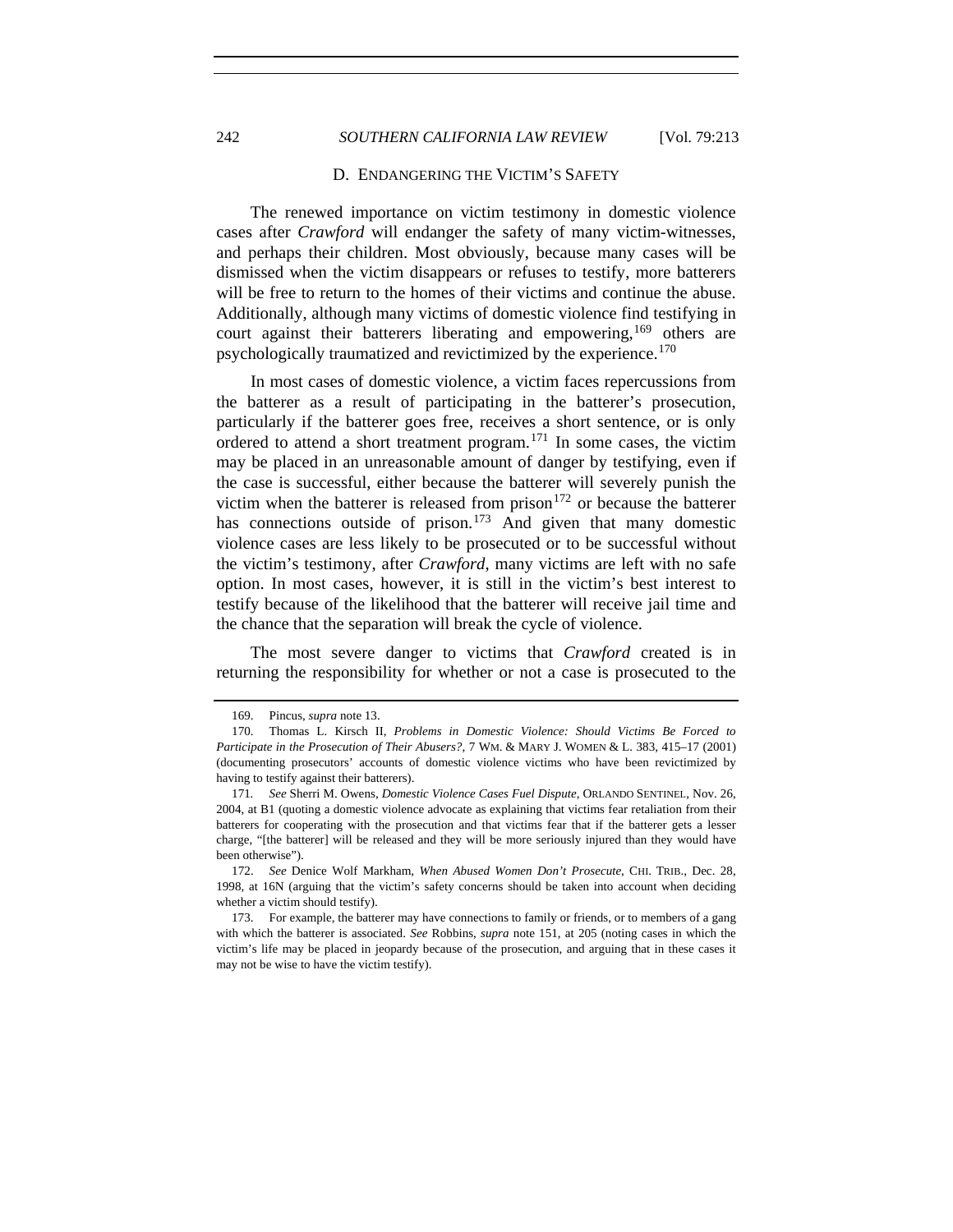### D. ENDANGERING THE VICTIM'S SAFETY

The renewed importance on victim testimony in domestic violence cases after *Crawford* will endanger the safety of many victim-witnesses, and perhaps their children. Most obviously, because many cases will be dismissed when the victim disappears or refuses to testify, more batterers will be free to return to the homes of their victims and continue the abuse. Additionally, although many victims of domestic violence find testifying in court against their batterers liberating and empowering,[169] others are psychologically traumatized and revictimized by the experience.[170]

In most cases of domestic violence, a victim faces repercussions from the batterer as a result of participating in the batterer's prosecution, particularly if the batterer goes free, receives a short sentence, or is only ordered to attend a short treatment program.[171] In some cases, the victim may be placed in an unreasonable amount of danger by testifying, even if the case is successful, either because the batterer will severely punish the victim when the batterer is released from prison[172] or because the batterer has connections outside of prison.[173] And given that many domestic violence cases are less likely to be prosecuted or to be successful without the victim's testimony, after *Crawford*, many victims are left with no safe option. In most cases, however, it is still in the victim's best interest to testify because of the likelihood that the batterer will receive jail time and the chance that the separation will break the cycle of violence.

The most severe danger to victims that *Crawford* created is in returning the responsibility for whether or not a case is prosecuted to the

---

169. Pincus, *supra* note 13.

170. Thomas L. Kirsch II, *Problems in Domestic Violence: Should Victims Be Forced to Participate in the Prosecution of Their Abusers?*, 7 WM. & MARY J. WOMEN & L. 383, 415–17 (2001) (documenting prosecutors' accounts of domestic violence victims who have been revictimized by having to testify against their batterers).

171. *See* Sherri M. Owens, *Domestic Violence Cases Fuel Dispute*, ORLANDO SENTINEL, Nov. 26, 2004, at B1 (quoting a domestic violence advocate as explaining that victims fear retaliation from their batterers for cooperating with the prosecution and that victims fear that if the batterer gets a lesser charge, "[the batterer] will be released and they will be more seriously injured than they would have been otherwise").

172. *See* Denice Wolf Markham, *When Abused Women Don't Prosecute*, CHI. TRIB., Dec. 28, 1998, at 16N (arguing that the victim's safety concerns should be taken into account when deciding whether a victim should testify).

173. For example, the batterer may have connections to family or friends, or to members of a gang with which the batterer is associated. *See* Robbins, *supra* note 151, at 205 (noting cases in which the victim's life may be placed in jeopardy because of the prosecution, and arguing that in these cases it may not be wise to have the victim testify).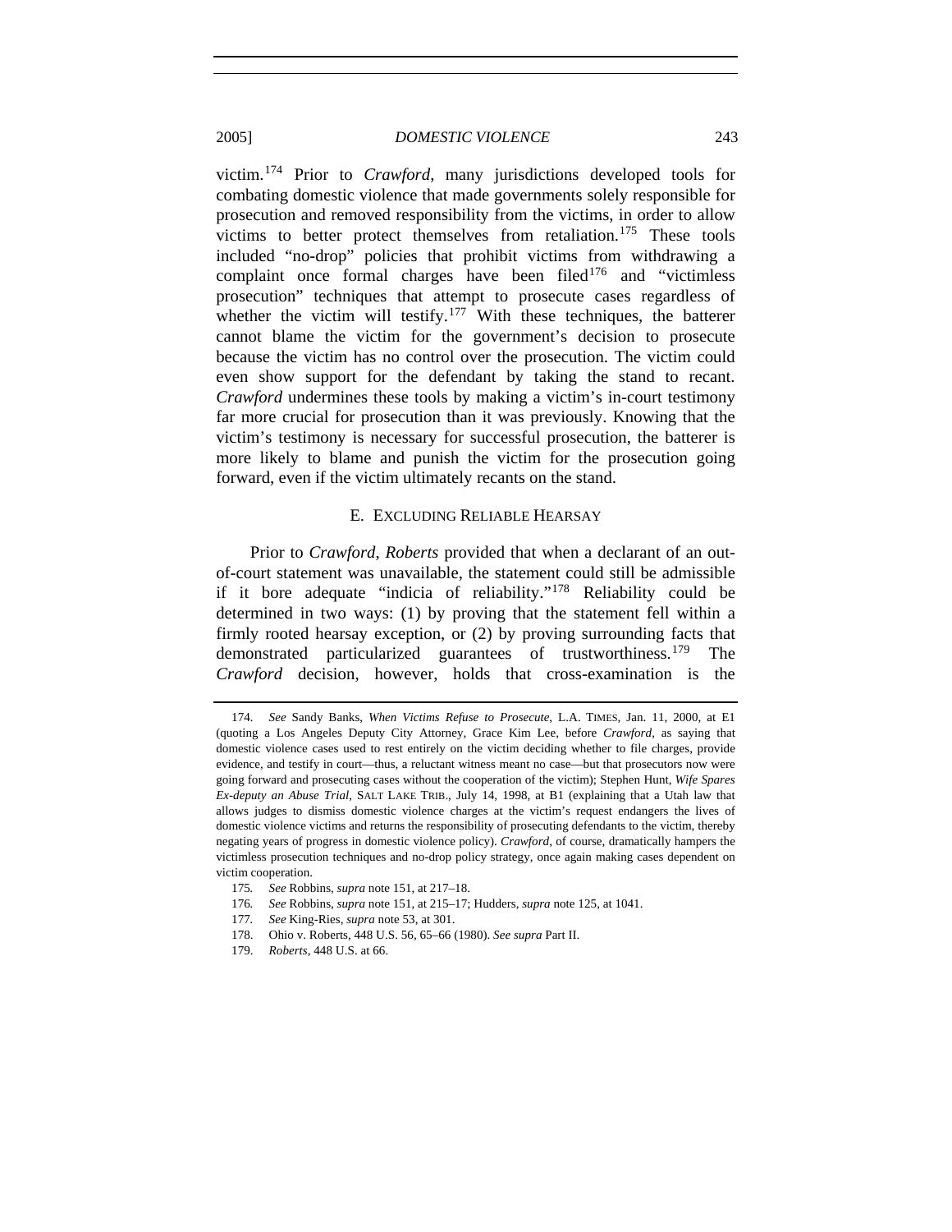victim.[174] Prior to *Crawford*, many jurisdictions developed tools for combating domestic violence that made governments solely responsible for prosecution and removed responsibility from the victims, in order to allow victims to better protect themselves from retaliation.[175] These tools included "no-drop" policies that prohibit victims from withdrawing a complaint once formal charges have been filed[176] and "victimless prosecution" techniques that attempt to prosecute cases regardless of whether the victim will testify.[177] With these techniques, the batterer cannot blame the victim for the government's decision to prosecute because the victim has no control over the prosecution. The victim could even show support for the defendant by taking the stand to recant. *Crawford* undermines these tools by making a victim's in-court testimony far more crucial for prosecution than it was previously. Knowing that the victim's testimony is necessary for successful prosecution, the batterer is more likely to blame and punish the victim for the prosecution going forward, even if the victim ultimately recants on the stand.

### E. EXCLUDING RELIABLE HEARSAY

Prior to *Crawford*, *Roberts* provided that when a declarant of an out-of-court statement was unavailable, the statement could still be admissible if it bore adequate "indicia of reliability."[178] Reliability could be determined in two ways: (1) by proving that the statement fell within a firmly rooted hearsay exception, or (2) by proving surrounding facts that demonstrated particularized guarantees of trustworthiness.[179] The *Crawford* decision, however, holds that cross-examination is the

---

174. *See* Sandy Banks, *When Victims Refuse to Prosecute*, L.A. TIMES, Jan. 11, 2000, at E1 (quoting a Los Angeles Deputy City Attorney, Grace Kim Lee, before *Crawford*, as saying that domestic violence cases used to rest entirely on the victim deciding whether to file charges, provide evidence, and testify in court—thus, a reluctant witness meant no case—but that prosecutors now were going forward and prosecuting cases without the cooperation of the victim); Stephen Hunt, *Wife Spares Ex-deputy an Abuse Trial*, SALT LAKE TRIB., July 14, 1998, at B1 (explaining that a Utah law that allows judges to dismiss domestic violence charges at the victim's request endangers the lives of domestic violence victims and returns the responsibility of prosecuting defendants to the victim, thereby negating years of progress in domestic violence policy). *Crawford*, of course, dramatically hampers the victimless prosecution techniques and no-drop policy strategy, once again making cases dependent on victim cooperation.

175. *See* Robbins, *supra* note 151, at 217–18.

176. *See* Robbins, *supra* note 151, at 215–17; Hudders, *supra* note 125, at 1041.

177. *See* King-Ries, *supra* note 53, at 301.

178. Ohio v. Roberts, 448 U.S. 56, 65–66 (1980). *See supra* Part II.

179. *Roberts*, 448 U.S. at 66.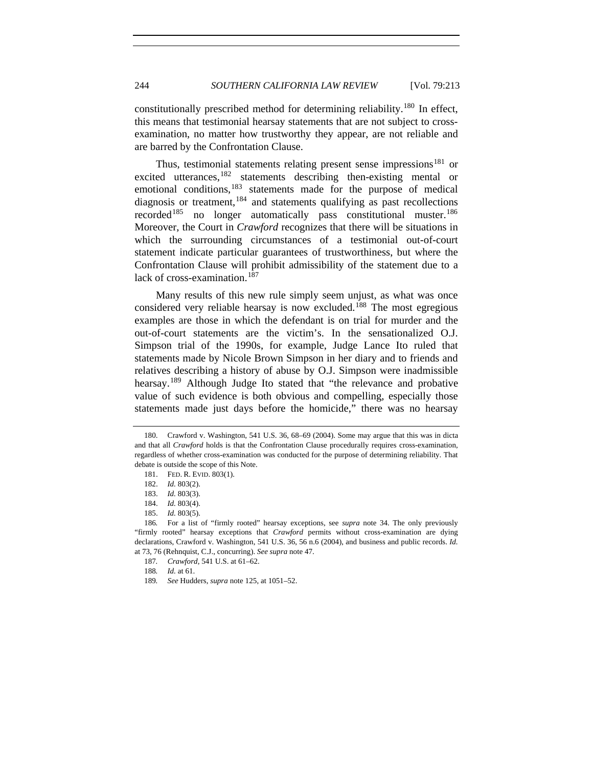constitutionally prescribed method for determining reliability.[180] In effect, this means that testimonial hearsay statements that are not subject to cross-examination, no matter how trustworthy they appear, are not reliable and are barred by the Confrontation Clause.

Thus, testimonial statements relating present sense impressions[181] or excited utterances,[182] statements describing then-existing mental or emotional conditions,[183] statements made for the purpose of medical diagnosis or treatment,[184] and statements qualifying as past recollections recorded[185] no longer automatically pass constitutional muster.[186] Moreover, the Court in *Crawford* recognizes that there will be situations in which the surrounding circumstances of a testimonial out-of-court statement indicate particular guarantees of trustworthiness, but where the Confrontation Clause will prohibit admissibility of the statement due to a lack of cross-examination.[187]

Many results of this new rule simply seem unjust, as what was once considered very reliable hearsay is now excluded.[188] The most egregious examples are those in which the defendant is on trial for murder and the out-of-court statements are the victim's. In the sensationalized O.J. Simpson trial of the 1990s, for example, Judge Lance Ito ruled that statements made by Nicole Brown Simpson in her diary and to friends and relatives describing a history of abuse by O.J. Simpson were inadmissible hearsay.[189] Although Judge Ito stated that "the relevance and probative value of such evidence is both obvious and compelling, especially those statements made just days before the homicide," there was no hearsay

---

180. Crawford v. Washington, 541 U.S. 36, 68–69 (2004). Some may argue that this was in dicta and that all *Crawford* holds is that the Confrontation Clause procedurally requires cross-examination, regardless of whether cross-examination was conducted for the purpose of determining reliability. That debate is outside the scope of this Note.

181. FED. R. EVID. 803(1).

182. *Id.* 803(2).

183. *Id.* 803(3).

184. *Id.* 803(4).

185. *Id.* 803(5).

186. For a list of "firmly rooted" hearsay exceptions, see *supra* note 34. The only previously "firmly rooted" hearsay exceptions that *Crawford* permits without cross-examination are dying declarations, Crawford v. Washington, 541 U.S. 36, 56 n.6 (2004), and business and public records. *Id.* at 73, 76 (Rehnquist, C.J., concurring). *See supra* note 47.

187. *Crawford*, 541 U.S. at 61–62.

188. *Id.* at 61.

189. *See* Hudders, *supra* note 125, at 1051–52.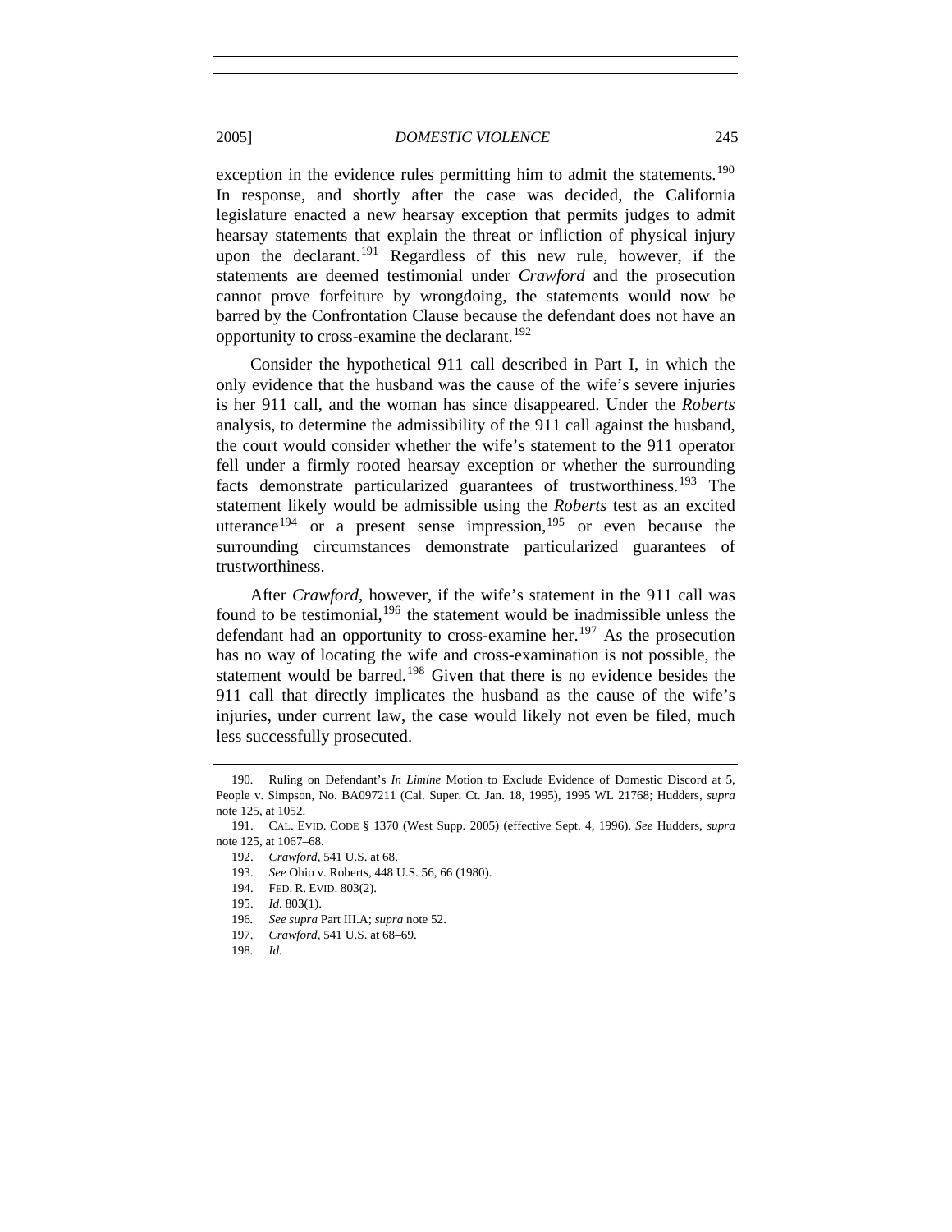exception in the evidence rules permitting him to admit the statements.[190] In response, and shortly after the case was decided, the California legislature enacted a new hearsay exception that permits judges to admit hearsay statements that explain the threat or infliction of physical injury upon the declarant.[191] Regardless of this new rule, however, if the statements are deemed testimonial under *Crawford* and the prosecution cannot prove forfeiture by wrongdoing, the statements would now be barred by the Confrontation Clause because the defendant does not have an opportunity to cross-examine the declarant.[192]

Consider the hypothetical 911 call described in Part I, in which the only evidence that the husband was the cause of the wife's severe injuries is her 911 call, and the woman has since disappeared. Under the *Roberts* analysis, to determine the admissibility of the 911 call against the husband, the court would consider whether the wife's statement to the 911 operator fell under a firmly rooted hearsay exception or whether the surrounding facts demonstrate particularized guarantees of trustworthiness.[193] The statement likely would be admissible using the *Roberts* test as an excited utterance[194] or a present sense impression,[195] or even because the surrounding circumstances demonstrate particularized guarantees of trustworthiness.

After *Crawford*, however, if the wife's statement in the 911 call was found to be testimonial,[196] the statement would be inadmissible unless the defendant had an opportunity to cross-examine her.[197] As the prosecution has no way of locating the wife and cross-examination is not possible, the statement would be barred.[198] Given that there is no evidence besides the 911 call that directly implicates the husband as the cause of the wife's injuries, under current law, the case would likely not even be filed, much less successfully prosecuted.

---

190. Ruling on Defendant's *In Limine* Motion to Exclude Evidence of Domestic Discord at 5, People v. Simpson, No. BA097211 (Cal. Super. Ct. Jan. 18, 1995), 1995 WL 21768; Hudders, *supra* note 125, at 1052.

191. CAL. EVID. CODE § 1370 (West Supp. 2005) (effective Sept. 4, 1996). *See* Hudders, *supra* note 125, at 1067–68.

192. *Crawford*, 541 U.S. at 68.

193. *See* Ohio v. Roberts, 448 U.S. 56, 66 (1980).

194. FED. R. EVID. 803(2).

195. *Id.* 803(1).

196. *See supra* Part III.A; *supra* note 52.

197. *Crawford*, 541 U.S. at 68–69.

198. *Id.*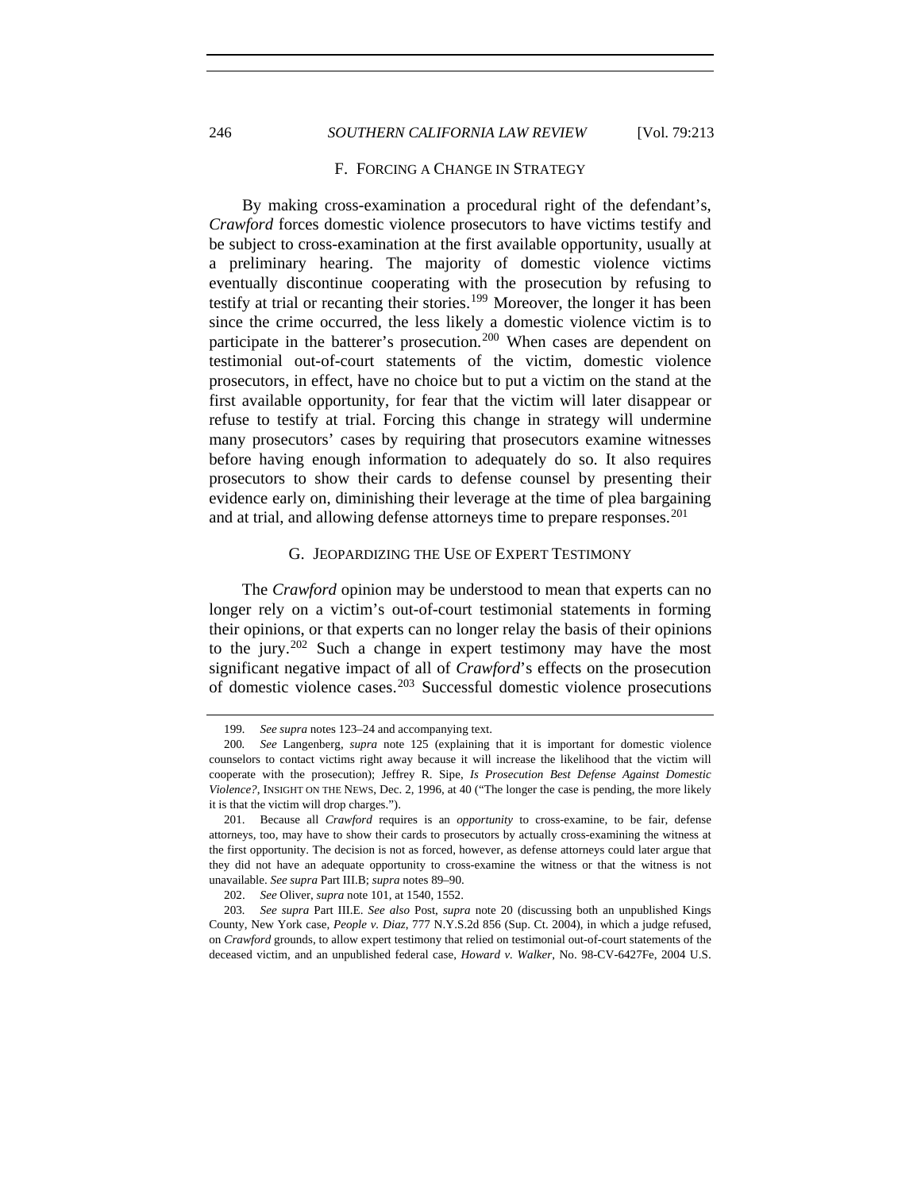### F. FORCING A CHANGE IN STRATEGY

By making cross-examination a procedural right of the defendant's, *Crawford* forces domestic violence prosecutors to have victims testify and be subject to cross-examination at the first available opportunity, usually at a preliminary hearing. The majority of domestic violence victims eventually discontinue cooperating with the prosecution by refusing to testify at trial or recanting their stories.[199] Moreover, the longer it has been since the crime occurred, the less likely a domestic violence victim is to participate in the batterer's prosecution.[200] When cases are dependent on testimonial out-of-court statements of the victim, domestic violence prosecutors, in effect, have no choice but to put a victim on the stand at the first available opportunity, for fear that the victim will later disappear or refuse to testify at trial. Forcing this change in strategy will undermine many prosecutors' cases by requiring that prosecutors examine witnesses before having enough information to adequately do so. It also requires prosecutors to show their cards to defense counsel by presenting their evidence early on, diminishing their leverage at the time of plea bargaining and at trial, and allowing defense attorneys time to prepare responses.[201]

### G. JEOPARDIZING THE USE OF EXPERT TESTIMONY

The *Crawford* opinion may be understood to mean that experts can no longer rely on a victim's out-of-court testimonial statements in forming their opinions, or that experts can no longer relay the basis of their opinions to the jury.[202] Such a change in expert testimony may have the most significant negative impact of all of *Crawford*'s effects on the prosecution of domestic violence cases.[203] Successful domestic violence prosecutions

---

199. *See supra* notes 123–24 and accompanying text.

200. *See* Langenberg, *supra* note 125 (explaining that it is important for domestic violence counselors to contact victims right away because it will increase the likelihood that the victim will cooperate with the prosecution); Jeffrey R. Sipe, *Is Prosecution Best Defense Against Domestic Violence?*, INSIGHT ON THE NEWS, Dec. 2, 1996, at 40 ("The longer the case is pending, the more likely it is that the victim will drop charges.").

201. Because all *Crawford* requires is an *opportunity* to cross-examine, to be fair, defense attorneys, too, may have to show their cards to prosecutors by actually cross-examining the witness at the first opportunity. The decision is not as forced, however, as defense attorneys could later argue that they did not have an adequate opportunity to cross-examine the witness or that the witness is not unavailable. *See supra* Part III.B; *supra* notes 89–90.

202. *See* Oliver, *supra* note 101, at 1540, 1552.

203. *See supra* Part III.E. *See also* Post, *supra* note 20 (discussing both an unpublished Kings County, New York case, *People v. Diaz*, 777 N.Y.S.2d 856 (Sup. Ct. 2004), in which a judge refused, on *Crawford* grounds, to allow expert testimony that relied on testimonial out-of-court statements of the deceased victim, and an unpublished federal case, *Howard v. Walker*, No. 98-CV-6427Fe, 2004 U.S.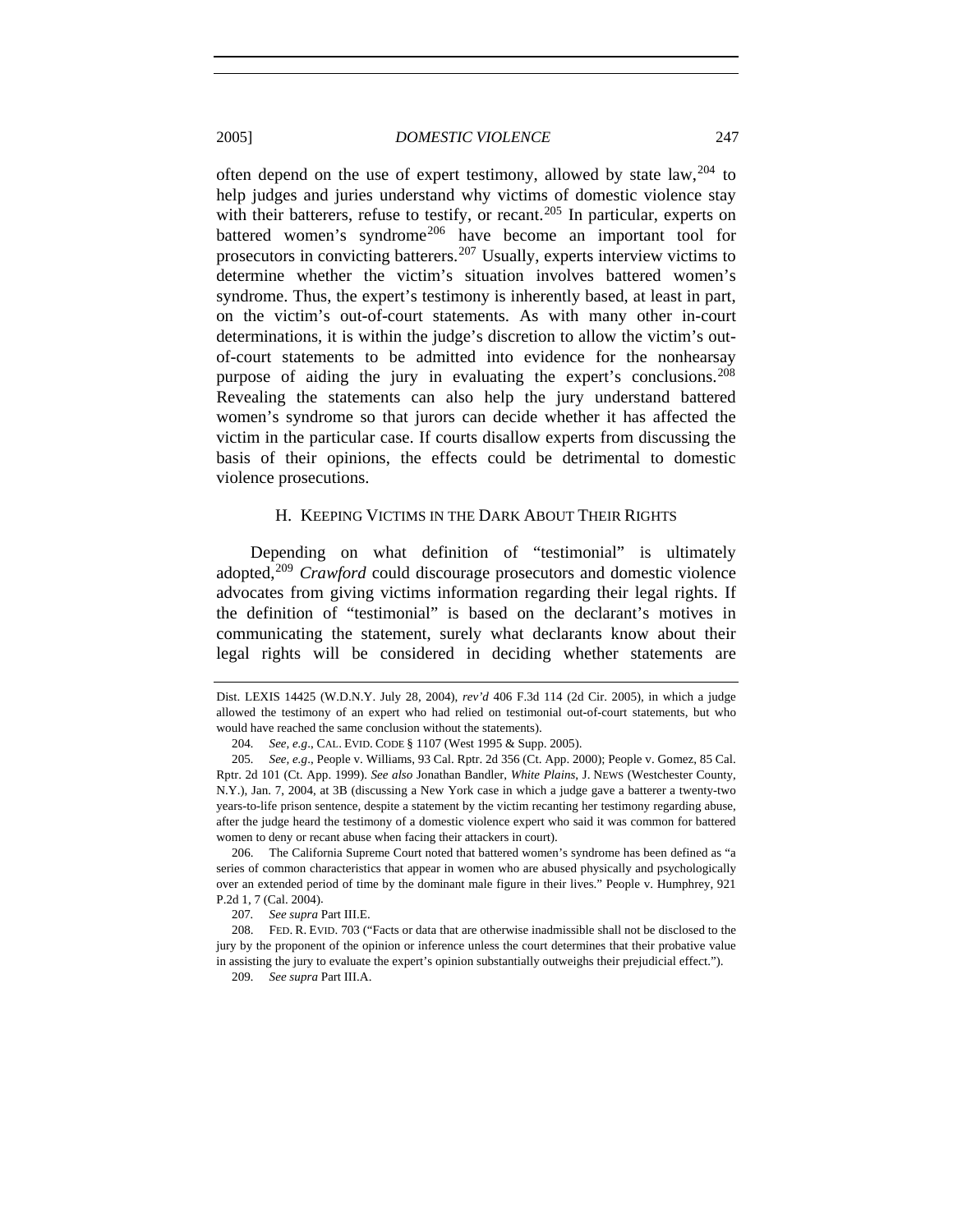often depend on the use of expert testimony, allowed by state law,[204] to help judges and juries understand why victims of domestic violence stay with their batterers, refuse to testify, or recant.[205] In particular, experts on battered women's syndrome[206] have become an important tool for prosecutors in convicting batterers.[207] Usually, experts interview victims to determine whether the victim's situation involves battered women's syndrome. Thus, the expert's testimony is inherently based, at least in part, on the victim's out-of-court statements. As with many other in-court determinations, it is within the judge's discretion to allow the victim's out-of-court statements to be admitted into evidence for the nonhearsay purpose of aiding the jury in evaluating the expert's conclusions.[208] Revealing the statements can also help the jury understand battered women's syndrome so that jurors can decide whether it has affected the victim in the particular case. If courts disallow experts from discussing the basis of their opinions, the effects could be detrimental to domestic violence prosecutions.

### H. Keeping Victims in the Dark About Their Rights

Depending on what definition of "testimonial" is ultimately adopted,[209] *Crawford* could discourage prosecutors and domestic violence advocates from giving victims information regarding their legal rights. If the definition of "testimonial" is based on the declarant's motives in communicating the statement, surely what declarants know about their legal rights will be considered in deciding whether statements are

---

Dist. LEXIS 14425 (W.D.N.Y. July 28, 2004), *rev'd* 406 F.3d 114 (2d Cir. 2005), in which a judge allowed the testimony of an expert who had relied on testimonial out-of-court statements, but who would have reached the same conclusion without the statements).

204. *See, e.g.*, CAL. EVID. CODE § 1107 (West 1995 & Supp. 2005).

205. *See, e.g.*, People v. Williams, 93 Cal. Rptr. 2d 356 (Ct. App. 2000); People v. Gomez, 85 Cal. Rptr. 2d 101 (Ct. App. 1999). *See also* Jonathan Bandler, *White Plains*, J. NEWS (Westchester County, N.Y.), Jan. 7, 2004, at 3B (discussing a New York case in which a judge gave a batterer a twenty-two years-to-life prison sentence, despite a statement by the victim recanting her testimony regarding abuse, after the judge heard the testimony of a domestic violence expert who said it was common for battered women to deny or recant abuse when facing their attackers in court).

206. The California Supreme Court noted that battered women's syndrome has been defined as "a series of common characteristics that appear in women who are abused physically and psychologically over an extended period of time by the dominant male figure in their lives." People v. Humphrey, 921 P.2d 1, 7 (Cal. 2004).

207. *See supra* Part III.E.

208. FED. R. EVID. 703 ("Facts or data that are otherwise inadmissible shall not be disclosed to the jury by the proponent of the opinion or inference unless the court determines that their probative value in assisting the jury to evaluate the expert's opinion substantially outweighs their prejudicial effect.").

209. *See supra* Part III.A.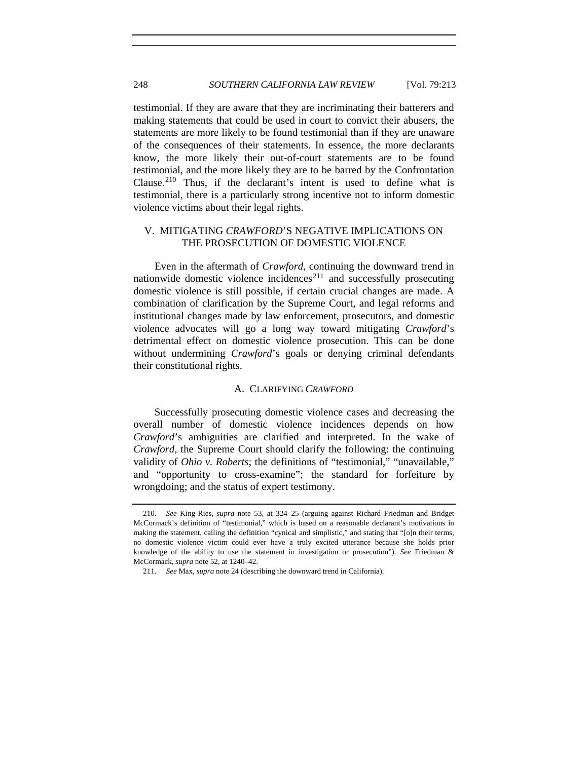testimonial. If they are aware that they are incriminating their batterers and making statements that could be used in court to convict their abusers, the statements are more likely to be found testimonial than if they are unaware of the consequences of their statements. In essence, the more declarants know, the more likely their out-of-court statements are to be found testimonial, and the more likely they are to be barred by the Confrontation Clause.[210] Thus, if the declarant's intent is used to define what is testimonial, there is a particularly strong incentive not to inform domestic violence victims about their legal rights.

## V. MITIGATING *CRAWFORD*'S NEGATIVE IMPLICATIONS ON THE PROSECUTION OF DOMESTIC VIOLENCE

Even in the aftermath of *Crawford*, continuing the downward trend in nationwide domestic violence incidences[211] and successfully prosecuting domestic violence is still possible, if certain crucial changes are made. A combination of clarification by the Supreme Court, and legal reforms and institutional changes made by law enforcement, prosecutors, and domestic violence advocates will go a long way toward mitigating *Crawford*'s detrimental effect on domestic violence prosecution. This can be done without undermining *Crawford*'s goals or denying criminal defendants their constitutional rights.

### A. CLARIFYING *CRAWFORD*

Successfully prosecuting domestic violence cases and decreasing the overall number of domestic violence incidences depends on how *Crawford*'s ambiguities are clarified and interpreted. In the wake of *Crawford*, the Supreme Court should clarify the following: the continuing validity of *Ohio v. Roberts*; the definitions of "testimonial," "unavailable," and "opportunity to cross-examine"; the standard for forfeiture by wrongdoing; and the status of expert testimony.

---

210. *See* King-Ries, *supra* note 53, at 324–25 (arguing against Richard Friedman and Bridget McCormack's definition of "testimonial," which is based on a reasonable declarant's motivations in making the statement, calling the definition "cynical and simplistic," and stating that "[o]n their terms, no domestic violence victim could ever have a truly excited utterance because she holds prior knowledge of the ability to use the statement in investigation or prosecution"). *See* Friedman & McCormack, *supra* note 52, at 1240–42.

211. *See* Max, *supra* note 24 (describing the downward trend in California).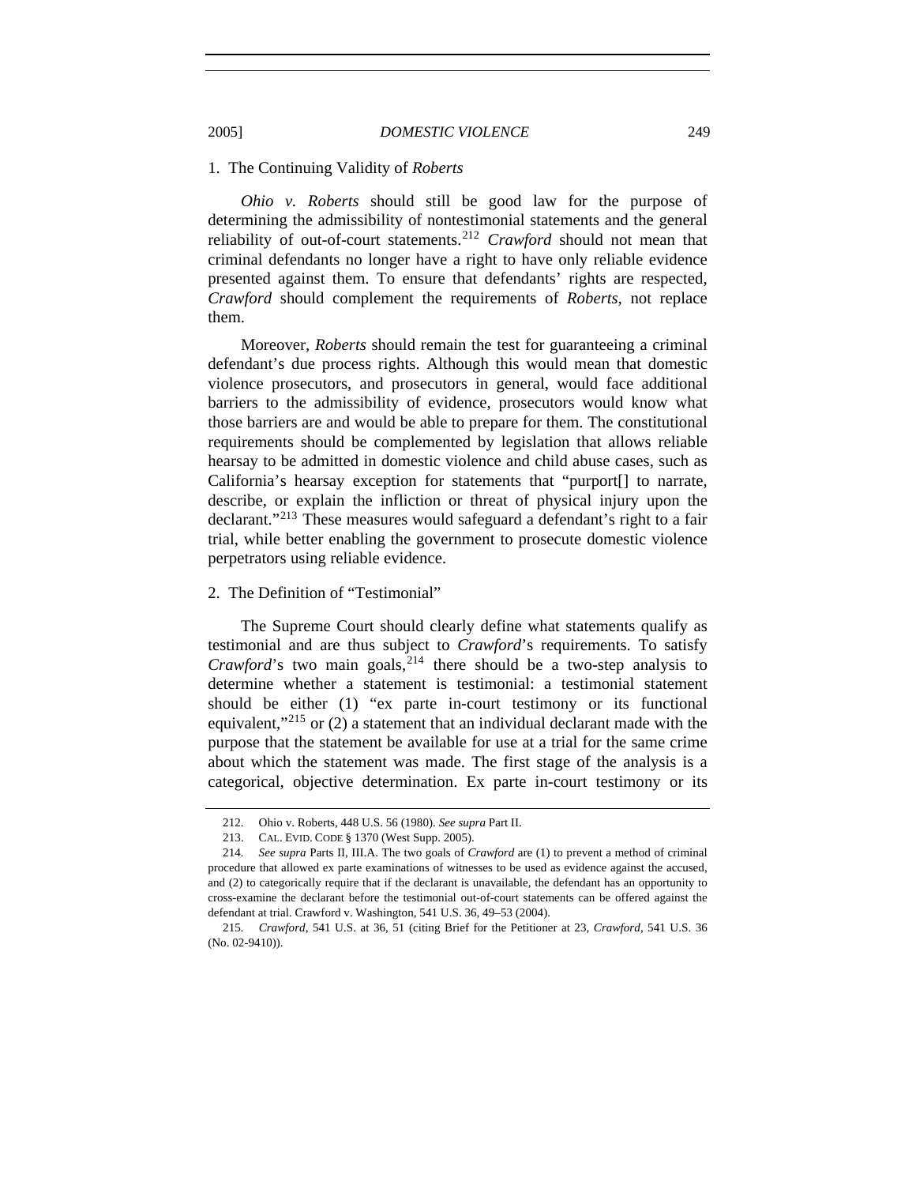### 1. The Continuing Validity of *Roberts*

*Ohio v. Roberts* should still be good law for the purpose of determining the admissibility of nontestimonial statements and the general reliability of out-of-court statements.[212] *Crawford* should not mean that criminal defendants no longer have a right to have only reliable evidence presented against them. To ensure that defendants' rights are respected, *Crawford* should complement the requirements of *Roberts*, not replace them.

Moreover, *Roberts* should remain the test for guaranteeing a criminal defendant's due process rights. Although this would mean that domestic violence prosecutors, and prosecutors in general, would face additional barriers to the admissibility of evidence, prosecutors would know what those barriers are and would be able to prepare for them. The constitutional requirements should be complemented by legislation that allows reliable hearsay to be admitted in domestic violence and child abuse cases, such as California's hearsay exception for statements that "purport[] to narrate, describe, or explain the infliction or threat of physical injury upon the declarant."[213] These measures would safeguard a defendant's right to a fair trial, while better enabling the government to prosecute domestic violence perpetrators using reliable evidence.

### 2. The Definition of "Testimonial"

The Supreme Court should clearly define what statements qualify as testimonial and are thus subject to *Crawford*'s requirements. To satisfy *Crawford*'s two main goals,[214] there should be a two-step analysis to determine whether a statement is testimonial: a testimonial statement should be either (1) "ex parte in-court testimony or its functional equivalent,"[215] or (2) a statement that an individual declarant made with the purpose that the statement be available for use at a trial for the same crime about which the statement was made. The first stage of the analysis is a categorical, objective determination. Ex parte in-court testimony or its

---

212. Ohio v. Roberts, 448 U.S. 56 (1980). *See supra* Part II.

213. CAL. EVID. CODE § 1370 (West Supp. 2005).

214. *See supra* Parts II, III.A. The two goals of *Crawford* are (1) to prevent a method of criminal procedure that allowed ex parte examinations of witnesses to be used as evidence against the accused, and (2) to categorically require that if the declarant is unavailable, the defendant has an opportunity to cross-examine the declarant before the testimonial out-of-court statements can be offered against the defendant at trial. Crawford v. Washington, 541 U.S. 36, 49–53 (2004).

215. *Crawford*, 541 U.S. at 36, 51 (citing Brief for the Petitioner at 23, *Crawford*, 541 U.S. 36 (No. 02-9410)).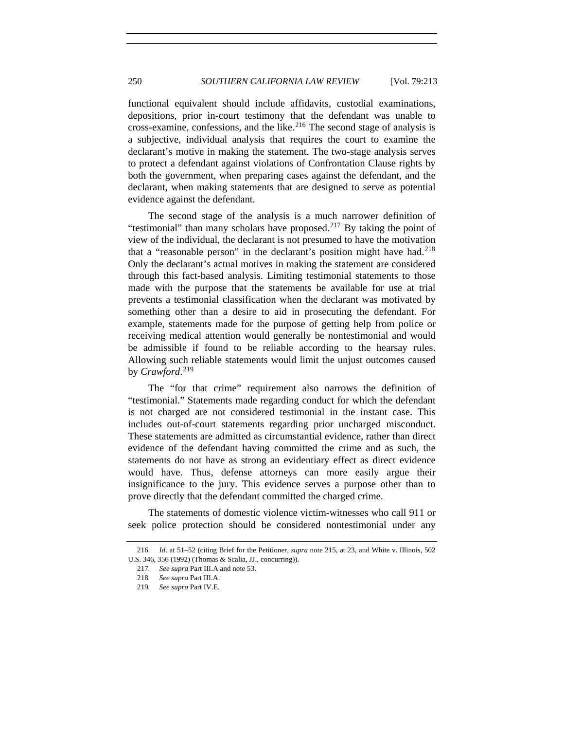functional equivalent should include affidavits, custodial examinations, depositions, prior in-court testimony that the defendant was unable to cross-examine, confessions, and the like.[216] The second stage of analysis is a subjective, individual analysis that requires the court to examine the declarant's motive in making the statement. The two-stage analysis serves to protect a defendant against violations of Confrontation Clause rights by both the government, when preparing cases against the defendant, and the declarant, when making statements that are designed to serve as potential evidence against the defendant.

The second stage of the analysis is a much narrower definition of "testimonial" than many scholars have proposed.[217] By taking the point of view of the individual, the declarant is not presumed to have the motivation that a "reasonable person" in the declarant's position might have had.[218] Only the declarant's actual motives in making the statement are considered through this fact-based analysis. Limiting testimonial statements to those made with the purpose that the statements be available for use at trial prevents a testimonial classification when the declarant was motivated by something other than a desire to aid in prosecuting the defendant. For example, statements made for the purpose of getting help from police or receiving medical attention would generally be nontestimonial and would be admissible if found to be reliable according to the hearsay rules. Allowing such reliable statements would limit the unjust outcomes caused by *Crawford*.[219]

The "for that crime" requirement also narrows the definition of "testimonial." Statements made regarding conduct for which the defendant is not charged are not considered testimonial in the instant case. This includes out-of-court statements regarding prior uncharged misconduct. These statements are admitted as circumstantial evidence, rather than direct evidence of the defendant having committed the crime and as such, the statements do not have as strong an evidentiary effect as direct evidence would have. Thus, defense attorneys can more easily argue their insignificance to the jury. This evidence serves a purpose other than to prove directly that the defendant committed the charged crime.

The statements of domestic violence victim-witnesses who call 911 or seek police protection should be considered nontestimonial under any

216. *Id.* at 51–52 (citing Brief for the Petitioner, *supra* note 215, at 23, and White v. Illinois, 502 U.S. 346, 356 (1992) (Thomas & Scalia, JJ., concurring)).

217. *See supra* Part III.A and note 53.

218. *See supra* Part III.A.

219. *See supra* Part IV.E.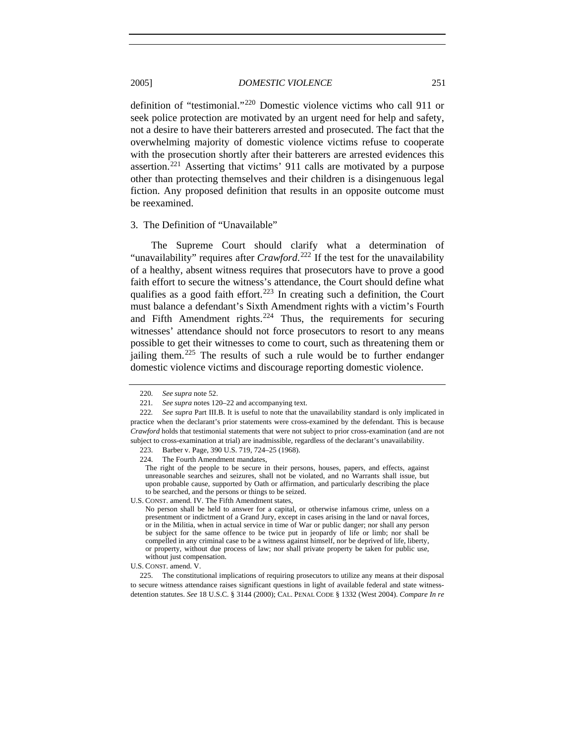definition of "testimonial."[220] Domestic violence victims who call 911 or seek police protection are motivated by an urgent need for help and safety, not a desire to have their batterers arrested and prosecuted. The fact that the overwhelming majority of domestic violence victims refuse to cooperate with the prosecution shortly after their batterers are arrested evidences this assertion.[221] Asserting that victims' 911 calls are motivated by a purpose other than protecting themselves and their children is a disingenuous legal fiction. Any proposed definition that results in an opposite outcome must be reexamined.

### 3. The Definition of "Unavailable"

The Supreme Court should clarify what a determination of "unavailability" requires after *Crawford*.[222] If the test for the unavailability of a healthy, absent witness requires that prosecutors have to prove a good faith effort to secure the witness's attendance, the Court should define what qualifies as a good faith effort.[223] In creating such a definition, the Court must balance a defendant's Sixth Amendment rights with a victim's Fourth and Fifth Amendment rights.[224] Thus, the requirements for securing witnesses' attendance should not force prosecutors to resort to any means possible to get their witnesses to come to court, such as threatening them or jailing them.[225] The results of such a rule would be to further endanger domestic violence victims and discourage reporting domestic violence.

---

220. *See supra* note 52.

221. *See supra* notes 120–22 and accompanying text.

222. *See supra* Part III.B. It is useful to note that the unavailability standard is only implicated in practice when the declarant's prior statements were cross-examined by the defendant. This is because *Crawford* holds that testimonial statements that were not subject to prior cross-examination (and are not subject to cross-examination at trial) are inadmissible, regardless of the declarant's unavailability.

223. Barber v. Page, 390 U.S. 719, 724–25 (1968).

224. The Fourth Amendment mandates,

> The right of the people to be secure in their persons, houses, papers, and effects, against unreasonable searches and seizures, shall not be violated, and no Warrants shall issue, but upon probable cause, supported by Oath or affirmation, and particularly describing the place to be searched, and the persons or things to be seized.

U.S. CONST. amend. IV. The Fifth Amendment states,

> No person shall be held to answer for a capital, or otherwise infamous crime, unless on a presentment or indictment of a Grand Jury, except in cases arising in the land or naval forces, or in the Militia, when in actual service in time of War or public danger; nor shall any person be subject for the same offence to be twice put in jeopardy of life or limb; nor shall be compelled in any criminal case to be a witness against himself, nor be deprived of life, liberty, or property, without due process of law; nor shall private property be taken for public use, without just compensation.

U.S. CONST. amend. V.

225. The constitutional implications of requiring prosecutors to utilize any means at their disposal to secure witness attendance raises significant questions in light of available federal and state witness-detention statutes. *See* 18 U.S.C. § 3144 (2000); CAL. PENAL CODE § 1332 (West 2004). *Compare In re*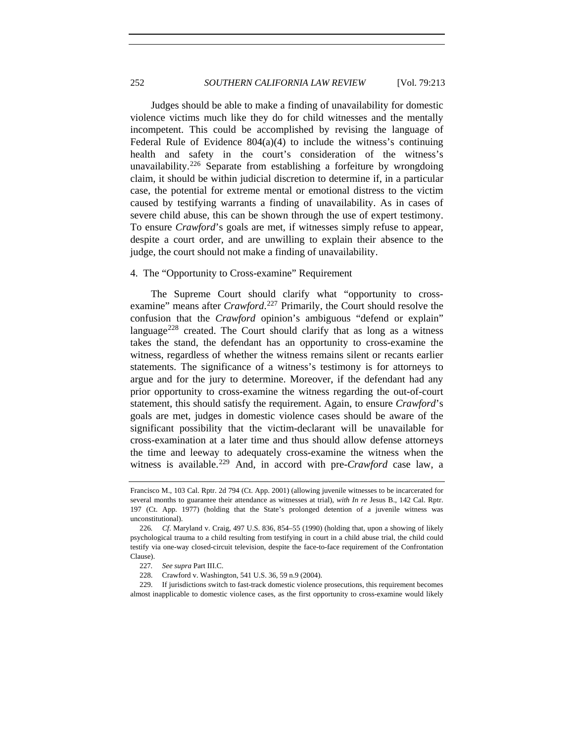Judges should be able to make a finding of unavailability for domestic violence victims much like they do for child witnesses and the mentally incompetent. This could be accomplished by revising the language of Federal Rule of Evidence 804(a)(4) to include the witness's continuing health and safety in the court's consideration of the witness's unavailability.[226] Separate from establishing a forfeiture by wrongdoing claim, it should be within judicial discretion to determine if, in a particular case, the potential for extreme mental or emotional distress to the victim caused by testifying warrants a finding of unavailability. As in cases of severe child abuse, this can be shown through the use of expert testimony. To ensure *Crawford*'s goals are met, if witnesses simply refuse to appear, despite a court order, and are unwilling to explain their absence to the judge, the court should not make a finding of unavailability.

4. The "Opportunity to Cross-examine" Requirement

The Supreme Court should clarify what "opportunity to cross-examine" means after *Crawford*.[227] Primarily, the Court should resolve the confusion that the *Crawford* opinion's ambiguous "defend or explain" language[228] created. The Court should clarify that as long as a witness takes the stand, the defendant has an opportunity to cross-examine the witness, regardless of whether the witness remains silent or recants earlier statements. The significance of a witness's testimony is for attorneys to argue and for the jury to determine. Moreover, if the defendant had any prior opportunity to cross-examine the witness regarding the out-of-court statement, this should satisfy the requirement. Again, to ensure *Crawford*'s goals are met, judges in domestic violence cases should be aware of the significant possibility that the victim-declarant will be unavailable for cross-examination at a later time and thus should allow defense attorneys the time and leeway to adequately cross-examine the witness when the witness is available.[229] And, in accord with pre-*Crawford* case law, a

---

Francisco M., 103 Cal. Rptr. 2d 794 (Ct. App. 2001) (allowing juvenile witnesses to be incarcerated for several months to guarantee their attendance as witnesses at trial), *with In re* Jesus B., 142 Cal. Rptr. 197 (Ct. App. 1977) (holding that the State's prolonged detention of a juvenile witness was unconstitutional).

226. *Cf*. Maryland v. Craig, 497 U.S. 836, 854–55 (1990) (holding that, upon a showing of likely psychological trauma to a child resulting from testifying in court in a child abuse trial, the child could testify via one-way closed-circuit television, despite the face-to-face requirement of the Confrontation Clause).

227. *See supra* Part III.C.

228. Crawford v. Washington, 541 U.S. 36, 59 n.9 (2004).

229. If jurisdictions switch to fast-track domestic violence prosecutions, this requirement becomes almost inapplicable to domestic violence cases, as the first opportunity to cross-examine would likely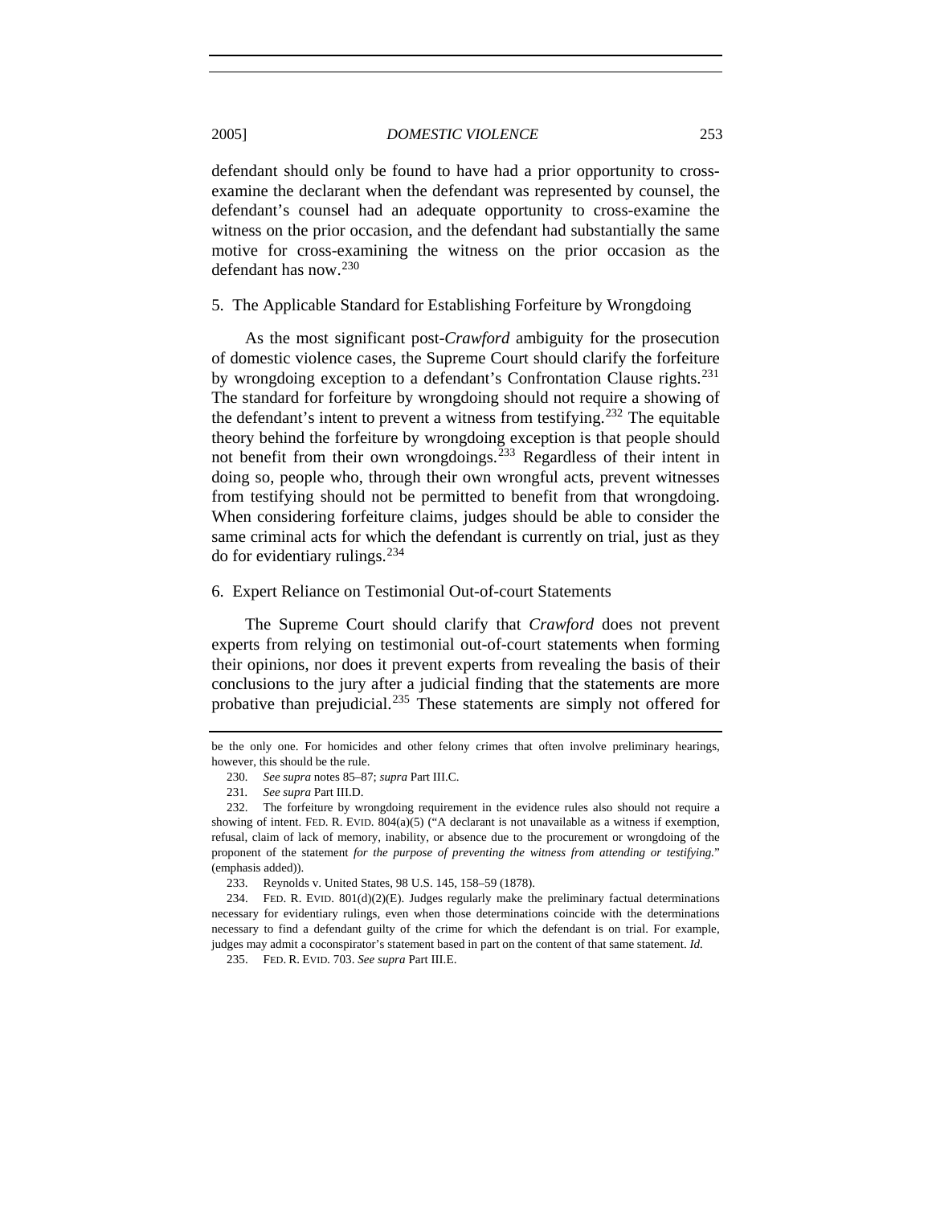defendant should only be found to have had a prior opportunity to cross-examine the declarant when the defendant was represented by counsel, the defendant's counsel had an adequate opportunity to cross-examine the witness on the prior occasion, and the defendant had substantially the same motive for cross-examining the witness on the prior occasion as the defendant has now.[230]

### 5. The Applicable Standard for Establishing Forfeiture by Wrongdoing

As the most significant post-*Crawford* ambiguity for the prosecution of domestic violence cases, the Supreme Court should clarify the forfeiture by wrongdoing exception to a defendant's Confrontation Clause rights.[231] The standard for forfeiture by wrongdoing should not require a showing of the defendant's intent to prevent a witness from testifying.[232] The equitable theory behind the forfeiture by wrongdoing exception is that people should not benefit from their own wrongdoings.[233] Regardless of their intent in doing so, people who, through their own wrongful acts, prevent witnesses from testifying should not be permitted to benefit from that wrongdoing. When considering forfeiture claims, judges should be able to consider the same criminal acts for which the defendant is currently on trial, just as they do for evidentiary rulings.[234]

### 6. Expert Reliance on Testimonial Out-of-court Statements

The Supreme Court should clarify that *Crawford* does not prevent experts from relying on testimonial out-of-court statements when forming their opinions, nor does it prevent experts from revealing the basis of their conclusions to the jury after a judicial finding that the statements are more probative than prejudicial.[235] These statements are simply not offered for

---

be the only one. For homicides and other felony crimes that often involve preliminary hearings, however, this should be the rule.

230. *See supra* notes 85–87; *supra* Part III.C.

231. *See supra* Part III.D.

232. The forfeiture by wrongdoing requirement in the evidence rules also should not require a showing of intent. FED. R. EVID. 804(a)(5) ("A declarant is not unavailable as a witness if exemption, refusal, claim of lack of memory, inability, or absence due to the procurement or wrongdoing of the proponent of the statement *for the purpose of preventing the witness from attending or testifying.*" (emphasis added)).

233. Reynolds v. United States, 98 U.S. 145, 158–59 (1878).

234. FED. R. EVID. 801(d)(2)(E). Judges regularly make the preliminary factual determinations necessary for evidentiary rulings, even when those determinations coincide with the determinations necessary to find a defendant guilty of the crime for which the defendant is on trial. For example, judges may admit a coconspirator's statement based in part on the content of that same statement. *Id.*

235. FED. R. EVID. 703. *See supra* Part III.E.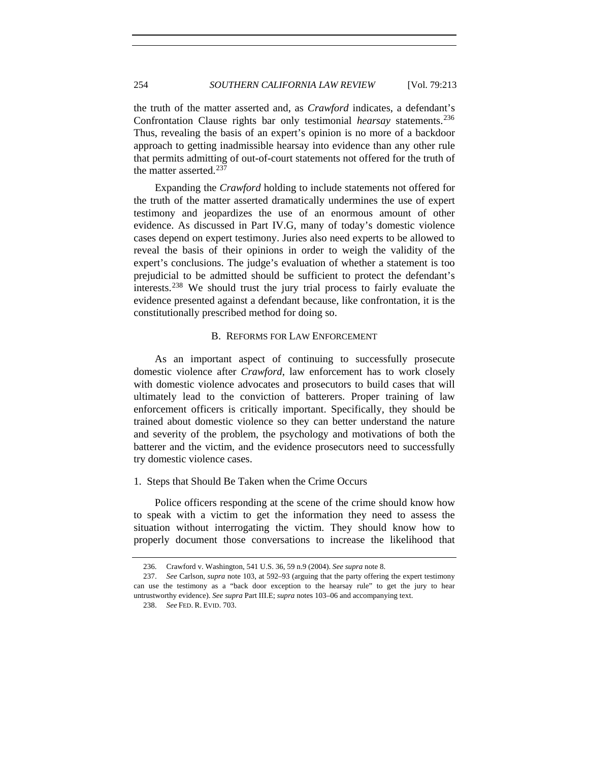the truth of the matter asserted and, as *Crawford* indicates, a defendant's Confrontation Clause rights bar only testimonial *hearsay* statements.[236] Thus, revealing the basis of an expert's opinion is no more of a backdoor approach to getting inadmissible hearsay into evidence than any other rule that permits admitting of out-of-court statements not offered for the truth of the matter asserted.[237]

Expanding the *Crawford* holding to include statements not offered for the truth of the matter asserted dramatically undermines the use of expert testimony and jeopardizes the use of an enormous amount of other evidence. As discussed in Part IV.G, many of today's domestic violence cases depend on expert testimony. Juries also need experts to be allowed to reveal the basis of their opinions in order to weigh the validity of the expert's conclusions. The judge's evaluation of whether a statement is too prejudicial to be admitted should be sufficient to protect the defendant's interests.[238] We should trust the jury trial process to fairly evaluate the evidence presented against a defendant because, like confrontation, it is the constitutionally prescribed method for doing so.

### B. Reforms for Law Enforcement

As an important aspect of continuing to successfully prosecute domestic violence after *Crawford*, law enforcement has to work closely with domestic violence advocates and prosecutors to build cases that will ultimately lead to the conviction of batterers. Proper training of law enforcement officers is critically important. Specifically, they should be trained about domestic violence so they can better understand the nature and severity of the problem, the psychology and motivations of both the batterer and the victim, and the evidence prosecutors need to successfully try domestic violence cases.

#### 1. Steps that Should Be Taken when the Crime Occurs

Police officers responding at the scene of the crime should know how to speak with a victim to get the information they need to assess the situation without interrogating the victim. They should know how to properly document those conversations to increase the likelihood that

---

236. Crawford v. Washington, 541 U.S. 36, 59 n.9 (2004). *See supra* note 8.

237. *See* Carlson, *supra* note 103, at 592–93 (arguing that the party offering the expert testimony can use the testimony as a "back door exception to the hearsay rule" to get the jury to hear untrustworthy evidence). *See supra* Part III.E; *supra* notes 103–06 and accompanying text.

238. *See* FED. R. EVID. 703.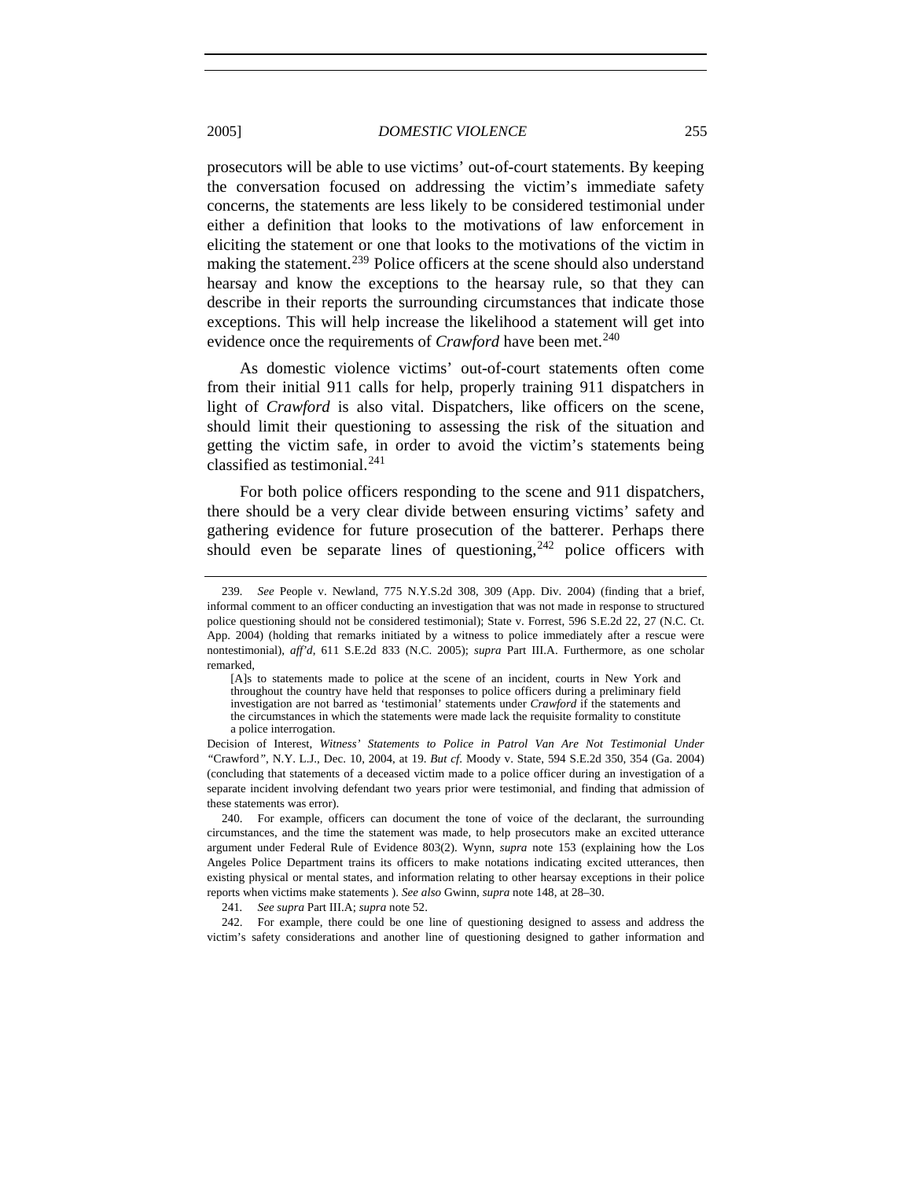prosecutors will be able to use victims' out-of-court statements. By keeping the conversation focused on addressing the victim's immediate safety concerns, the statements are less likely to be considered testimonial under either a definition that looks to the motivations of law enforcement in eliciting the statement or one that looks to the motivations of the victim in making the statement.[239] Police officers at the scene should also understand hearsay and know the exceptions to the hearsay rule, so that they can describe in their reports the surrounding circumstances that indicate those exceptions. This will help increase the likelihood a statement will get into evidence once the requirements of *Crawford* have been met.[240]

As domestic violence victims' out-of-court statements often come from their initial 911 calls for help, properly training 911 dispatchers in light of *Crawford* is also vital. Dispatchers, like officers on the scene, should limit their questioning to assessing the risk of the situation and getting the victim safe, in order to avoid the victim's statements being classified as testimonial.[241]

For both police officers responding to the scene and 911 dispatchers, there should be a very clear divide between ensuring victims' safety and gathering evidence for future prosecution of the batterer. Perhaps there should even be separate lines of questioning,[242] police officers with

---

239. *See* People v. Newland, 775 N.Y.S.2d 308, 309 (App. Div. 2004) (finding that a brief, informal comment to an officer conducting an investigation that was not made in response to structured police questioning should not be considered testimonial); State v. Forrest, 596 S.E.2d 22, 27 (N.C. Ct. App. 2004) (holding that remarks initiated by a witness to police immediately after a rescue were nontestimonial), *aff'd*, 611 S.E.2d 833 (N.C. 2005); *supra* Part III.A. Furthermore, as one scholar remarked,

> [A]s to statements made to police at the scene of an incident, courts in New York and throughout the country have held that responses to police officers during a preliminary field investigation are not barred as 'testimonial' statements under *Crawford* if the statements and the circumstances in which the statements were made lack the requisite formality to constitute a police interrogation.

Decision of Interest, *Witness' Statements to Police in Patrol Van Are Not Testimonial Under "*Crawford*"*, N.Y. L.J., Dec. 10, 2004, at 19. *But cf*. Moody v. State, 594 S.E.2d 350, 354 (Ga. 2004) (concluding that statements of a deceased victim made to a police officer during an investigation of a separate incident involving defendant two years prior were testimonial, and finding that admission of these statements was error).

240. For example, officers can document the tone of voice of the declarant, the surrounding circumstances, and the time the statement was made, to help prosecutors make an excited utterance argument under Federal Rule of Evidence 803(2). Wynn, *supra* note 153 (explaining how the Los Angeles Police Department trains its officers to make notations indicating excited utterances, then existing physical or mental states, and information relating to other hearsay exceptions in their police reports when victims make statements ). *See also* Gwinn, *supra* note 148, at 28–30.

241. *See supra* Part III.A; *supra* note 52.

242. For example, there could be one line of questioning designed to assess and address the victim's safety considerations and another line of questioning designed to gather information and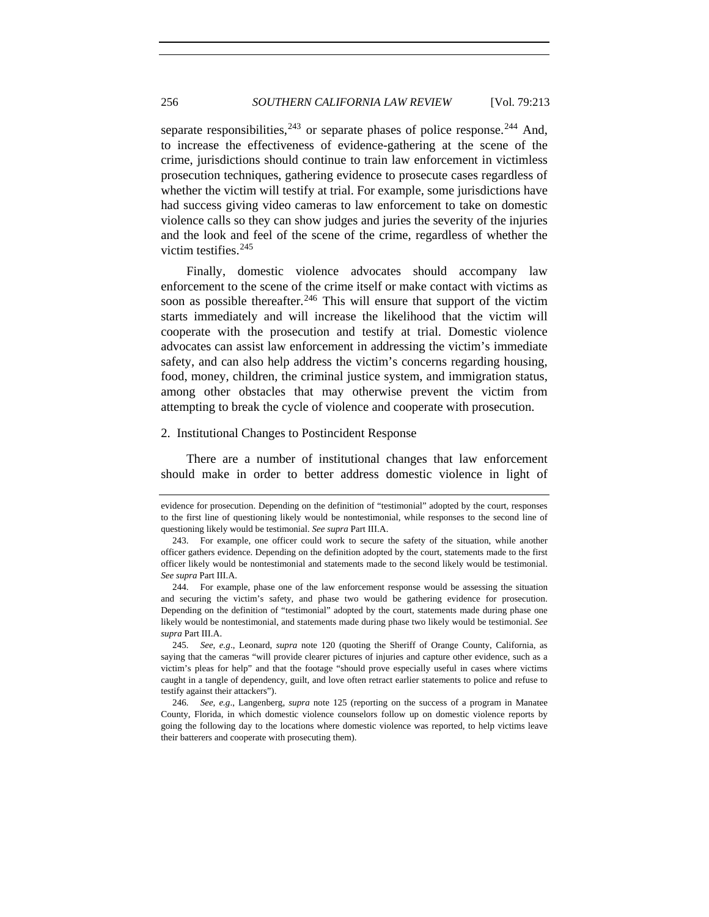separate responsibilities,[243] or separate phases of police response.[244] And, to increase the effectiveness of evidence-gathering at the scene of the crime, jurisdictions should continue to train law enforcement in victimless prosecution techniques, gathering evidence to prosecute cases regardless of whether the victim will testify at trial. For example, some jurisdictions have had success giving video cameras to law enforcement to take on domestic violence calls so they can show judges and juries the severity of the injuries and the look and feel of the scene of the crime, regardless of whether the victim testifies.[245]

Finally, domestic violence advocates should accompany law enforcement to the scene of the crime itself or make contact with victims as soon as possible thereafter.[246] This will ensure that support of the victim starts immediately and will increase the likelihood that the victim will cooperate with the prosecution and testify at trial. Domestic violence advocates can assist law enforcement in addressing the victim's immediate safety, and can also help address the victim's concerns regarding housing, food, money, children, the criminal justice system, and immigration status, among other obstacles that may otherwise prevent the victim from attempting to break the cycle of violence and cooperate with prosecution.

### 2. Institutional Changes to Postincident Response

There are a number of institutional changes that law enforcement should make in order to better address domestic violence in light of

---

evidence for prosecution. Depending on the definition of "testimonial" adopted by the court, responses to the first line of questioning likely would be nontestimonial, while responses to the second line of questioning likely would be testimonial. *See supra* Part III.A.

243. For example, one officer could work to secure the safety of the situation, while another officer gathers evidence. Depending on the definition adopted by the court, statements made to the first officer likely would be nontestimonial and statements made to the second likely would be testimonial. *See supra* Part III.A.

244. For example, phase one of the law enforcement response would be assessing the situation and securing the victim's safety, and phase two would be gathering evidence for prosecution. Depending on the definition of "testimonial" adopted by the court, statements made during phase one likely would be nontestimonial, and statements made during phase two likely would be testimonial. *See supra* Part III.A.

245. *See, e.g.*, Leonard, *supra* note 120 (quoting the Sheriff of Orange County, California, as saying that the cameras "will provide clearer pictures of injuries and capture other evidence, such as a victim's pleas for help" and that the footage "should prove especially useful in cases where victims caught in a tangle of dependency, guilt, and love often retract earlier statements to police and refuse to testify against their attackers").

246. *See, e.g.*, Langenberg, *supra* note 125 (reporting on the success of a program in Manatee County, Florida, in which domestic violence counselors follow up on domestic violence reports by going the following day to the locations where domestic violence was reported, to help victims leave their batterers and cooperate with prosecuting them).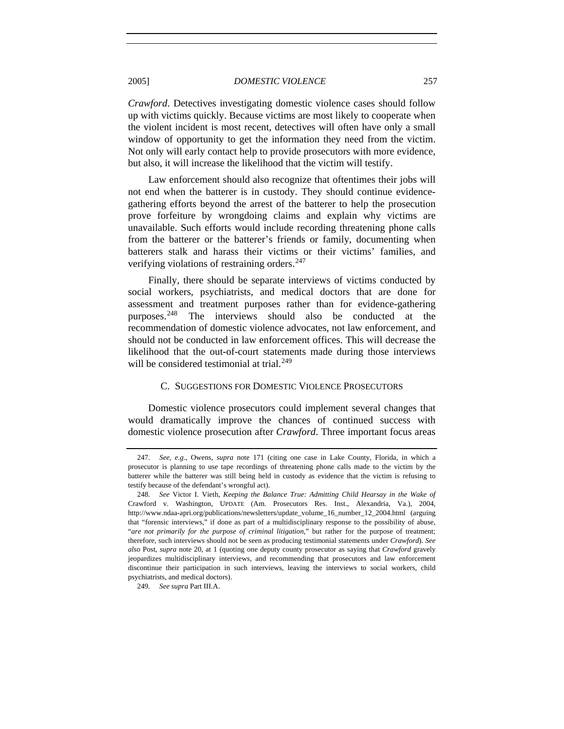*Crawford*. Detectives investigating domestic violence cases should follow up with victims quickly. Because victims are most likely to cooperate when the violent incident is most recent, detectives will often have only a small window of opportunity to get the information they need from the victim. Not only will early contact help to provide prosecutors with more evidence, but also, it will increase the likelihood that the victim will testify.

Law enforcement should also recognize that oftentimes their jobs will not end when the batterer is in custody. They should continue evidence-gathering efforts beyond the arrest of the batterer to help the prosecution prove forfeiture by wrongdoing claims and explain why victims are unavailable. Such efforts would include recording threatening phone calls from the batterer or the batterer's friends or family, documenting when batterers stalk and harass their victims or their victims' families, and verifying violations of restraining orders.[247]

Finally, there should be separate interviews of victims conducted by social workers, psychiatrists, and medical doctors that are done for assessment and treatment purposes rather than for evidence-gathering purposes.[248] The interviews should also be conducted at the recommendation of domestic violence advocates, not law enforcement, and should not be conducted in law enforcement offices. This will decrease the likelihood that the out-of-court statements made during those interviews will be considered testimonial at trial.[249]

### C. SUGGESTIONS FOR DOMESTIC VIOLENCE PROSECUTORS

Domestic violence prosecutors could implement several changes that would dramatically improve the chances of continued success with domestic violence prosecution after *Crawford*. Three important focus areas

---

247. *See, e.g*., Owens, *supra* note 171 (citing one case in Lake County, Florida, in which a prosecutor is planning to use tape recordings of threatening phone calls made to the victim by the batterer while the batterer was still being held in custody as evidence that the victim is refusing to testify because of the defendant's wrongful act).

248. *See* Victor I. Vieth, *Keeping the Balance True: Admitting Child Hearsay in the Wake of* Crawford v. Washington, UPDATE (Am. Prosecutors Res. Inst., Alexandria, Va.), 2004, http://www.ndaa-apri.org/publications/newsletters/update_volume_16_number_12_2004.html (arguing that "forensic interviews," if done as part of a multidisciplinary response to the possibility of abuse, "*are not primarily for the purpose of criminal litigation*," but rather for the purpose of treatment; therefore, such interviews should not be seen as producing testimonial statements under *Crawford*). *See also* Post, *supra* note 20, at 1 (quoting one deputy county prosecutor as saying that *Crawford* gravely jeopardizes multidisciplinary interviews, and recommending that prosecutors and law enforcement discontinue their participation in such interviews, leaving the interviews to social workers, child psychiatrists, and medical doctors).

249. *See supra* Part III.A.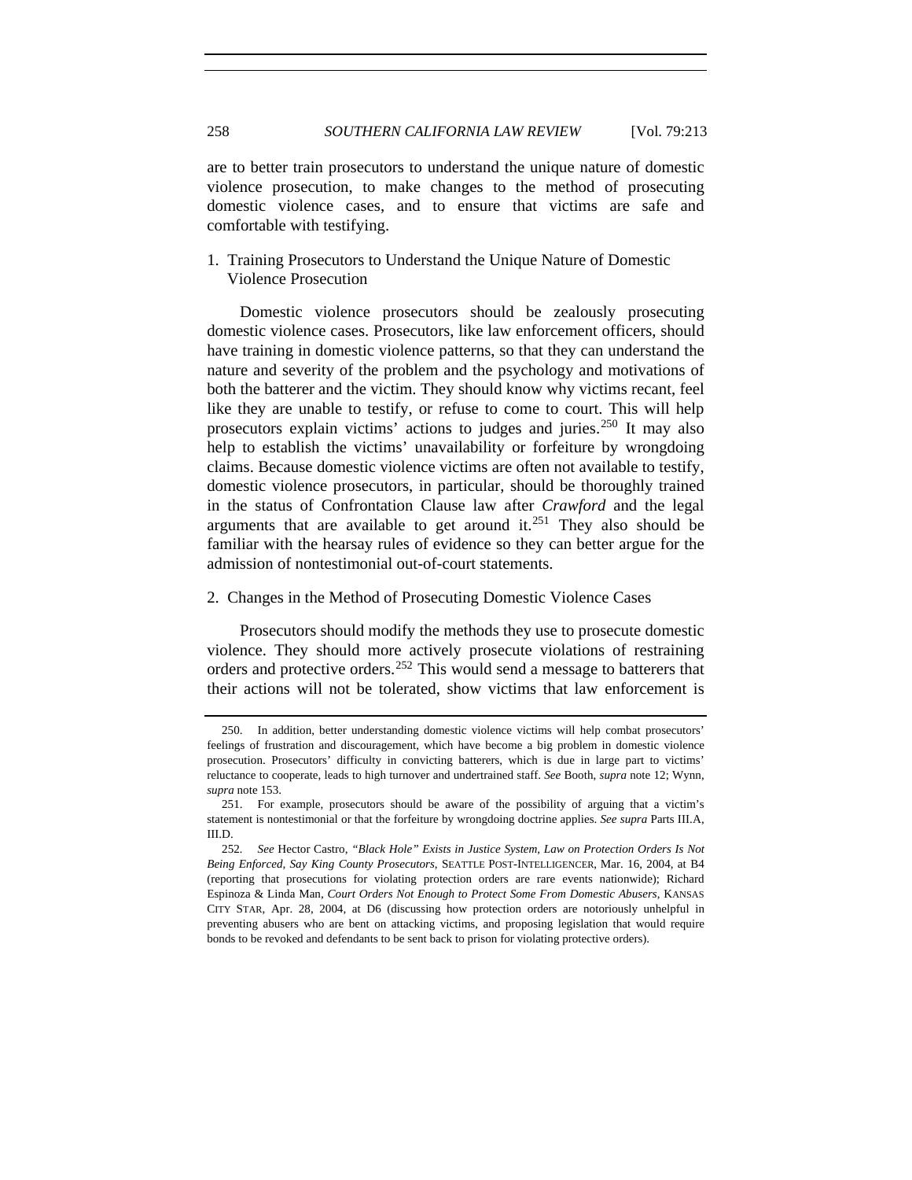are to better train prosecutors to understand the unique nature of domestic violence prosecution, to make changes to the method of prosecuting domestic violence cases, and to ensure that victims are safe and comfortable with testifying.

### 1. Training Prosecutors to Understand the Unique Nature of Domestic Violence Prosecution

Domestic violence prosecutors should be zealously prosecuting domestic violence cases. Prosecutors, like law enforcement officers, should have training in domestic violence patterns, so that they can understand the nature and severity of the problem and the psychology and motivations of both the batterer and the victim. They should know why victims recant, feel like they are unable to testify, or refuse to come to court. This will help prosecutors explain victims' actions to judges and juries.[250] It may also help to establish the victims' unavailability or forfeiture by wrongdoing claims. Because domestic violence victims are often not available to testify, domestic violence prosecutors, in particular, should be thoroughly trained in the status of Confrontation Clause law after *Crawford* and the legal arguments that are available to get around it.[251] They also should be familiar with the hearsay rules of evidence so they can better argue for the admission of nontestimonial out-of-court statements.

### 2. Changes in the Method of Prosecuting Domestic Violence Cases

Prosecutors should modify the methods they use to prosecute domestic violence. They should more actively prosecute violations of restraining orders and protective orders.[252] This would send a message to batterers that their actions will not be tolerated, show victims that law enforcement is

---

250. In addition, better understanding domestic violence victims will help combat prosecutors' feelings of frustration and discouragement, which have become a big problem in domestic violence prosecution. Prosecutors' difficulty in convicting batterers, which is due in large part to victims' reluctance to cooperate, leads to high turnover and undertrained staff. *See* Booth, *supra* note 12; Wynn, *supra* note 153.

251. For example, prosecutors should be aware of the possibility of arguing that a victim's statement is nontestimonial or that the forfeiture by wrongdoing doctrine applies. *See supra* Parts III.A, III.D.

252. *See* Hector Castro, *"Black Hole" Exists in Justice System, Law on Protection Orders Is Not Being Enforced, Say King County Prosecutors*, SEATTLE POST-INTELLIGENCER, Mar. 16, 2004, at B4 (reporting that prosecutions for violating protection orders are rare events nationwide); Richard Espinoza & Linda Man, *Court Orders Not Enough to Protect Some From Domestic Abusers*, KANSAS CITY STAR, Apr. 28, 2004, at D6 (discussing how protection orders are notoriously unhelpful in preventing abusers who are bent on attacking victims, and proposing legislation that would require bonds to be revoked and defendants to be sent back to prison for violating protective orders).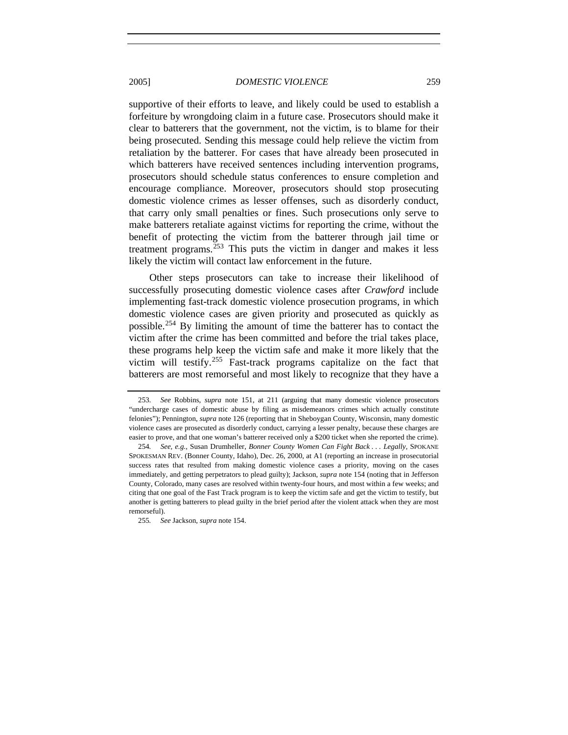supportive of their efforts to leave, and likely could be used to establish a forfeiture by wrongdoing claim in a future case. Prosecutors should make it clear to batterers that the government, not the victim, is to blame for their being prosecuted. Sending this message could help relieve the victim from retaliation by the batterer. For cases that have already been prosecuted in which batterers have received sentences including intervention programs, prosecutors should schedule status conferences to ensure completion and encourage compliance. Moreover, prosecutors should stop prosecuting domestic violence crimes as lesser offenses, such as disorderly conduct, that carry only small penalties or fines. Such prosecutions only serve to make batterers retaliate against victims for reporting the crime, without the benefit of protecting the victim from the batterer through jail time or treatment programs.[253] This puts the victim in danger and makes it less likely the victim will contact law enforcement in the future.

Other steps prosecutors can take to increase their likelihood of successfully prosecuting domestic violence cases after *Crawford* include implementing fast-track domestic violence prosecution programs, in which domestic violence cases are given priority and prosecuted as quickly as possible.[254] By limiting the amount of time the batterer has to contact the victim after the crime has been committed and before the trial takes place, these programs help keep the victim safe and make it more likely that the victim will testify.[255] Fast-track programs capitalize on the fact that batterers are most remorseful and most likely to recognize that they have a

---

253. *See* Robbins, *supra* note 151, at 211 (arguing that many domestic violence prosecutors "undercharge cases of domestic abuse by filing as misdemeanors crimes which actually constitute felonies"); Pennington, *supra* note 126 (reporting that in Sheboygan County, Wisconsin, many domestic violence cases are prosecuted as disorderly conduct, carrying a lesser penalty, because these charges are easier to prove, and that one woman's batterer received only a $200 ticket when she reported the crime).

254. *See, e.g.*, Susan Drumheller, *Bonner County Women Can Fight Back . . . Legally*, SPOKANE SPOKESMAN REV. (Bonner County, Idaho), Dec. 26, 2000, at A1 (reporting an increase in prosecutorial success rates that resulted from making domestic violence cases a priority, moving on the cases immediately, and getting perpetrators to plead guilty); Jackson, *supra* note 154 (noting that in Jefferson County, Colorado, many cases are resolved within twenty-four hours, and most within a few weeks; and citing that one goal of the Fast Track program is to keep the victim safe and get the victim to testify, but another is getting batterers to plead guilty in the brief period after the violent attack when they are most remorseful).

255. *See* Jackson, *supra* note 154.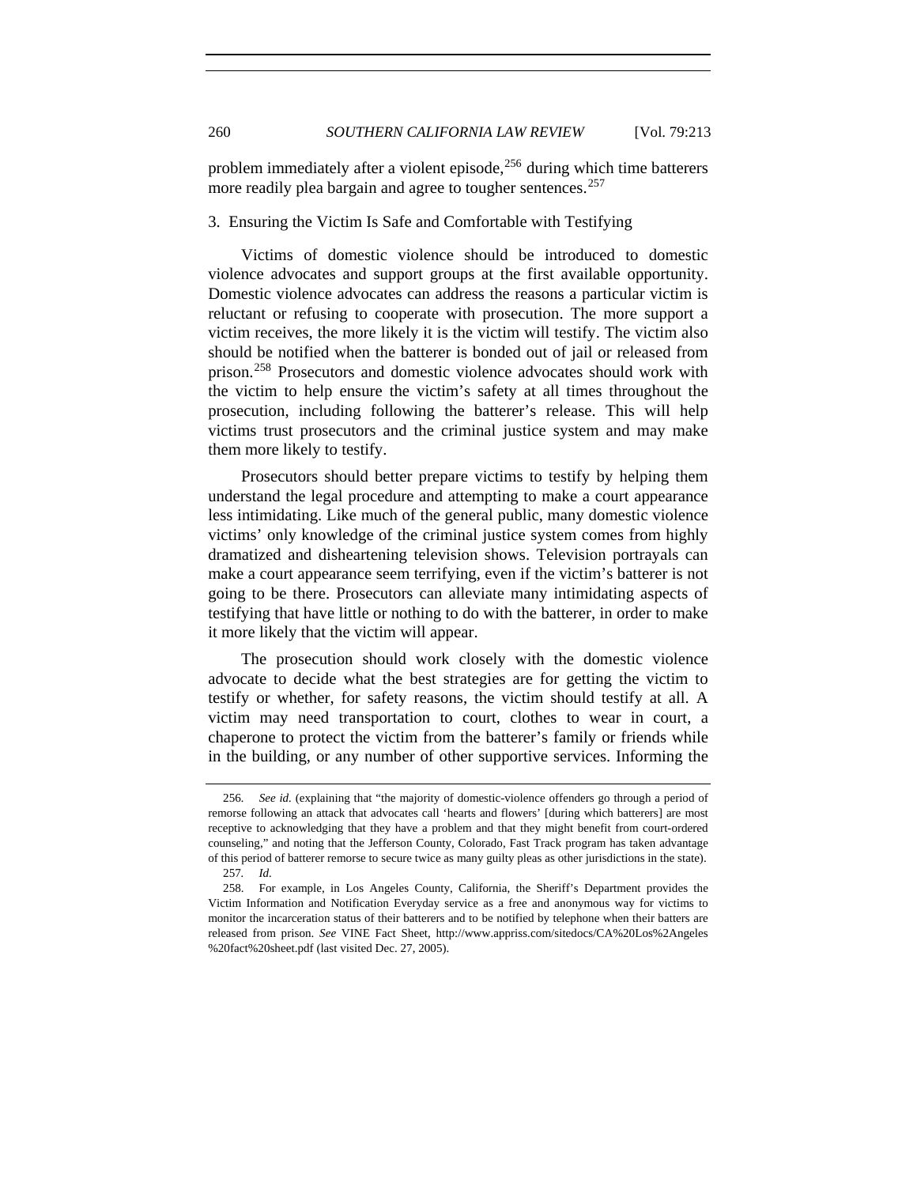problem immediately after a violent episode,[256] during which time batterers more readily plea bargain and agree to tougher sentences.[257]

### 3. Ensuring the Victim Is Safe and Comfortable with Testifying

Victims of domestic violence should be introduced to domestic violence advocates and support groups at the first available opportunity. Domestic violence advocates can address the reasons a particular victim is reluctant or refusing to cooperate with prosecution. The more support a victim receives, the more likely it is the victim will testify. The victim also should be notified when the batterer is bonded out of jail or released from prison.[258] Prosecutors and domestic violence advocates should work with the victim to help ensure the victim's safety at all times throughout the prosecution, including following the batterer's release. This will help victims trust prosecutors and the criminal justice system and may make them more likely to testify.

Prosecutors should better prepare victims to testify by helping them understand the legal procedure and attempting to make a court appearance less intimidating. Like much of the general public, many domestic violence victims' only knowledge of the criminal justice system comes from highly dramatized and disheartening television shows. Television portrayals can make a court appearance seem terrifying, even if the victim's batterer is not going to be there. Prosecutors can alleviate many intimidating aspects of testifying that have little or nothing to do with the batterer, in order to make it more likely that the victim will appear.

The prosecution should work closely with the domestic violence advocate to decide what the best strategies are for getting the victim to testify or whether, for safety reasons, the victim should testify at all. A victim may need transportation to court, clothes to wear in court, a chaperone to protect the victim from the batterer's family or friends while in the building, or any number of other supportive services. Informing the

---

256. *See id.* (explaining that "the majority of domestic-violence offenders go through a period of remorse following an attack that advocates call 'hearts and flowers' [during which batterers] are most receptive to acknowledging that they have a problem and that they might benefit from court-ordered counseling," and noting that the Jefferson County, Colorado, Fast Track program has taken advantage of this period of batterer remorse to secure twice as many guilty pleas as other jurisdictions in the state).

257. *Id.*

258. For example, in Los Angeles County, California, the Sheriff's Department provides the Victim Information and Notification Everyday service as a free and anonymous way for victims to monitor the incarceration status of their batterers and to be notified by telephone when their batters are released from prison. *See* VINE Fact Sheet, http://www.appriss.com/sitedocs/CA%20Los%2Angeles%20fact%20sheet.pdf (last visited Dec. 27, 2005).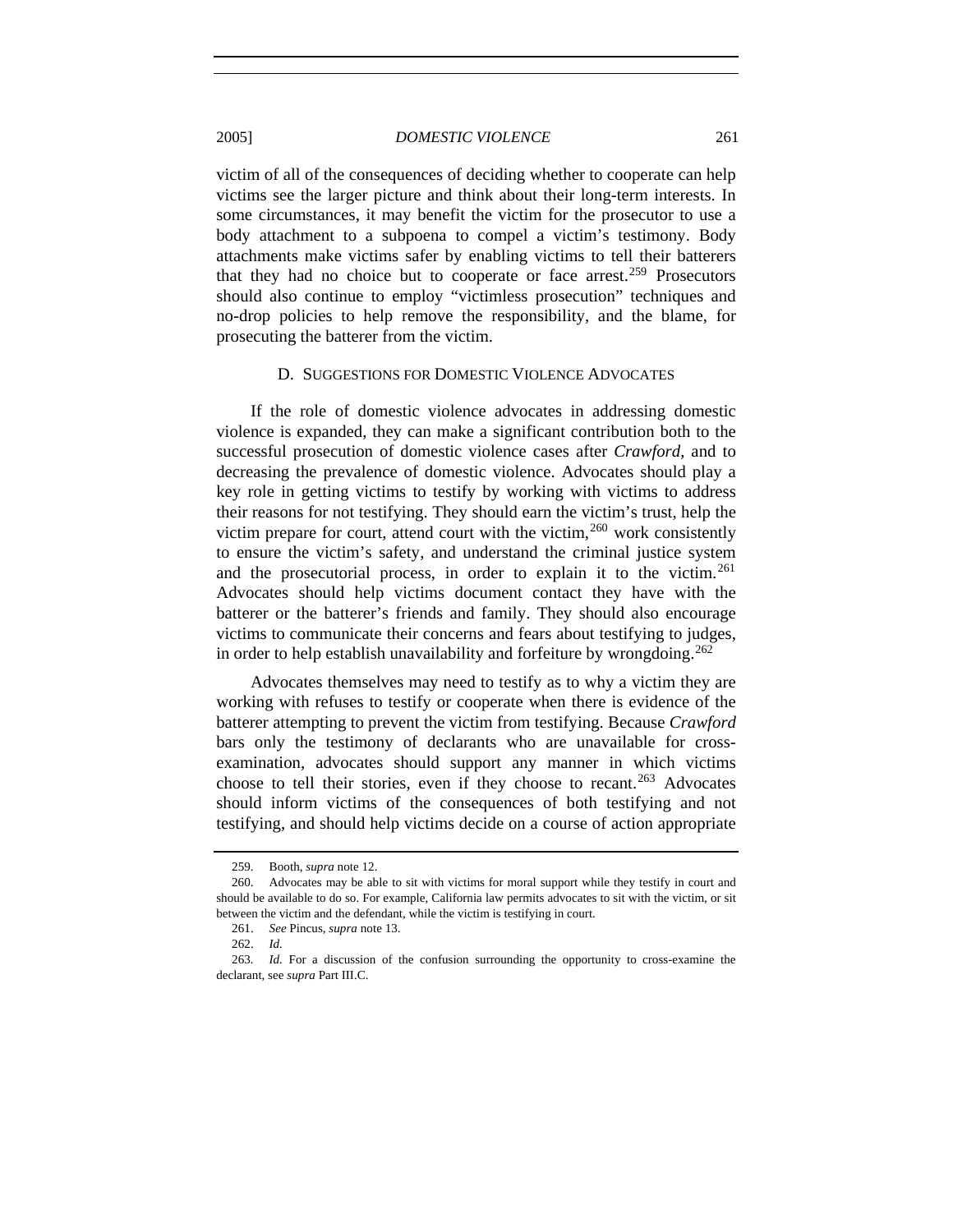victim of all of the consequences of deciding whether to cooperate can help victims see the larger picture and think about their long-term interests. In some circumstances, it may benefit the victim for the prosecutor to use a body attachment to a subpoena to compel a victim's testimony. Body attachments make victims safer by enabling victims to tell their batterers that they had no choice but to cooperate or face arrest.[259] Prosecutors should also continue to employ "victimless prosecution" techniques and no-drop policies to help remove the responsibility, and the blame, for prosecuting the batterer from the victim.

### D. Suggestions for Domestic Violence Advocates

If the role of domestic violence advocates in addressing domestic violence is expanded, they can make a significant contribution both to the successful prosecution of domestic violence cases after *Crawford*, and to decreasing the prevalence of domestic violence. Advocates should play a key role in getting victims to testify by working with victims to address their reasons for not testifying. They should earn the victim's trust, help the victim prepare for court, attend court with the victim,[260] work consistently to ensure the victim's safety, and understand the criminal justice system and the prosecutorial process, in order to explain it to the victim.[261] Advocates should help victims document contact they have with the batterer or the batterer's friends and family. They should also encourage victims to communicate their concerns and fears about testifying to judges, in order to help establish unavailability and forfeiture by wrongdoing.[262]

Advocates themselves may need to testify as to why a victim they are working with refuses to testify or cooperate when there is evidence of the batterer attempting to prevent the victim from testifying. Because *Crawford* bars only the testimony of declarants who are unavailable for cross-examination, advocates should support any manner in which victims choose to tell their stories, even if they choose to recant.[263] Advocates should inform victims of the consequences of both testifying and not testifying, and should help victims decide on a course of action appropriate

---

259. Booth, *supra* note 12.

260. Advocates may be able to sit with victims for moral support while they testify in court and should be available to do so. For example, California law permits advocates to sit with the victim, or sit between the victim and the defendant, while the victim is testifying in court.

261. *See* Pincus, *supra* note 13.

262. *Id.*

263. *Id.* For a discussion of the confusion surrounding the opportunity to cross-examine the declarant, see *supra* Part III.C.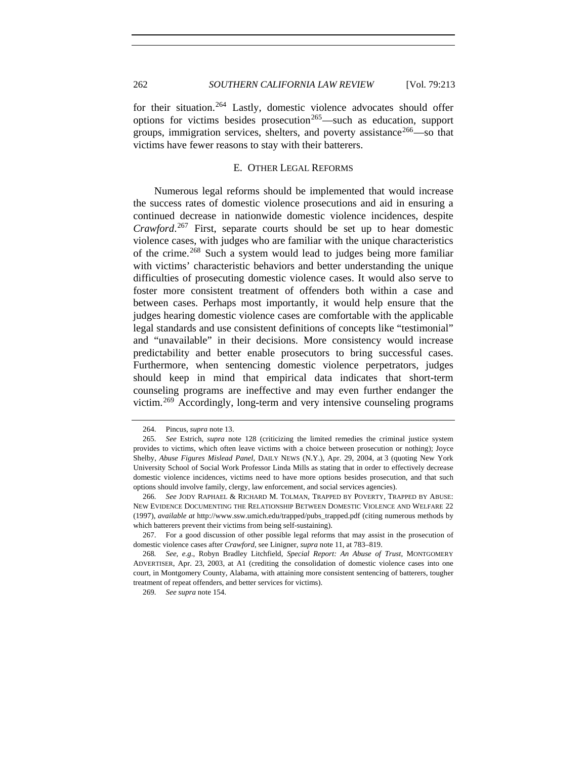for their situation.[264] Lastly, domestic violence advocates should offer options for victims besides prosecution[265]—such as education, support groups, immigration services, shelters, and poverty assistance[266]—so that victims have fewer reasons to stay with their batterers.

### E. OTHER LEGAL REFORMS

Numerous legal reforms should be implemented that would increase the success rates of domestic violence prosecutions and aid in ensuring a continued decrease in nationwide domestic violence incidences, despite *Crawford*.[267] First, separate courts should be set up to hear domestic violence cases, with judges who are familiar with the unique characteristics of the crime.[268] Such a system would lead to judges being more familiar with victims' characteristic behaviors and better understanding the unique difficulties of prosecuting domestic violence cases. It would also serve to foster more consistent treatment of offenders both within a case and between cases. Perhaps most importantly, it would help ensure that the judges hearing domestic violence cases are comfortable with the applicable legal standards and use consistent definitions of concepts like "testimonial" and "unavailable" in their decisions. More consistency would increase predictability and better enable prosecutors to bring successful cases. Furthermore, when sentencing domestic violence perpetrators, judges should keep in mind that empirical data indicates that short-term counseling programs are ineffective and may even further endanger the victim.[269] Accordingly, long-term and very intensive counseling programs

---

264. Pincus, *supra* note 13.

265. *See* Estrich, *supra* note 128 (criticizing the limited remedies the criminal justice system provides to victims, which often leave victims with a choice between prosecution or nothing); Joyce Shelby, *Abuse Figures Mislead Panel*, DAILY NEWS (N.Y.), Apr. 29, 2004, at 3 (quoting New York University School of Social Work Professor Linda Mills as stating that in order to effectively decrease domestic violence incidences, victims need to have more options besides prosecution, and that such options should involve family, clergy, law enforcement, and social services agencies).

266. *See* JODY RAPHAEL & RICHARD M. TOLMAN, TRAPPED BY POVERTY, TRAPPED BY ABUSE: NEW EVIDENCE DOCUMENTING THE RELATIONSHIP BETWEEN DOMESTIC VIOLENCE AND WELFARE 22 (1997), *available at* http://www.ssw.umich.edu/trapped/pubs_trapped.pdf (citing numerous methods by which batterers prevent their victims from being self-sustaining).

267. For a good discussion of other possible legal reforms that may assist in the prosecution of domestic violence cases after *Crawford*, see Linigner, *supra* note 11, at 783–819.

268. *See, e.g.*, Robyn Bradley Litchfield, *Special Report: An Abuse of Trust*, MONTGOMERY ADVERTISER, Apr. 23, 2003, at A1 (crediting the consolidation of domestic violence cases into one court, in Montgomery County, Alabama, with attaining more consistent sentencing of batterers, tougher treatment of repeat offenders, and better services for victims).

269. *See supra* note 154.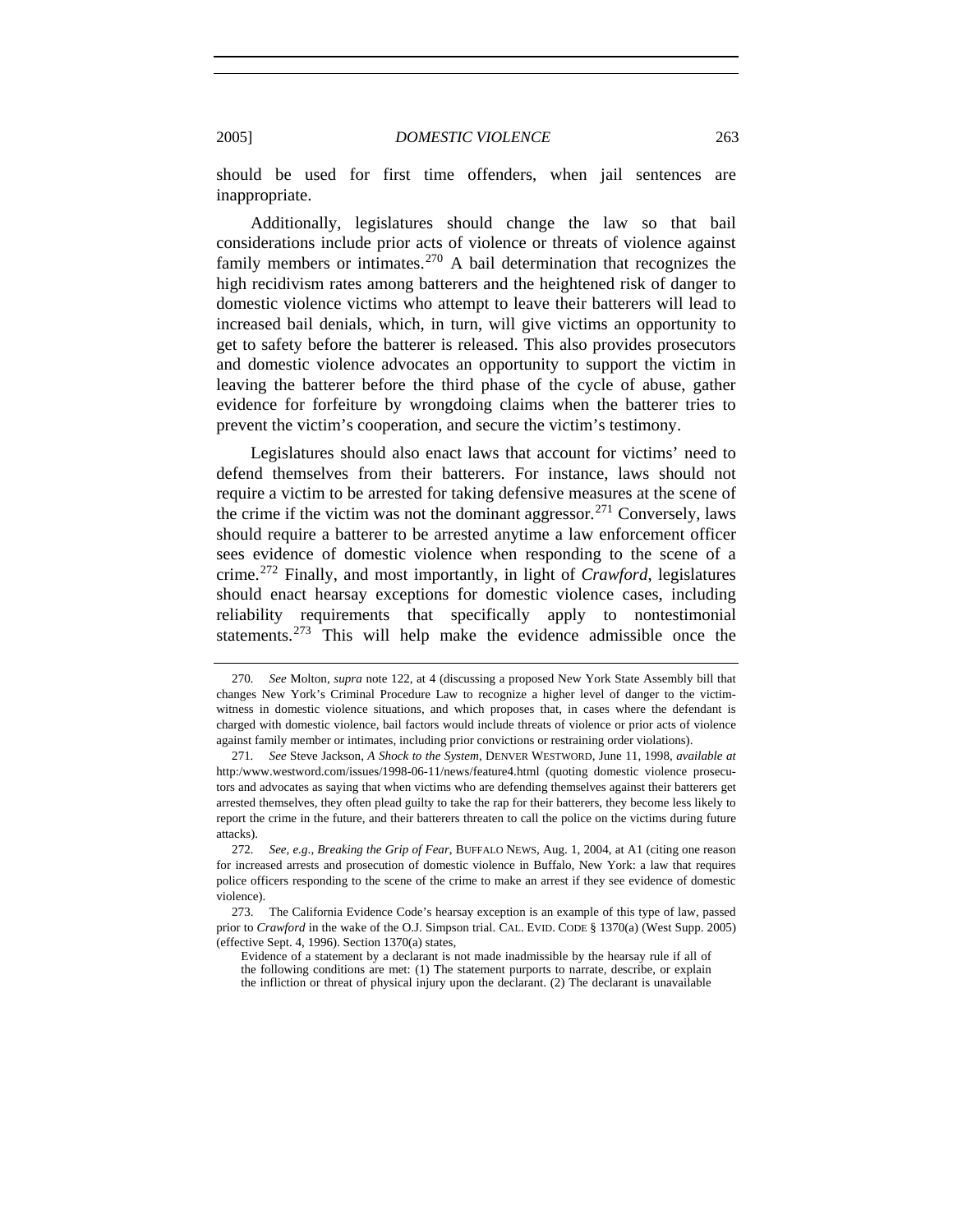should be used for first time offenders, when jail sentences are inappropriate.

Additionally, legislatures should change the law so that bail considerations include prior acts of violence or threats of violence against family members or intimates.[270] A bail determination that recognizes the high recidivism rates among batterers and the heightened risk of danger to domestic violence victims who attempt to leave their batterers will lead to increased bail denials, which, in turn, will give victims an opportunity to get to safety before the batterer is released. This also provides prosecutors and domestic violence advocates an opportunity to support the victim in leaving the batterer before the third phase of the cycle of abuse, gather evidence for forfeiture by wrongdoing claims when the batterer tries to prevent the victim's cooperation, and secure the victim's testimony.

Legislatures should also enact laws that account for victims' need to defend themselves from their batterers. For instance, laws should not require a victim to be arrested for taking defensive measures at the scene of the crime if the victim was not the dominant aggressor.[271] Conversely, laws should require a batterer to be arrested anytime a law enforcement officer sees evidence of domestic violence when responding to the scene of a crime.[272] Finally, and most importantly, in light of *Crawford*, legislatures should enact hearsay exceptions for domestic violence cases, including reliability requirements that specifically apply to nontestimonial statements.[273] This will help make the evidence admissible once the

---

270. *See* Molton, *supra* note 122, at 4 (discussing a proposed New York State Assembly bill that changes New York's Criminal Procedure Law to recognize a higher level of danger to the victim-witness in domestic violence situations, and which proposes that, in cases where the defendant is charged with domestic violence, bail factors would include threats of violence or prior acts of violence against family member or intimates, including prior convictions or restraining order violations).

271. *See* Steve Jackson, *A Shock to the System*, DENVER WESTWORD, June 11, 1998, *available at* http:/www.westword.com/issues/1998-06-11/news/feature4.html (quoting domestic violence prosecutors and advocates as saying that when victims who are defending themselves against their batterers get arrested themselves, they often plead guilty to take the rap for their batterers, they become less likely to report the crime in the future, and their batterers threaten to call the police on the victims during future attacks).

272. *See, e.g.*, *Breaking the Grip of Fear*, BUFFALO NEWS, Aug. 1, 2004, at A1 (citing one reason for increased arrests and prosecution of domestic violence in Buffalo, New York: a law that requires police officers responding to the scene of the crime to make an arrest if they see evidence of domestic violence).

273. The California Evidence Code's hearsay exception is an example of this type of law, passed prior to *Crawford* in the wake of the O.J. Simpson trial. CAL. EVID. CODE § 1370(a) (West Supp. 2005) (effective Sept. 4, 1996). Section 1370(a) states,

> Evidence of a statement by a declarant is not made inadmissible by the hearsay rule if all of the following conditions are met: (1) The statement purports to narrate, describe, or explain the infliction or threat of physical injury upon the declarant. (2) The declarant is unavailable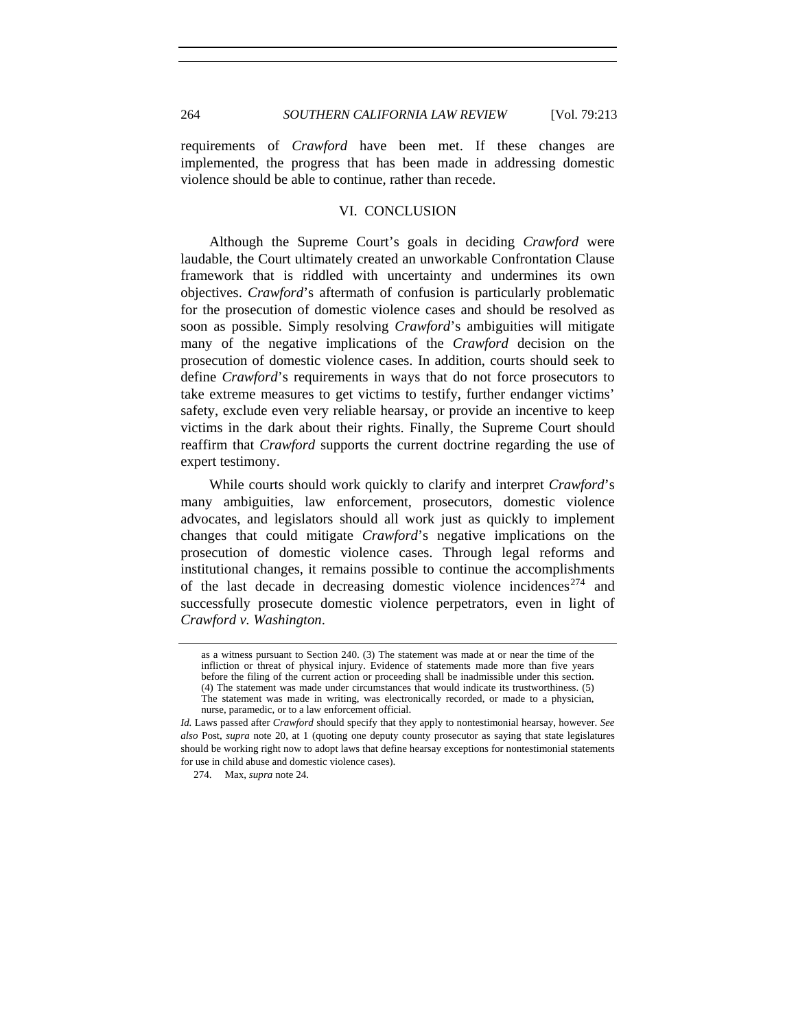requirements of *Crawford* have been met. If these changes are implemented, the progress that has been made in addressing domestic violence should be able to continue, rather than recede.

## VI. CONCLUSION

Although the Supreme Court's goals in deciding *Crawford* were laudable, the Court ultimately created an unworkable Confrontation Clause framework that is riddled with uncertainty and undermines its own objectives. *Crawford*'s aftermath of confusion is particularly problematic for the prosecution of domestic violence cases and should be resolved as soon as possible. Simply resolving *Crawford*'s ambiguities will mitigate many of the negative implications of the *Crawford* decision on the prosecution of domestic violence cases. In addition, courts should seek to define *Crawford*'s requirements in ways that do not force prosecutors to take extreme measures to get victims to testify, further endanger victims' safety, exclude even very reliable hearsay, or provide an incentive to keep victims in the dark about their rights. Finally, the Supreme Court should reaffirm that *Crawford* supports the current doctrine regarding the use of expert testimony.

While courts should work quickly to clarify and interpret *Crawford*'s many ambiguities, law enforcement, prosecutors, domestic violence advocates, and legislators should all work just as quickly to implement changes that could mitigate *Crawford*'s negative implications on the prosecution of domestic violence cases. Through legal reforms and institutional changes, it remains possible to continue the accomplishments of the last decade in decreasing domestic violence incidences[274] and successfully prosecute domestic violence perpetrators, even in light of *Crawford v. Washington*.

---

> as a witness pursuant to Section 240. (3) The statement was made at or near the time of the infliction or threat of physical injury. Evidence of statements made more than five years before the filing of the current action or proceeding shall be inadmissible under this section. (4) The statement was made under circumstances that would indicate its trustworthiness. (5) The statement was made in writing, was electronically recorded, or made to a physician, nurse, paramedic, or to a law enforcement official.

*Id.* Laws passed after *Crawford* should specify that they apply to nontestimonial hearsay, however. *See also* Post, *supra* note 20, at 1 (quoting one deputy county prosecutor as saying that state legislatures should be working right now to adopt laws that define hearsay exceptions for nontestimonial statements for use in child abuse and domestic violence cases).

274. Max, *supra* note 24.